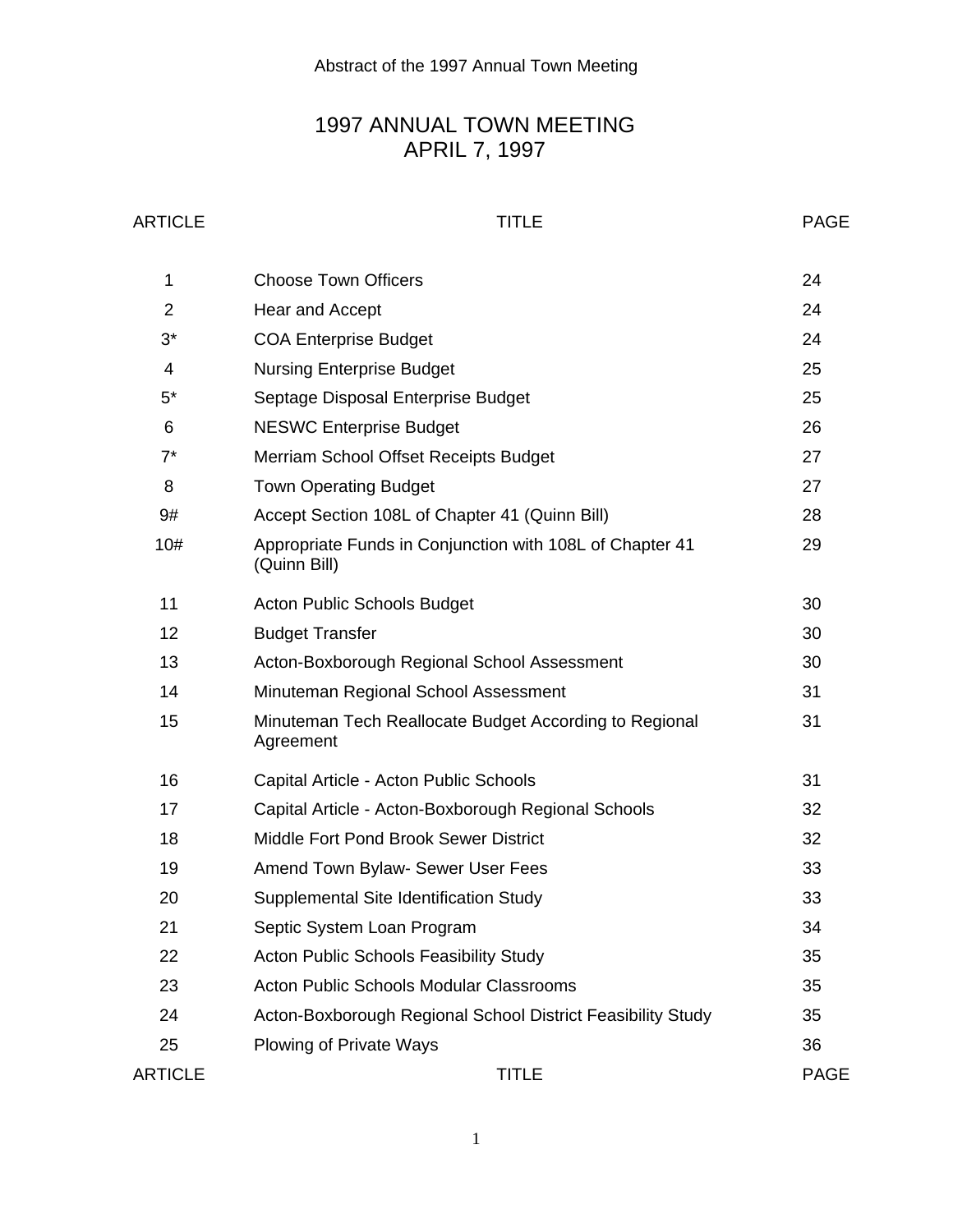Abstract of the 1997 Annual Town Meeting

# 1997 ANNUAL TOWN MEETING
# APRIL 7, 1997

| ARTICLE | TITLE | PAGE |
|---|---|---|
| 1 | Choose Town Officers | 24 |
| 2 | Hear and Accept | 24 |
| 3* | COA Enterprise Budget | 24 |
| 4 | Nursing Enterprise Budget | 25 |
| 5* | Septage Disposal Enterprise Budget | 25 |
| 6 | NESWC Enterprise Budget | 26 |
| 7* | Merriam School Offset Receipts Budget | 27 |
| 8 | Town Operating Budget | 27 |
| 9# | Accept Section 108L of Chapter 41 (Quinn Bill) | 28 |
| 10# | Appropriate Funds in Conjunction with 108L of Chapter 41 (Quinn Bill) | 29 |
| 11 | Acton Public Schools Budget | 30 |
| 12 | Budget Transfer | 30 |
| 13 | Acton-Boxborough Regional School Assessment | 30 |
| 14 | Minuteman Regional School Assessment | 31 |
| 15 | Minuteman Tech Reallocate Budget According to Regional Agreement | 31 |
| 16 | Capital Article - Acton Public Schools | 31 |
| 17 | Capital Article - Acton-Boxborough Regional Schools | 32 |
| 18 | Middle Fort Pond Brook Sewer District | 32 |
| 19 | Amend Town Bylaw- Sewer User Fees | 33 |
| 20 | Supplemental Site Identification Study | 33 |
| 21 | Septic System Loan Program | 34 |
| 22 | Acton Public Schools Feasibility Study | 35 |
| 23 | Acton Public Schools Modular Classrooms | 35 |
| 24 | Acton-Boxborough Regional School District Feasibility Study | 35 |
| 25 | Plowing of Private Ways | 36 |
| ARTICLE | TITLE | PAGE |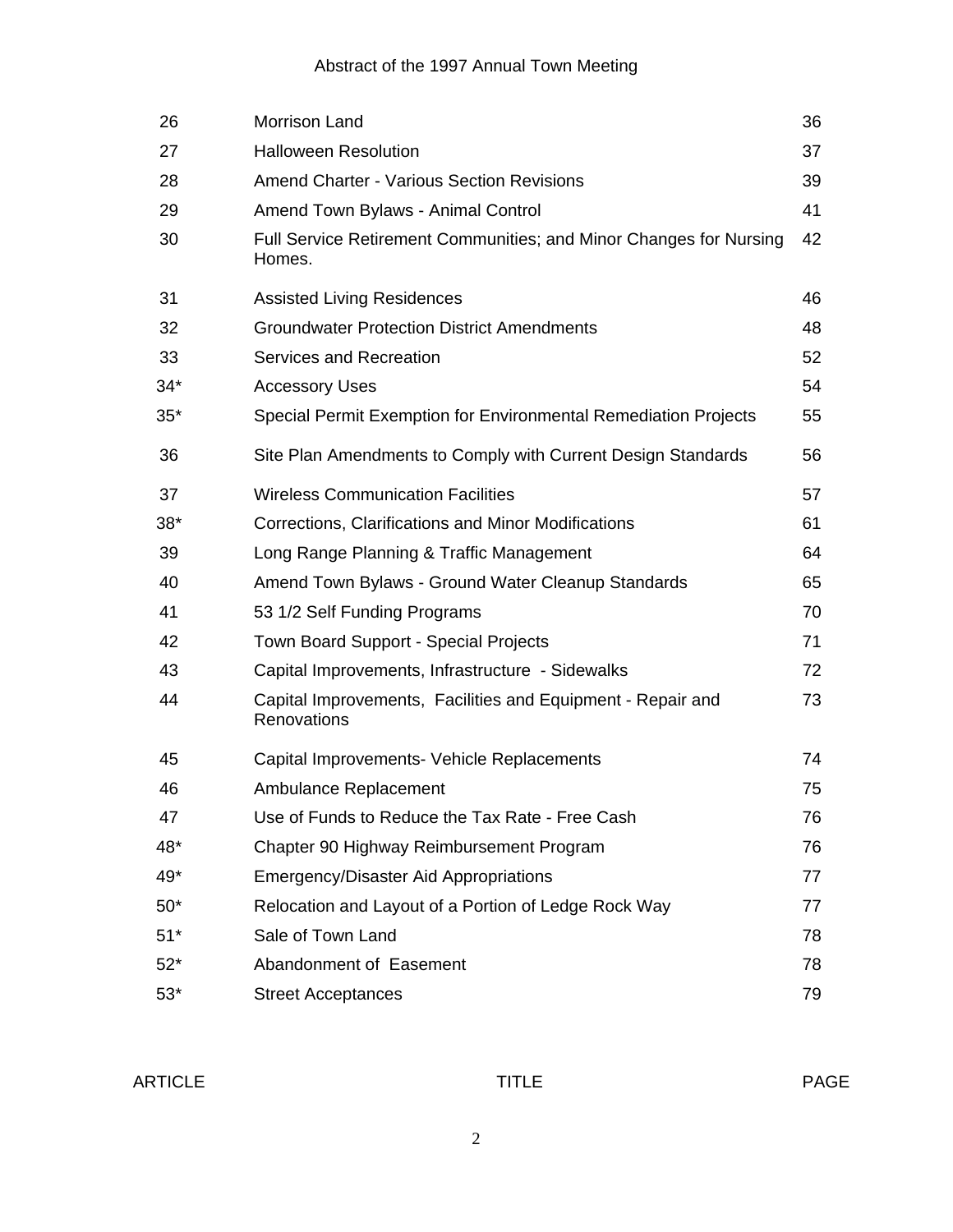Abstract of the 1997 Annual Town Meeting

| ARTICLE | TITLE | PAGE |
|---|---|---|
| 26 | Morrison Land | 36 |
| 27 | Halloween Resolution | 37 |
| 28 | Amend Charter - Various Section Revisions | 39 |
| 29 | Amend Town Bylaws - Animal Control | 41 |
| 30 | Full Service Retirement Communities; and Minor Changes for Nursing Homes. | 42 |
| 31 | Assisted Living Residences | 46 |
| 32 | Groundwater Protection District Amendments | 48 |
| 33 | Services and Recreation | 52 |
| 34* | Accessory Uses | 54 |
| 35* | Special Permit Exemption for Environmental Remediation Projects | 55 |
| 36 | Site Plan Amendments to Comply with Current Design Standards | 56 |
| 37 | Wireless Communication Facilities | 57 |
| 38* | Corrections, Clarifications and Minor Modifications | 61 |
| 39 | Long Range Planning & Traffic Management | 64 |
| 40 | Amend Town Bylaws - Ground Water Cleanup Standards | 65 |
| 41 | 53 1/2 Self Funding Programs | 70 |
| 42 | Town Board Support - Special Projects | 71 |
| 43 | Capital Improvements, Infrastructure - Sidewalks | 72 |
| 44 | Capital Improvements, Facilities and Equipment - Repair and Renovations | 73 |
| 45 | Capital Improvements- Vehicle Replacements | 74 |
| 46 | Ambulance Replacement | 75 |
| 47 | Use of Funds to Reduce the Tax Rate - Free Cash | 76 |
| 48* | Chapter 90 Highway Reimbursement Program | 76 |
| 49* | Emergency/Disaster Aid Appropriations | 77 |
| 50* | Relocation and Layout of a Portion of Ledge Rock Way | 77 |
| 51* | Sale of Town Land | 78 |
| 52* | Abandonment of Easement | 78 |
| 53* | Street Acceptances | 79 |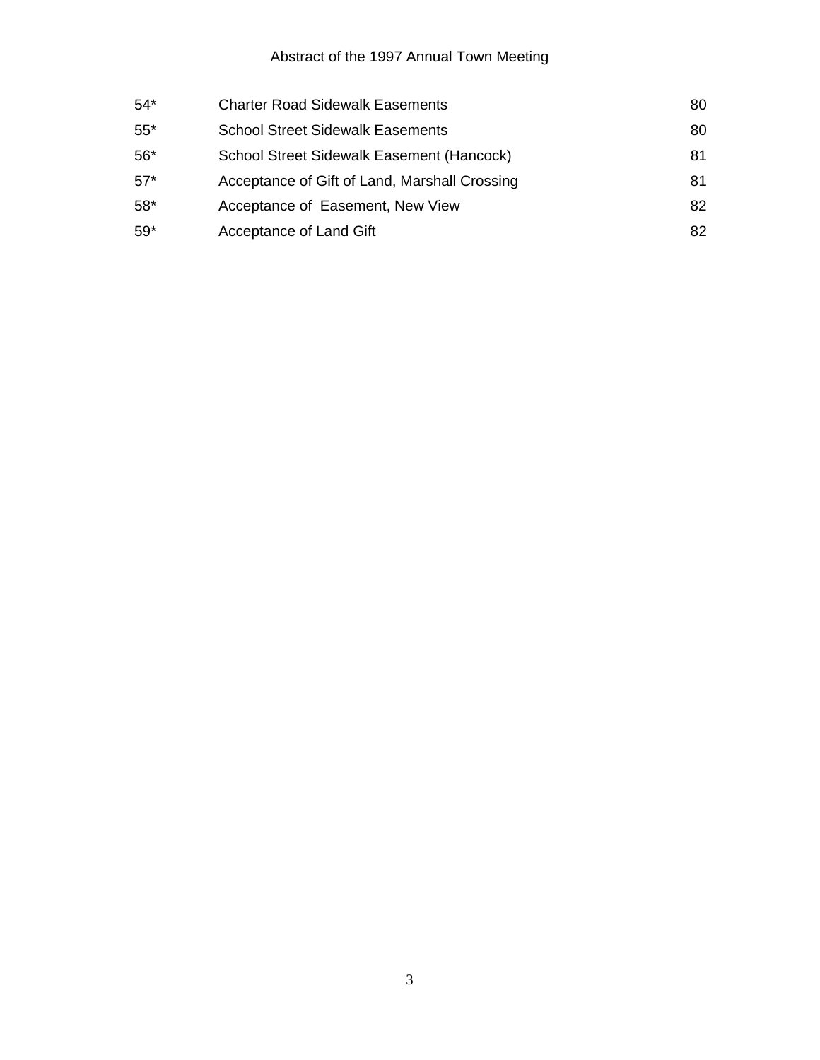| | | |
|---|---|---|
| 54* | Charter Road Sidewalk Easements | 80 |
| 55* | School Street Sidewalk Easements | 80 |
| 56* | School Street Sidewalk Easement (Hancock) | 81 |
| 57* | Acceptance of Gift of Land, Marshall Crossing | 81 |
| 58* | Acceptance of Easement, New View | 82 |
| 59* | Acceptance of Land Gift | 82 |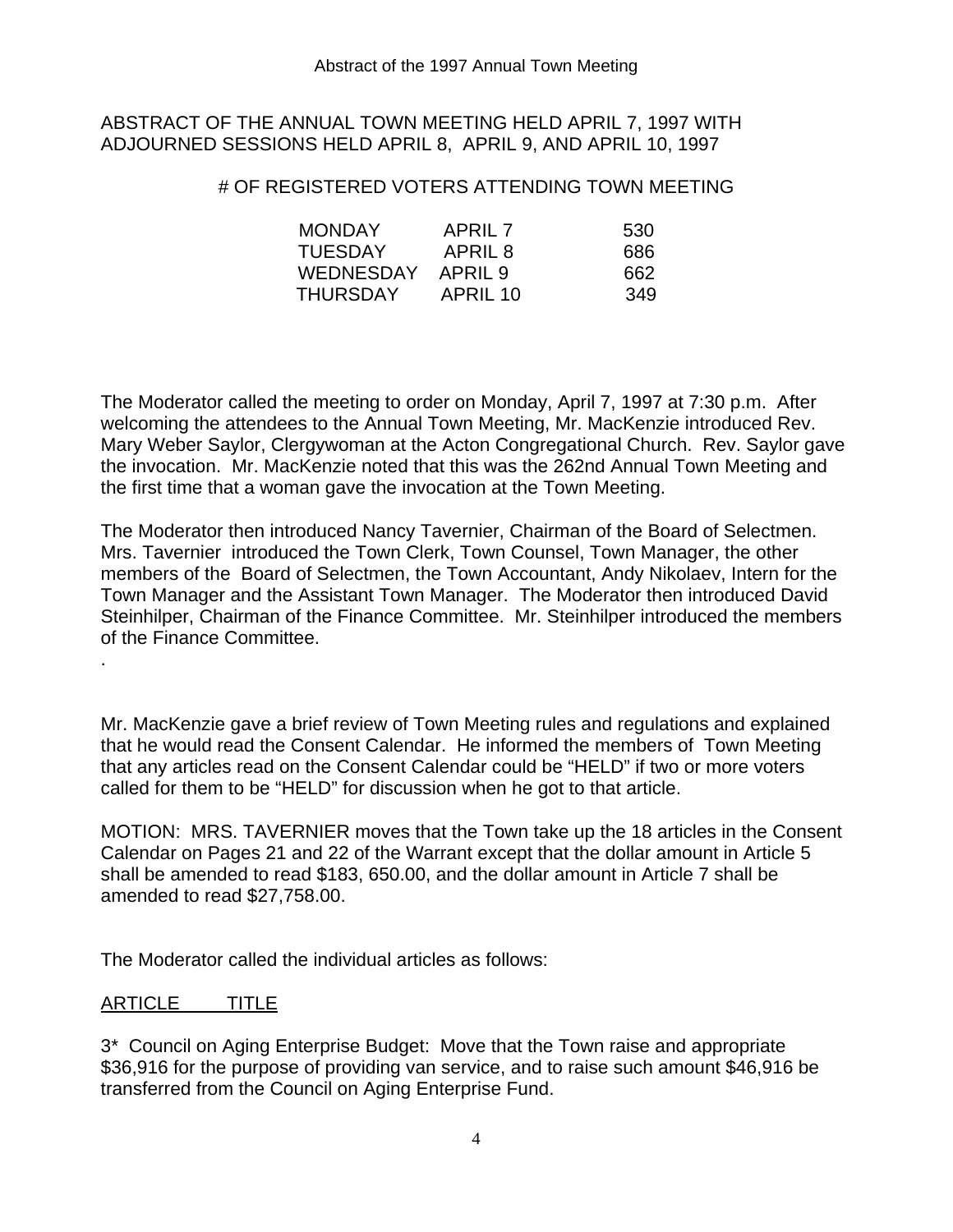ABSTRACT OF THE ANNUAL TOWN MEETING HELD APRIL 7, 1997 WITH ADJOURNED SESSIONS HELD APRIL 8, APRIL 9, AND APRIL 10, 1997

# OF REGISTERED VOTERS ATTENDING TOWN MEETING

| | | |
|---|---|---|
| MONDAY | APRIL 7 | 530 |
| TUESDAY | APRIL 8 | 686 |
| WEDNESDAY | APRIL 9 | 662 |
| THURSDAY | APRIL 10 | 349 |

The Moderator called the meeting to order on Monday, April 7, 1997 at 7:30 p.m. After welcoming the attendees to the Annual Town Meeting, Mr. MacKenzie introduced Rev. Mary Weber Saylor, Clergywoman at the Acton Congregational Church. Rev. Saylor gave the invocation. Mr. MacKenzie noted that this was the 262nd Annual Town Meeting and the first time that a woman gave the invocation at the Town Meeting.

The Moderator then introduced Nancy Tavernier, Chairman of the Board of Selectmen. Mrs. Tavernier introduced the Town Clerk, Town Counsel, Town Manager, the other members of the Board of Selectmen, the Town Accountant, Andy Nikolaev, Intern for the Town Manager and the Assistant Town Manager. The Moderator then introduced David Steinhilper, Chairman of the Finance Committee. Mr. Steinhilper introduced the members of the Finance Committee.

.

Mr. MacKenzie gave a brief review of Town Meeting rules and regulations and explained that he would read the Consent Calendar. He informed the members of Town Meeting that any articles read on the Consent Calendar could be "HELD" if two or more voters called for them to be "HELD" for discussion when he got to that article.

MOTION: MRS. TAVERNIER moves that the Town take up the 18 articles in the Consent Calendar on Pages 21 and 22 of the Warrant except that the dollar amount in Article 5 shall be amended to read $183, 650.00, and the dollar amount in Article 7 shall be amended to read $27,758.00.

The Moderator called the individual articles as follows:

<u>ARTICLE</u> <u>TITLE</u>

3* Council on Aging Enterprise Budget: Move that the Town raise and appropriate $36,916 for the purpose of providing van service, and to raise such amount $46,916 be transferred from the Council on Aging Enterprise Fund.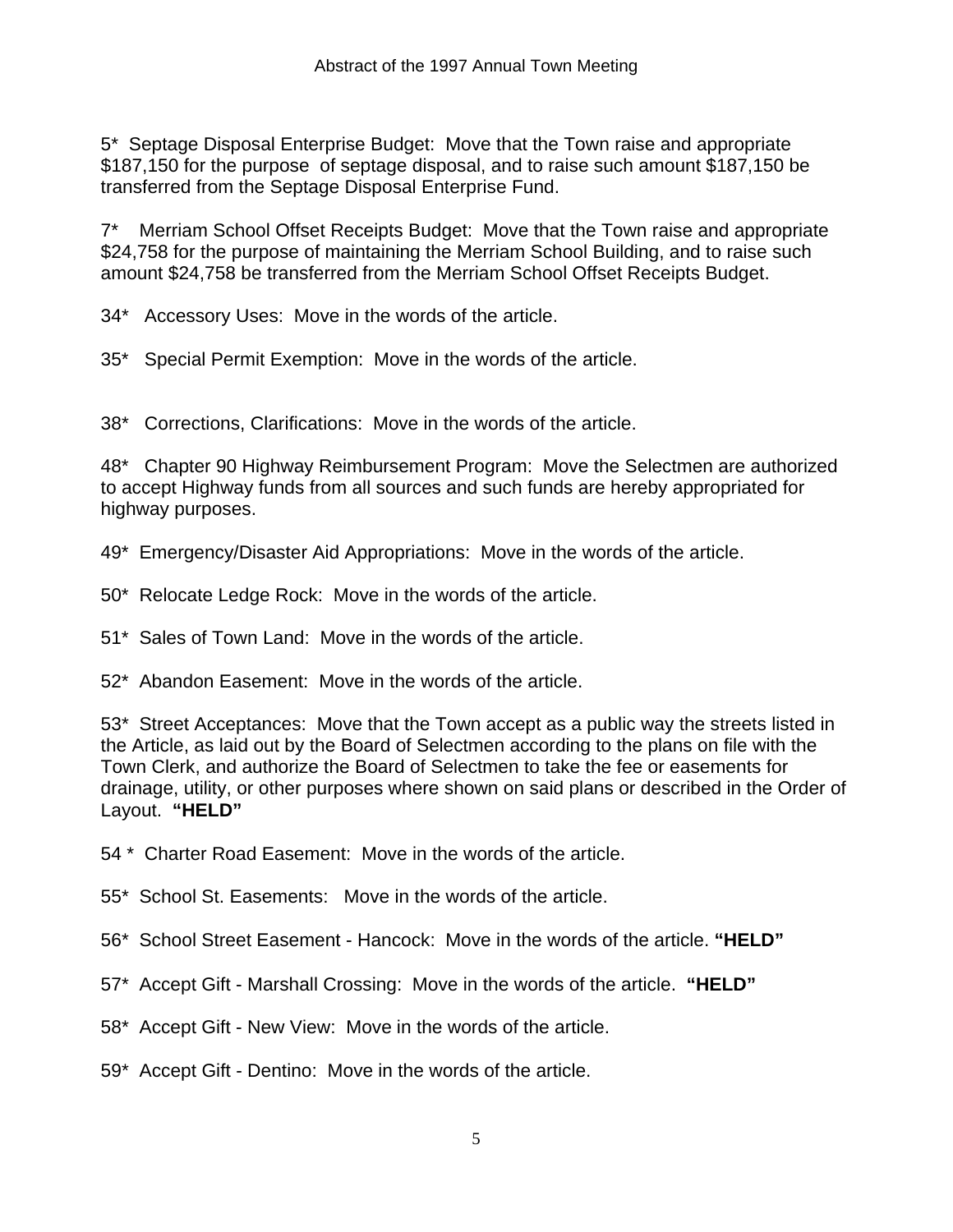5* Septage Disposal Enterprise Budget: Move that the Town raise and appropriate $187,150 for the purpose of septage disposal, and to raise such amount $187,150 be transferred from the Septage Disposal Enterprise Fund.

7* Merriam School Offset Receipts Budget: Move that the Town raise and appropriate $24,758 for the purpose of maintaining the Merriam School Building, and to raise such amount $24,758 be transferred from the Merriam School Offset Receipts Budget.

34* Accessory Uses: Move in the words of the article.

35* Special Permit Exemption: Move in the words of the article.

38* Corrections, Clarifications: Move in the words of the article.

48* Chapter 90 Highway Reimbursement Program: Move the Selectmen are authorized to accept Highway funds from all sources and such funds are hereby appropriated for highway purposes.

49* Emergency/Disaster Aid Appropriations: Move in the words of the article.

50* Relocate Ledge Rock: Move in the words of the article.

51* Sales of Town Land: Move in the words of the article.

52* Abandon Easement: Move in the words of the article.

53* Street Acceptances: Move that the Town accept as a public way the streets listed in the Article, as laid out by the Board of Selectmen according to the plans on file with the Town Clerk, and authorize the Board of Selectmen to take the fee or easements for drainage, utility, or other purposes where shown on said plans or described in the Order of Layout. **"HELD"**

54 * Charter Road Easement: Move in the words of the article.

55* School St. Easements: Move in the words of the article.

56* School Street Easement - Hancock: Move in the words of the article. **"HELD"**

57* Accept Gift - Marshall Crossing: Move in the words of the article. **"HELD"**

58* Accept Gift - New View: Move in the words of the article.

59* Accept Gift - Dentino: Move in the words of the article.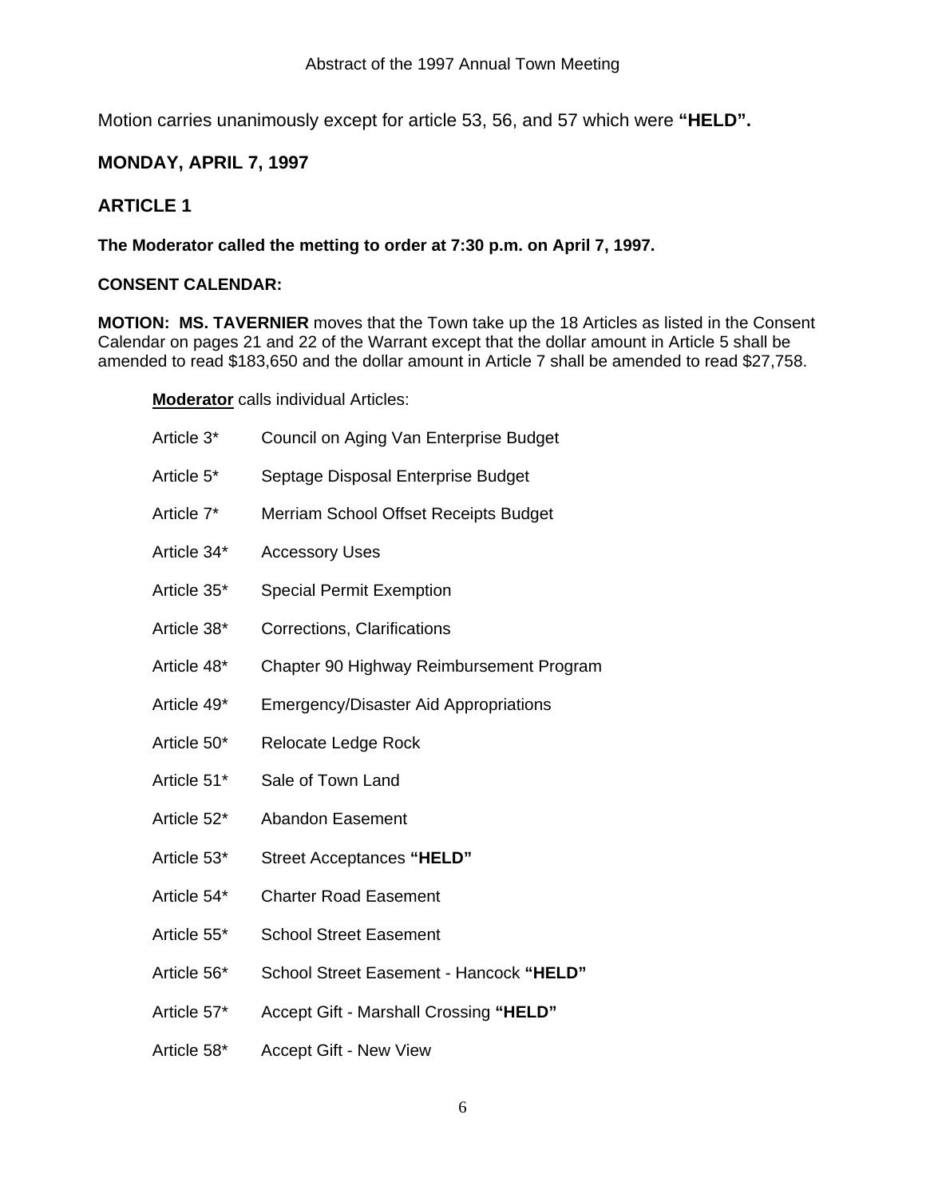Motion carries unanimously except for article 53, 56, and 57 which were **"HELD".**

## MONDAY, APRIL 7, 1997

## ARTICLE 1

**The Moderator called the metting to order at 7:30 p.m. on April 7, 1997.**

**CONSENT CALENDAR:**

**MOTION: MS. TAVERNIER** moves that the Town take up the 18 Articles as listed in the Consent Calendar on pages 21 and 22 of the Warrant except that the dollar amount in Article 5 shall be amended to read $183,650 and the dollar amount in Article 7 shall be amended to read $27,758.

**Moderator** calls individual Articles:

| | |
|---|---|
| Article 3* | Council on Aging Van Enterprise Budget |
| Article 5* | Septage Disposal Enterprise Budget |
| Article 7* | Merriam School Offset Receipts Budget |
| Article 34* | Accessory Uses |
| Article 35* | Special Permit Exemption |
| Article 38* | Corrections, Clarifications |
| Article 48* | Chapter 90 Highway Reimbursement Program |
| Article 49* | Emergency/Disaster Aid Appropriations |
| Article 50* | Relocate Ledge Rock |
| Article 51* | Sale of Town Land |
| Article 52* | Abandon Easement |
| Article 53* | Street Acceptances **"HELD"** |
| Article 54* | Charter Road Easement |
| Article 55* | School Street Easement |
| Article 56* | School Street Easement - Hancock **"HELD"** |
| Article 57* | Accept Gift - Marshall Crossing **"HELD"** |
| Article 58* | Accept Gift - New View |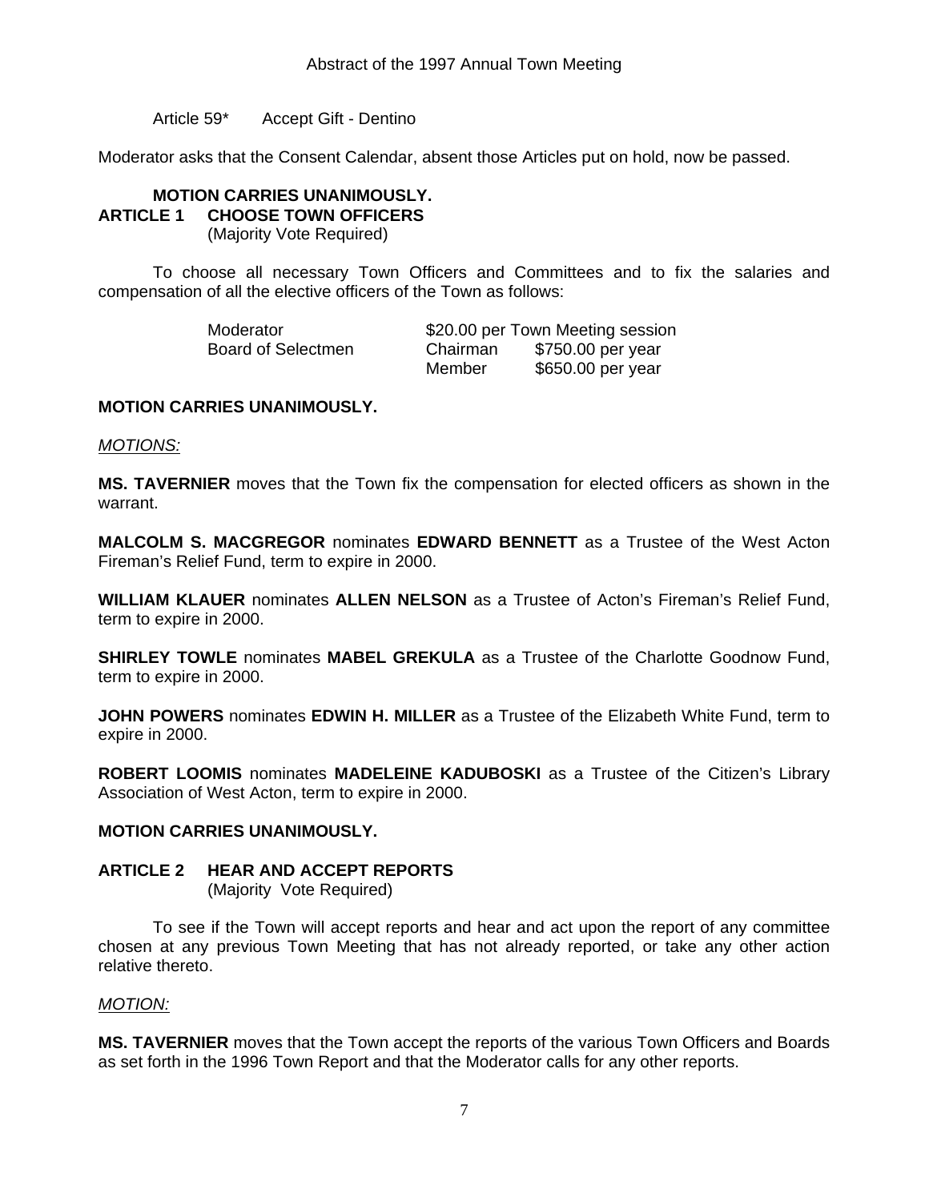Article 59* Accept Gift - Dentino

Moderator asks that the Consent Calendar, absent those Articles put on hold, now be passed.

**MOTION CARRIES UNANIMOUSLY.**

## ARTICLE 1 CHOOSE TOWN OFFICERS

(Majority Vote Required)

To choose all necessary Town Officers and Committees and to fix the salaries and compensation of all the elective officers of the Town as follows:

| | | |
|---|---|---|
| Moderator | $20.00 per Town Meeting session | |
| Board of Selectmen | Chairman | $750.00 per year |
| | Member | $650.00 per year |

**MOTION CARRIES UNANIMOUSLY.**

*MOTIONS:*

**MS. TAVERNIER** moves that the Town fix the compensation for elected officers as shown in the warrant.

**MALCOLM S. MACGREGOR** nominates **EDWARD BENNETT** as a Trustee of the West Acton Fireman's Relief Fund, term to expire in 2000.

**WILLIAM KLAUER** nominates **ALLEN NELSON** as a Trustee of Acton's Fireman's Relief Fund, term to expire in 2000.

**SHIRLEY TOWLE** nominates **MABEL GREKULA** as a Trustee of the Charlotte Goodnow Fund, term to expire in 2000.

**JOHN POWERS** nominates **EDWIN H. MILLER** as a Trustee of the Elizabeth White Fund, term to expire in 2000.

**ROBERT LOOMIS** nominates **MADELEINE KADUBOSKI** as a Trustee of the Citizen's Library Association of West Acton, term to expire in 2000.

**MOTION CARRIES UNANIMOUSLY.**

## ARTICLE 2 HEAR AND ACCEPT REPORTS

(Majority Vote Required)

To see if the Town will accept reports and hear and act upon the report of any committee chosen at any previous Town Meeting that has not already reported, or take any other action relative thereto.

*MOTION:*

**MS. TAVERNIER** moves that the Town accept the reports of the various Town Officers and Boards as set forth in the 1996 Town Report and that the Moderator calls for any other reports.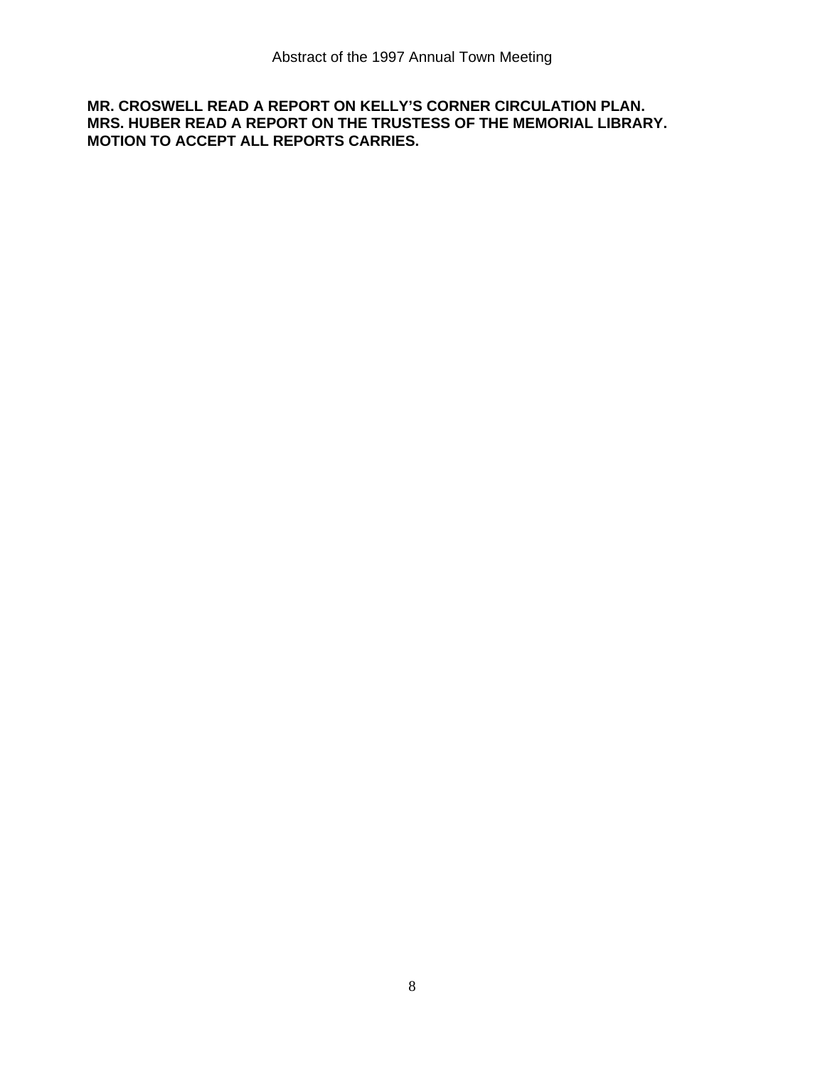**MR. CROSWELL READ A REPORT ON KELLY'S CORNER CIRCULATION PLAN.**
**MRS. HUBER READ A REPORT ON THE TRUSTESS OF THE MEMORIAL LIBRARY.**
**MOTION TO ACCEPT ALL REPORTS CARRIES.**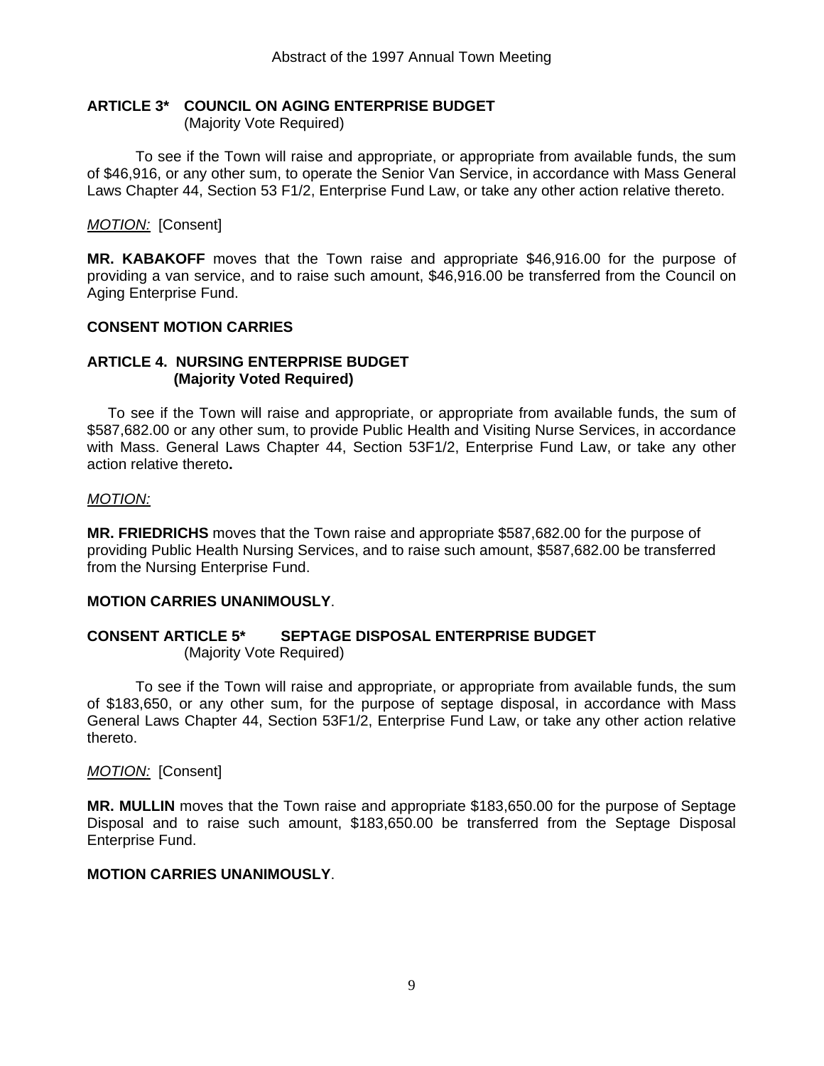### ARTICLE 3* COUNCIL ON AGING ENTERPRISE BUDGET
(Majority Vote Required)

To see if the Town will raise and appropriate, or appropriate from available funds, the sum of $46,916, or any other sum, to operate the Senior Van Service, in accordance with Mass General Laws Chapter 44, Section 53 F1/2, Enterprise Fund Law, or take any other action relative thereto.

*MOTION:* [Consent]

**MR. KABAKOFF** moves that the Town raise and appropriate $46,916.00 for the purpose of providing a van service, and to raise such amount, $46,916.00 be transferred from the Council on Aging Enterprise Fund.

**CONSENT MOTION CARRIES**

### ARTICLE 4. NURSING ENTERPRISE BUDGET
**(Majority Voted Required)**

To see if the Town will raise and appropriate, or appropriate from available funds, the sum of $587,682.00 or any other sum, to provide Public Health and Visiting Nurse Services, in accordance with Mass. General Laws Chapter 44, Section 53F1/2, Enterprise Fund Law, or take any other action relative thereto**.**

*MOTION:*

**MR. FRIEDRICHS** moves that the Town raise and appropriate $587,682.00 for the purpose of providing Public Health Nursing Services, and to raise such amount, $587,682.00 be transferred from the Nursing Enterprise Fund.

**MOTION CARRIES UNANIMOUSLY**.

### CONSENT ARTICLE 5* SEPTAGE DISPOSAL ENTERPRISE BUDGET
(Majority Vote Required)

To see if the Town will raise and appropriate, or appropriate from available funds, the sum of $183,650, or any other sum, for the purpose of septage disposal, in accordance with Mass General Laws Chapter 44, Section 53F1/2, Enterprise Fund Law, or take any other action relative thereto.

*MOTION:* [Consent]

**MR. MULLIN** moves that the Town raise and appropriate $183,650.00 for the purpose of Septage Disposal and to raise such amount, $183,650.00 be transferred from the Septage Disposal Enterprise Fund.

**MOTION CARRIES UNANIMOUSLY**.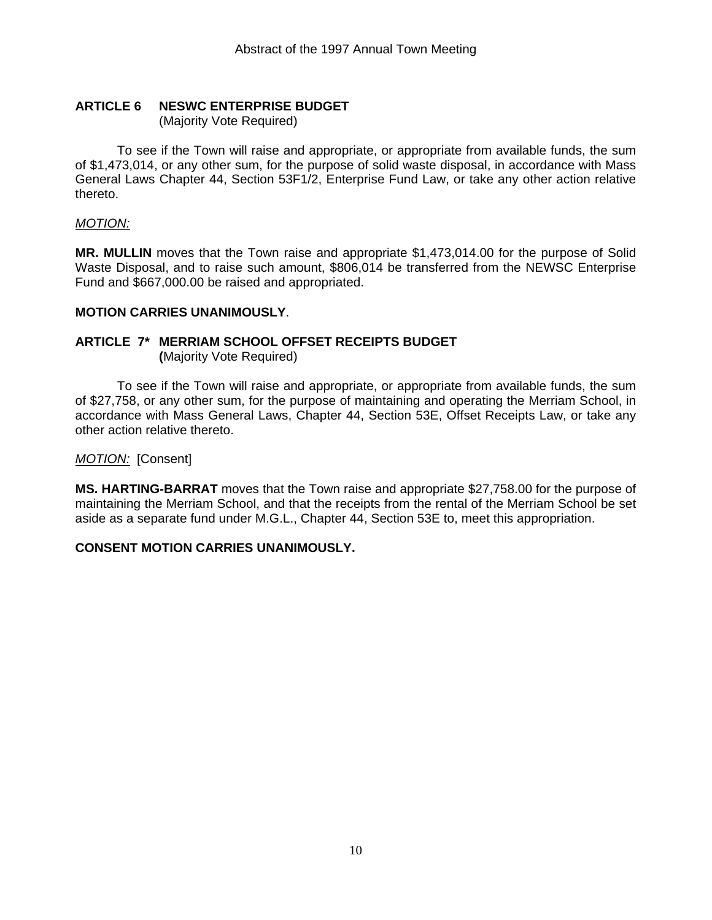## ARTICLE 6 NESWC ENTERPRISE BUDGET
(Majority Vote Required)

To see if the Town will raise and appropriate, or appropriate from available funds, the sum of $1,473,014, or any other sum, for the purpose of solid waste disposal, in accordance with Mass General Laws Chapter 44, Section 53F1/2, Enterprise Fund Law, or take any other action relative thereto.

*MOTION:*

**MR. MULLIN** moves that the Town raise and appropriate $1,473,014.00 for the purpose of Solid Waste Disposal, and to raise such amount, $806,014 be transferred from the NEWSC Enterprise Fund and $667,000.00 be raised and appropriated.

**MOTION CARRIES UNANIMOUSLY**.

## ARTICLE 7* MERRIAM SCHOOL OFFSET RECEIPTS BUDGET
(Majority Vote Required)

To see if the Town will raise and appropriate, or appropriate from available funds, the sum of $27,758, or any other sum, for the purpose of maintaining and operating the Merriam School, in accordance with Mass General Laws, Chapter 44, Section 53E, Offset Receipts Law, or take any other action relative thereto.

*MOTION:* [Consent]

**MS. HARTING-BARRAT** moves that the Town raise and appropriate $27,758.00 for the purpose of maintaining the Merriam School, and that the receipts from the rental of the Merriam School be set aside as a separate fund under M.G.L., Chapter 44, Section 53E to, meet this appropriation.

**CONSENT MOTION CARRIES UNANIMOUSLY.**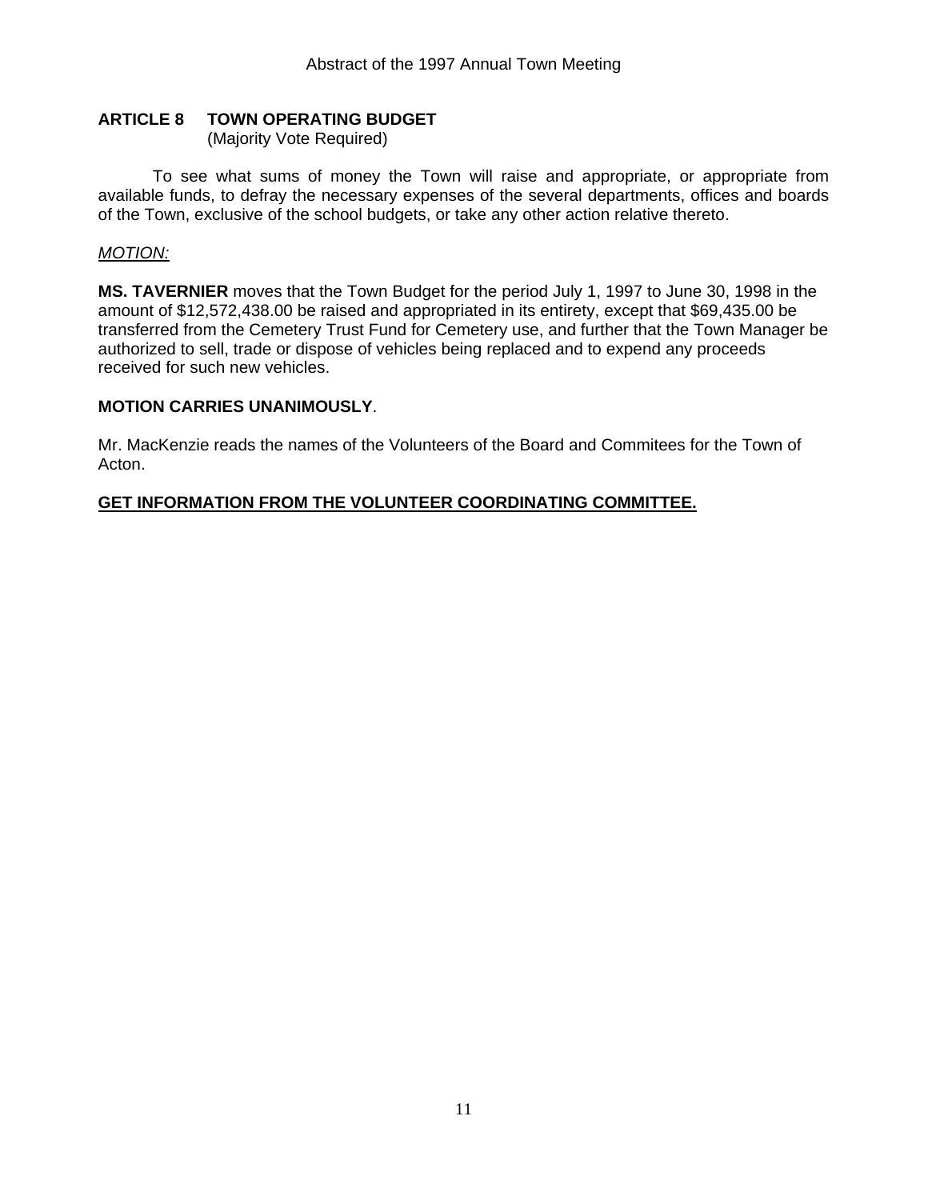**ARTICLE 8 TOWN OPERATING BUDGET**
(Majority Vote Required)

To see what sums of money the Town will raise and appropriate, or appropriate from available funds, to defray the necessary expenses of the several departments, offices and boards of the Town, exclusive of the school budgets, or take any other action relative thereto.

*MOTION:*

**MS. TAVERNIER** moves that the Town Budget for the period July 1, 1997 to June 30, 1998 in the amount of $12,572,438.00 be raised and appropriated in its entirety, except that $69,435.00 be transferred from the Cemetery Trust Fund for Cemetery use, and further that the Town Manager be authorized to sell, trade or dispose of vehicles being replaced and to expend any proceeds received for such new vehicles.

**MOTION CARRIES UNANIMOUSLY**.

Mr. MacKenzie reads the names of the Volunteers of the Board and Commitees for the Town of Acton.

**GET INFORMATION FROM THE VOLUNTEER COORDINATING COMMITTEE.**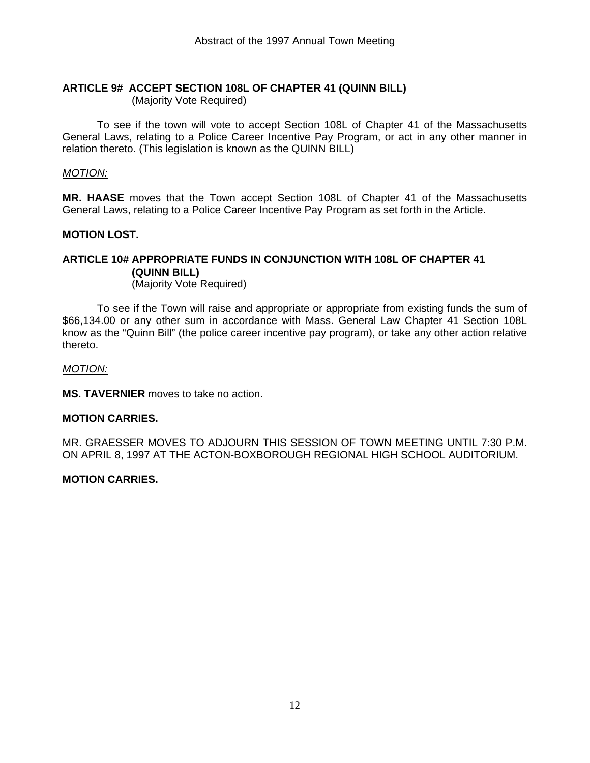## ARTICLE 9# ACCEPT SECTION 108L OF CHAPTER 41 (QUINN BILL)
(Majority Vote Required)

To see if the town will vote to accept Section 108L of Chapter 41 of the Massachusetts General Laws, relating to a Police Career Incentive Pay Program, or act in any other manner in relation thereto. (This legislation is known as the QUINN BILL)

*MOTION:*

**MR. HAASE** moves that the Town accept Section 108L of Chapter 41 of the Massachusetts General Laws, relating to a Police Career Incentive Pay Program as set forth in the Article.

**MOTION LOST.**

## ARTICLE 10# APPROPRIATE FUNDS IN CONJUNCTION WITH 108L OF CHAPTER 41 (QUINN BILL)
(Majority Vote Required)

To see if the Town will raise and appropriate or appropriate from existing funds the sum of $66,134.00 or any other sum in accordance with Mass. General Law Chapter 41 Section 108L know as the "Quinn Bill" (the police career incentive pay program), or take any other action relative thereto.

*MOTION:*

**MS. TAVERNIER** moves to take no action.

**MOTION CARRIES.**

MR. GRAESSER MOVES TO ADJOURN THIS SESSION OF TOWN MEETING UNTIL 7:30 P.M. ON APRIL 8, 1997 AT THE ACTON-BOXBOROUGH REGIONAL HIGH SCHOOL AUDITORIUM.

**MOTION CARRIES.**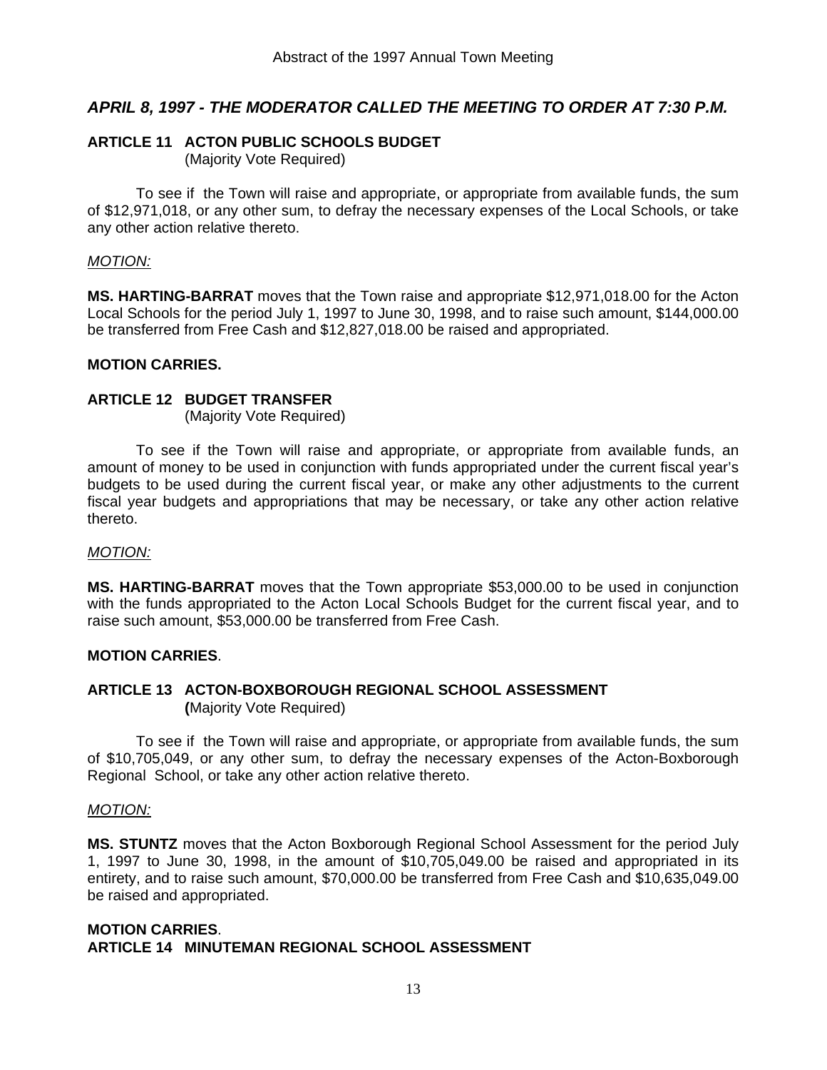## *APRIL 8, 1997 - THE MODERATOR CALLED THE MEETING TO ORDER AT 7:30 P.M.*

### ARTICLE 11 ACTON PUBLIC SCHOOLS BUDGET
(Majority Vote Required)

To see if the Town will raise and appropriate, or appropriate from available funds, the sum of $12,971,018, or any other sum, to defray the necessary expenses of the Local Schools, or take any other action relative thereto.

*MOTION:*

**MS. HARTING-BARRAT** moves that the Town raise and appropriate $12,971,018.00 for the Acton Local Schools for the period July 1, 1997 to June 30, 1998, and to raise such amount, $144,000.00 be transferred from Free Cash and $12,827,018.00 be raised and appropriated.

**MOTION CARRIES.**

### ARTICLE 12 BUDGET TRANSFER
(Majority Vote Required)

To see if the Town will raise and appropriate, or appropriate from available funds, an amount of money to be used in conjunction with funds appropriated under the current fiscal year's budgets to be used during the current fiscal year, or make any other adjustments to the current fiscal year budgets and appropriations that may be necessary, or take any other action relative thereto.

*MOTION:*

**MS. HARTING-BARRAT** moves that the Town appropriate $53,000.00 to be used in conjunction with the funds appropriated to the Acton Local Schools Budget for the current fiscal year, and to raise such amount, $53,000.00 be transferred from Free Cash.

**MOTION CARRIES**.

### ARTICLE 13 ACTON-BOXBOROUGH REGIONAL SCHOOL ASSESSMENT
**(**Majority Vote Required)

To see if the Town will raise and appropriate, or appropriate from available funds, the sum of $10,705,049, or any other sum, to defray the necessary expenses of the Acton-Boxborough Regional School, or take any other action relative thereto.

*MOTION:*

**MS. STUNTZ** moves that the Acton Boxborough Regional School Assessment for the period July 1, 1997 to June 30, 1998, in the amount of $10,705,049.00 be raised and appropriated in its entirety, and to raise such amount, $70,000.00 be transferred from Free Cash and $10,635,049.00 be raised and appropriated.

**MOTION CARRIES**.

### ARTICLE 14 MINUTEMAN REGIONAL SCHOOL ASSESSMENT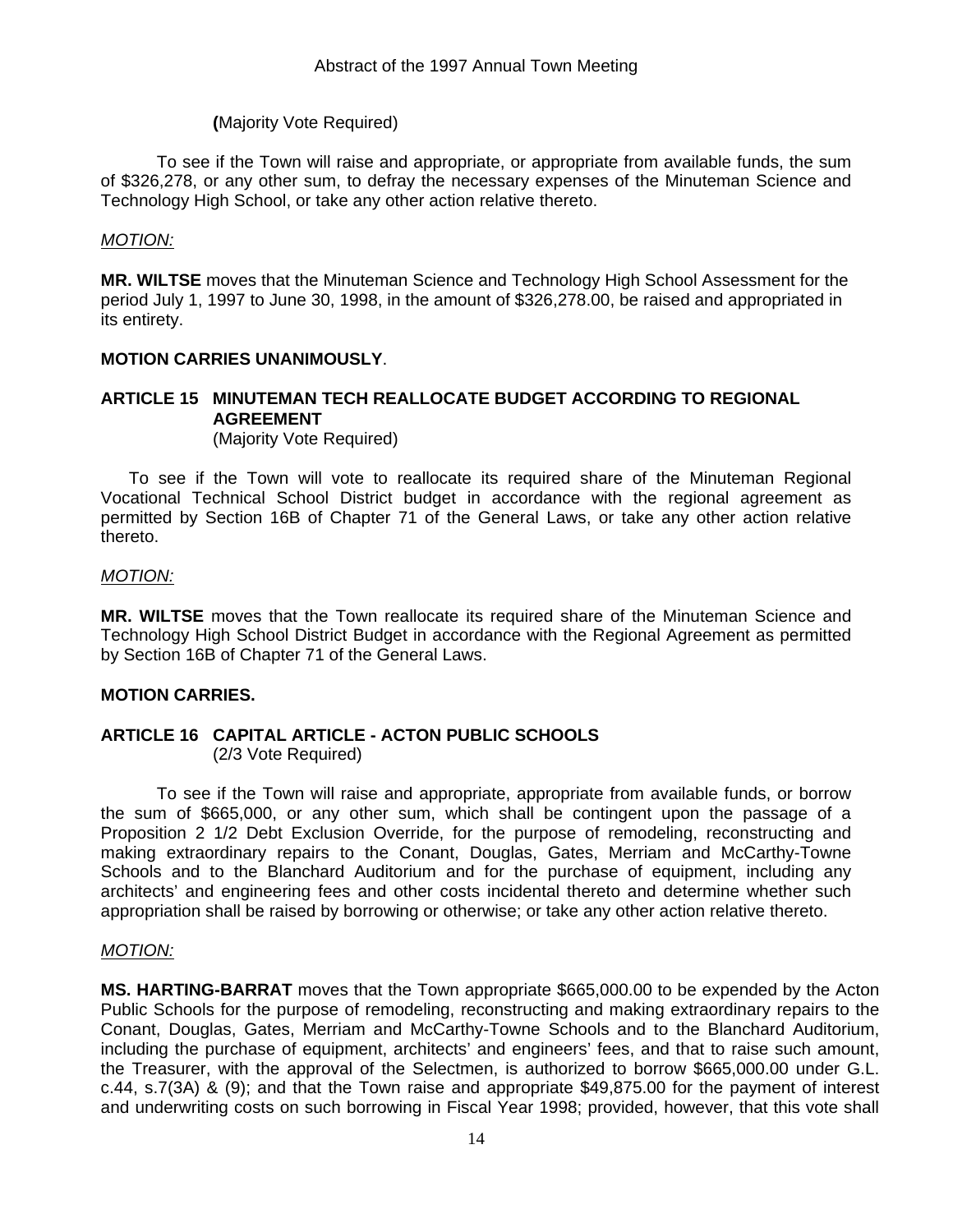**(**Majority Vote Required)

To see if the Town will raise and appropriate, or appropriate from available funds, the sum of $326,278, or any other sum, to defray the necessary expenses of the Minuteman Science and Technology High School, or take any other action relative thereto.

*MOTION:*

**MR. WILTSE** moves that the Minuteman Science and Technology High School Assessment for the period July 1, 1997 to June 30, 1998, in the amount of $326,278.00, be raised and appropriated in its entirety.

**MOTION CARRIES UNANIMOUSLY**.

## ARTICLE 15 MINUTEMAN TECH REALLOCATE BUDGET ACCORDING TO REGIONAL AGREEMENT

(Majority Vote Required)

To see if the Town will vote to reallocate its required share of the Minuteman Regional Vocational Technical School District budget in accordance with the regional agreement as permitted by Section 16B of Chapter 71 of the General Laws, or take any other action relative thereto.

*MOTION:*

**MR. WILTSE** moves that the Town reallocate its required share of the Minuteman Science and Technology High School District Budget in accordance with the Regional Agreement as permitted by Section 16B of Chapter 71 of the General Laws.

**MOTION CARRIES.**

## ARTICLE 16 CAPITAL ARTICLE - ACTON PUBLIC SCHOOLS

(2/3 Vote Required)

To see if the Town will raise and appropriate, appropriate from available funds, or borrow the sum of $665,000, or any other sum, which shall be contingent upon the passage of a Proposition 2 1/2 Debt Exclusion Override, for the purpose of remodeling, reconstructing and making extraordinary repairs to the Conant, Douglas, Gates, Merriam and McCarthy-Towne Schools and to the Blanchard Auditorium and for the purchase of equipment, including any architects' and engineering fees and other costs incidental thereto and determine whether such appropriation shall be raised by borrowing or otherwise; or take any other action relative thereto.

*MOTION:*

**MS. HARTING-BARRAT** moves that the Town appropriate $665,000.00 to be expended by the Acton Public Schools for the purpose of remodeling, reconstructing and making extraordinary repairs to the Conant, Douglas, Gates, Merriam and McCarthy-Towne Schools and to the Blanchard Auditorium, including the purchase of equipment, architects' and engineers' fees, and that to raise such amount, the Treasurer, with the approval of the Selectmen, is authorized to borrow $665,000.00 under G.L. c.44, s.7(3A) & (9); and that the Town raise and appropriate $49,875.00 for the payment of interest and underwriting costs on such borrowing in Fiscal Year 1998; provided, however, that this vote shall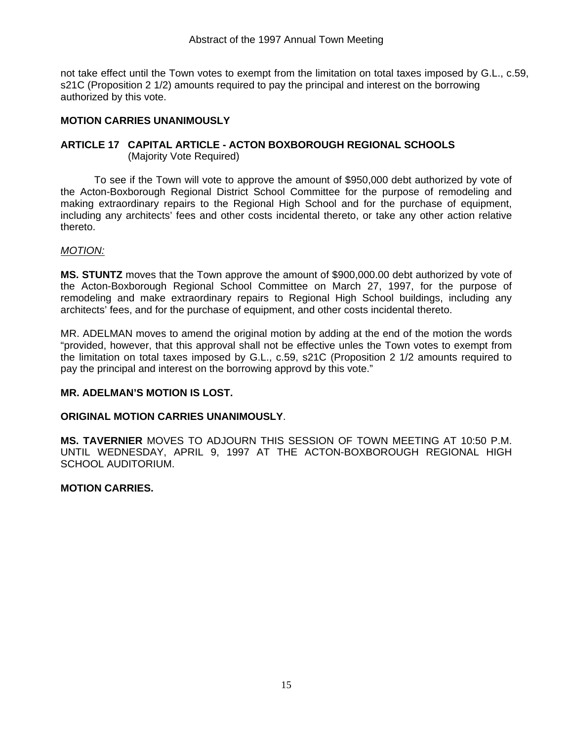not take effect until the Town votes to exempt from the limitation on total taxes imposed by G.L., c.59, s21C (Proposition 2 1/2) amounts required to pay the principal and interest on the borrowing authorized by this vote.

**MOTION CARRIES UNANIMOUSLY**

### ARTICLE 17 CAPITAL ARTICLE - ACTON BOXBOROUGH REGIONAL SCHOOLS
(Majority Vote Required)

To see if the Town will vote to approve the amount of $950,000 debt authorized by vote of the Acton-Boxborough Regional District School Committee for the purpose of remodeling and making extraordinary repairs to the Regional High School and for the purchase of equipment, including any architects' fees and other costs incidental thereto, or take any other action relative thereto.

*MOTION:*

**MS. STUNTZ** moves that the Town approve the amount of $900,000.00 debt authorized by vote of the Acton-Boxborough Regional School Committee on March 27, 1997, for the purpose of remodeling and make extraordinary repairs to Regional High School buildings, including any architects' fees, and for the purchase of equipment, and other costs incidental thereto.

MR. ADELMAN moves to amend the original motion by adding at the end of the motion the words "provided, however, that this approval shall not be effective unles the Town votes to exempt from the limitation on total taxes imposed by G.L., c.59, s21C (Proposition 2 1/2 amounts required to pay the principal and interest on the borrowing approvd by this vote."

**MR. ADELMAN'S MOTION IS LOST.**

**ORIGINAL MOTION CARRIES UNANIMOUSLY**.

**MS. TAVERNIER** MOVES TO ADJOURN THIS SESSION OF TOWN MEETING AT 10:50 P.M. UNTIL WEDNESDAY, APRIL 9, 1997 AT THE ACTON-BOXBOROUGH REGIONAL HIGH SCHOOL AUDITORIUM.

**MOTION CARRIES.**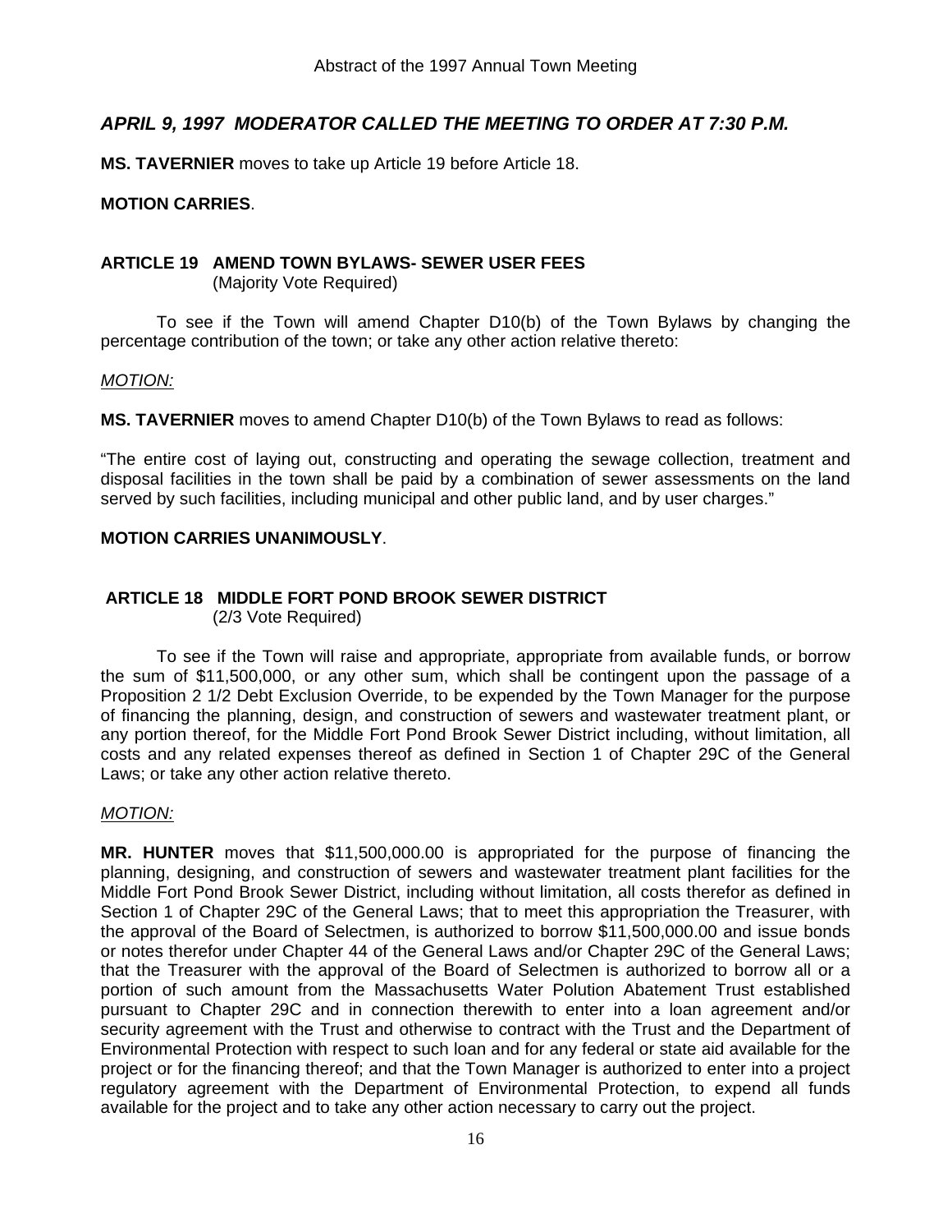Abstract of the 1997 Annual Town Meeting

## *APRIL 9, 1997 MODERATOR CALLED THE MEETING TO ORDER AT 7:30 P.M.*

**MS. TAVERNIER** moves to take up Article 19 before Article 18.

**MOTION CARRIES**.

### ARTICLE 19 AMEND TOWN BYLAWS- SEWER USER FEES
(Majority Vote Required)

To see if the Town will amend Chapter D10(b) of the Town Bylaws by changing the percentage contribution of the town; or take any other action relative thereto:

*MOTION:*

**MS. TAVERNIER** moves to amend Chapter D10(b) of the Town Bylaws to read as follows:

"The entire cost of laying out, constructing and operating the sewage collection, treatment and disposal facilities in the town shall be paid by a combination of sewer assessments on the land served by such facilities, including municipal and other public land, and by user charges."

**MOTION CARRIES UNANIMOUSLY**.

### ARTICLE 18 MIDDLE FORT POND BROOK SEWER DISTRICT
(2/3 Vote Required)

To see if the Town will raise and appropriate, appropriate from available funds, or borrow the sum of $11,500,000, or any other sum, which shall be contingent upon the passage of a Proposition 2 1/2 Debt Exclusion Override, to be expended by the Town Manager for the purpose of financing the planning, design, and construction of sewers and wastewater treatment plant, or any portion thereof, for the Middle Fort Pond Brook Sewer District including, without limitation, all costs and any related expenses thereof as defined in Section 1 of Chapter 29C of the General Laws; or take any other action relative thereto.

*MOTION:*

**MR. HUNTER** moves that $11,500,000.00 is appropriated for the purpose of financing the planning, designing, and construction of sewers and wastewater treatment plant facilities for the Middle Fort Pond Brook Sewer District, including without limitation, all costs therefor as defined in Section 1 of Chapter 29C of the General Laws; that to meet this appropriation the Treasurer, with the approval of the Board of Selectmen, is authorized to borrow $11,500,000.00 and issue bonds or notes therefor under Chapter 44 of the General Laws and/or Chapter 29C of the General Laws; that the Treasurer with the approval of the Board of Selectmen is authorized to borrow all or a portion of such amount from the Massachusetts Water Polution Abatement Trust established pursuant to Chapter 29C and in connection therewith to enter into a loan agreement and/or security agreement with the Trust and otherwise to contract with the Trust and the Department of Environmental Protection with respect to such loan and for any federal or state aid available for the project or for the financing thereof; and that the Town Manager is authorized to enter into a project regulatory agreement with the Department of Environmental Protection, to expend all funds available for the project and to take any other action necessary to carry out the project.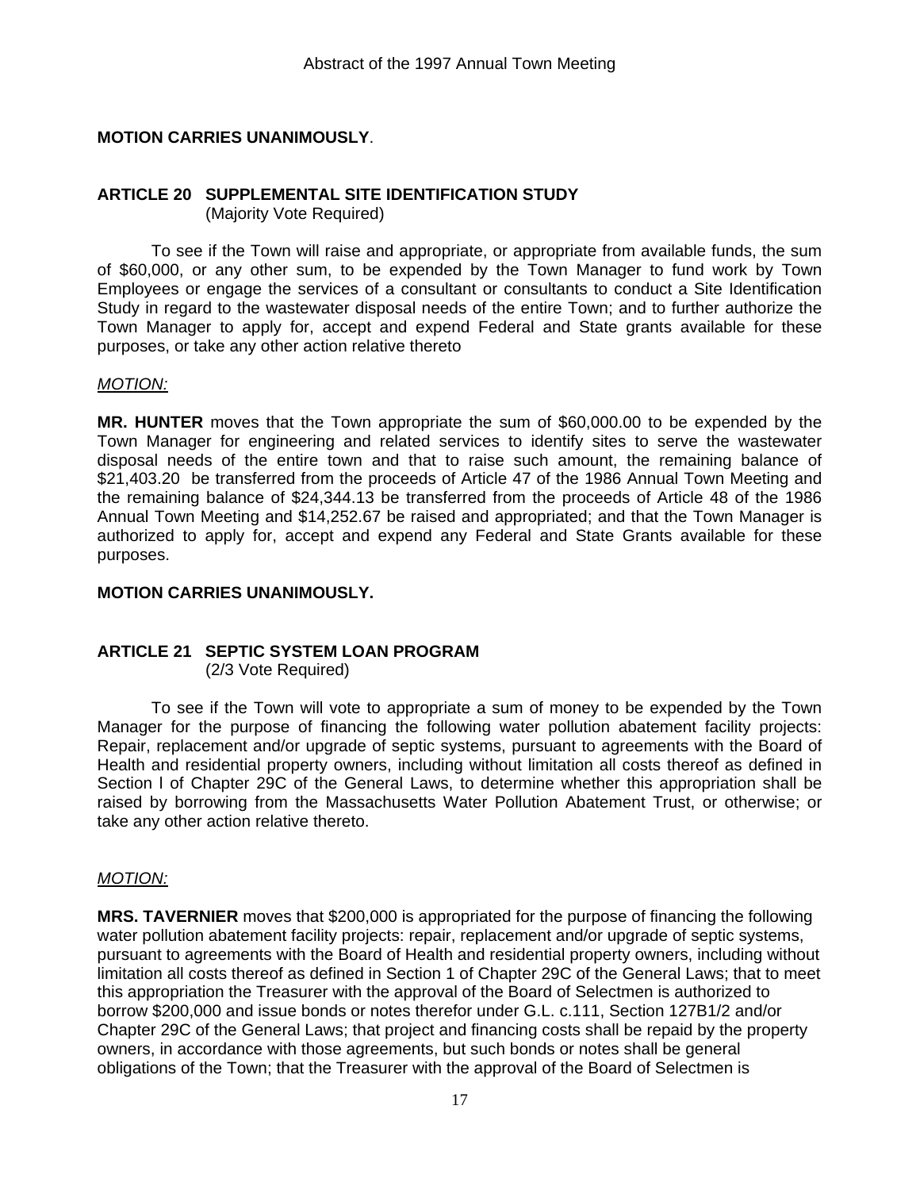**MOTION CARRIES UNANIMOUSLY**.

## ARTICLE 20 SUPPLEMENTAL SITE IDENTIFICATION STUDY

(Majority Vote Required)

To see if the Town will raise and appropriate, or appropriate from available funds, the sum of $60,000, or any other sum, to be expended by the Town Manager to fund work by Town Employees or engage the services of a consultant or consultants to conduct a Site Identification Study in regard to the wastewater disposal needs of the entire Town; and to further authorize the Town Manager to apply for, accept and expend Federal and State grants available for these purposes, or take any other action relative thereto

*MOTION:*

**MR. HUNTER** moves that the Town appropriate the sum of $60,000.00 to be expended by the Town Manager for engineering and related services to identify sites to serve the wastewater disposal needs of the entire town and that to raise such amount, the remaining balance of $21,403.20 be transferred from the proceeds of Article 47 of the 1986 Annual Town Meeting and the remaining balance of $24,344.13 be transferred from the proceeds of Article 48 of the 1986 Annual Town Meeting and $14,252.67 be raised and appropriated; and that the Town Manager is authorized to apply for, accept and expend any Federal and State Grants available for these purposes.

**MOTION CARRIES UNANIMOUSLY.**

## ARTICLE 21 SEPTIC SYSTEM LOAN PROGRAM

(2/3 Vote Required)

To see if the Town will vote to appropriate a sum of money to be expended by the Town Manager for the purpose of financing the following water pollution abatement facility projects: Repair, replacement and/or upgrade of septic systems, pursuant to agreements with the Board of Health and residential property owners, including without limitation all costs thereof as defined in Section l of Chapter 29C of the General Laws, to determine whether this appropriation shall be raised by borrowing from the Massachusetts Water Pollution Abatement Trust, or otherwise; or take any other action relative thereto.

*MOTION:*

**MRS. TAVERNIER** moves that $200,000 is appropriated for the purpose of financing the following water pollution abatement facility projects: repair, replacement and/or upgrade of septic systems, pursuant to agreements with the Board of Health and residential property owners, including without limitation all costs thereof as defined in Section 1 of Chapter 29C of the General Laws; that to meet this appropriation the Treasurer with the approval of the Board of Selectmen is authorized to borrow $200,000 and issue bonds or notes therefor under G.L. c.111, Section 127B1/2 and/or Chapter 29C of the General Laws; that project and financing costs shall be repaid by the property owners, in accordance with those agreements, but such bonds or notes shall be general obligations of the Town; that the Treasurer with the approval of the Board of Selectmen is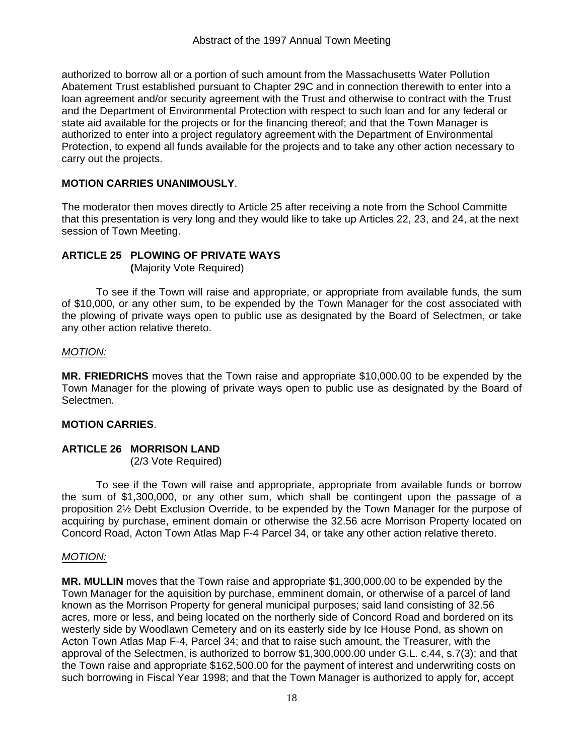authorized to borrow all or a portion of such amount from the Massachusetts Water Pollution Abatement Trust established pursuant to Chapter 29C and in connection therewith to enter into a loan agreement and/or security agreement with the Trust and otherwise to contract with the Trust and the Department of Environmental Protection with respect to such loan and for any federal or state aid available for the projects or for the financing thereof; and that the Town Manager is authorized to enter into a project regulatory agreement with the Department of Environmental Protection, to expend all funds available for the projects and to take any other action necessary to carry out the projects.

**MOTION CARRIES UNANIMOUSLY**.

The moderator then moves directly to Article 25 after receiving a note from the School Committe that this presentation is very long and they would like to take up Articles 22, 23, and 24, at the next session of Town Meeting.

## ARTICLE 25 PLOWING OF PRIVATE WAYS

**(**Majority Vote Required)

To see if the Town will raise and appropriate, or appropriate from available funds, the sum of $10,000, or any other sum, to be expended by the Town Manager for the cost associated with the plowing of private ways open to public use as designated by the Board of Selectmen, or take any other action relative thereto.

*MOTION:*

**MR. FRIEDRICHS** moves that the Town raise and appropriate $10,000.00 to be expended by the Town Manager for the plowing of private ways open to public use as designated by the Board of Selectmen.

**MOTION CARRIES**.

## ARTICLE 26 MORRISON LAND

(2/3 Vote Required)

To see if the Town will raise and appropriate, appropriate from available funds or borrow the sum of $1,300,000, or any other sum, which shall be contingent upon the passage of a proposition 2½ Debt Exclusion Override, to be expended by the Town Manager for the purpose of acquiring by purchase, eminent domain or otherwise the 32.56 acre Morrison Property located on Concord Road, Acton Town Atlas Map F-4 Parcel 34, or take any other action relative thereto.

*MOTION:*

**MR. MULLIN** moves that the Town raise and appropriate $1,300,000.00 to be expended by the Town Manager for the aquisition by purchase, emminent domain, or otherwise of a parcel of land known as the Morrison Property for general municipal purposes; said land consisting of 32.56 acres, more or less, and being located on the northerly side of Concord Road and bordered on its westerly side by Woodlawn Cemetery and on its easterly side by Ice House Pond, as shown on Acton Town Atlas Map F-4, Parcel 34; and that to raise such amount, the Treasurer, with the approval of the Selectmen, is authorized to borrow $1,300,000.00 under G.L. c.44, s.7(3); and that the Town raise and appropriate $162,500.00 for the payment of interest and underwriting costs on such borrowing in Fiscal Year 1998; and that the Town Manager is authorized to apply for, accept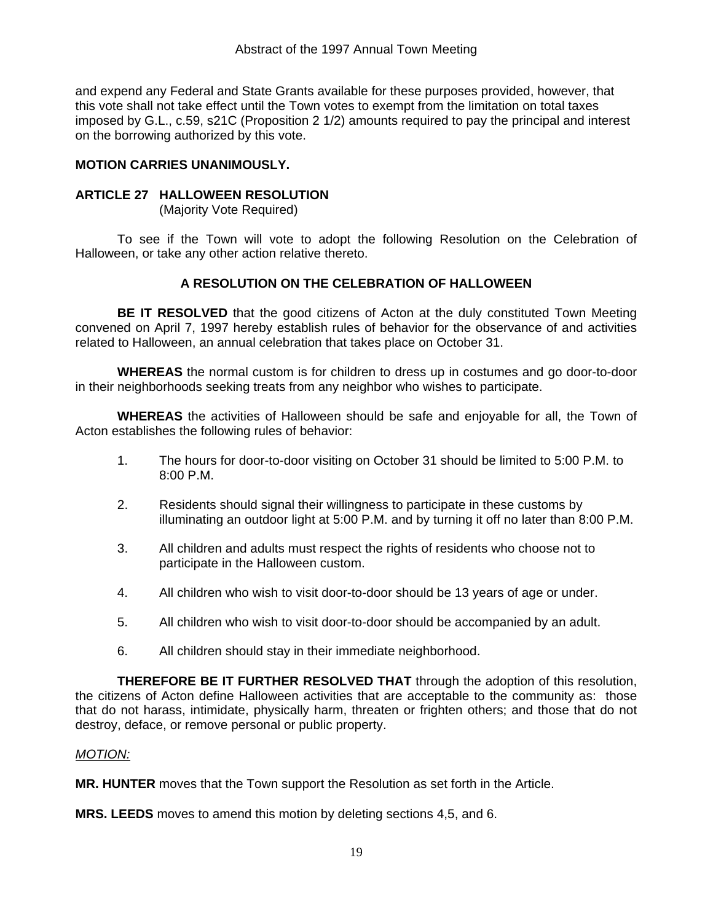and expend any Federal and State Grants available for these purposes provided, however, that this vote shall not take effect until the Town votes to exempt from the limitation on total taxes imposed by G.L., c.59, s21C (Proposition 2 1/2) amounts required to pay the principal and interest on the borrowing authorized by this vote.

**MOTION CARRIES UNANIMOUSLY.**

## ARTICLE 27 HALLOWEEN RESOLUTION

(Majority Vote Required)

To see if the Town will vote to adopt the following Resolution on the Celebration of Halloween, or take any other action relative thereto.

### A RESOLUTION ON THE CELEBRATION OF HALLOWEEN

**BE IT RESOLVED** that the good citizens of Acton at the duly constituted Town Meeting convened on April 7, 1997 hereby establish rules of behavior for the observance of and activities related to Halloween, an annual celebration that takes place on October 31.

**WHEREAS** the normal custom is for children to dress up in costumes and go door-to-door in their neighborhoods seeking treats from any neighbor who wishes to participate.

**WHEREAS** the activities of Halloween should be safe and enjoyable for all, the Town of Acton establishes the following rules of behavior:

1. The hours for door-to-door visiting on October 31 should be limited to 5:00 P.M. to 8:00 P.M.
2. Residents should signal their willingness to participate in these customs by illuminating an outdoor light at 5:00 P.M. and by turning it off no later than 8:00 P.M.
3. All children and adults must respect the rights of residents who choose not to participate in the Halloween custom.
4. All children who wish to visit door-to-door should be 13 years of age or under.
5. All children who wish to visit door-to-door should be accompanied by an adult.
6. All children should stay in their immediate neighborhood.

**THEREFORE BE IT FURTHER RESOLVED THAT** through the adoption of this resolution, the citizens of Acton define Halloween activities that are acceptable to the community as: those that do not harass, intimidate, physically harm, threaten or frighten others; and those that do not destroy, deface, or remove personal or public property.

*MOTION:*

**MR. HUNTER** moves that the Town support the Resolution as set forth in the Article.

**MRS. LEEDS** moves to amend this motion by deleting sections 4,5, and 6.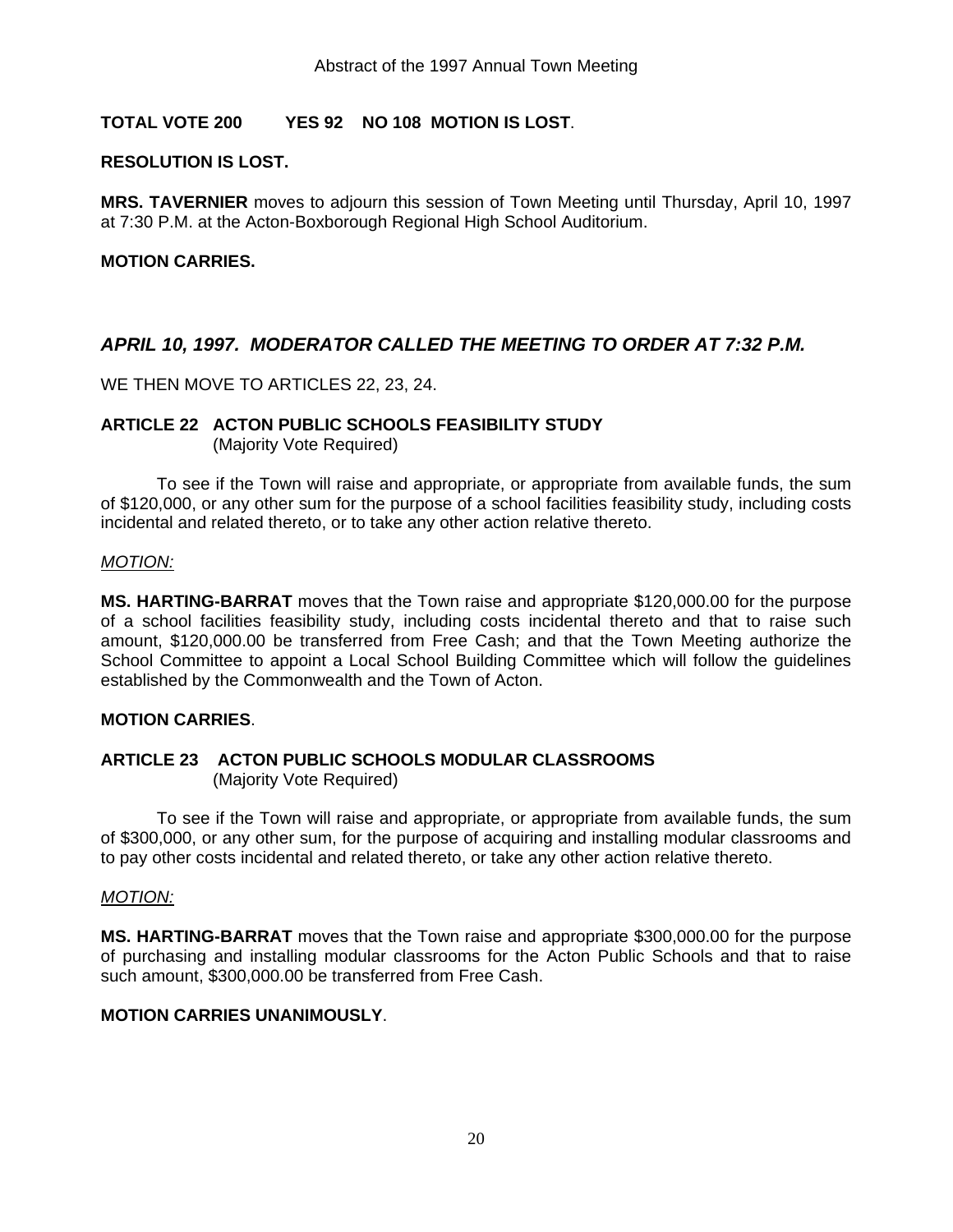**TOTAL VOTE 200 YES 92 NO 108 MOTION IS LOST**.

**RESOLUTION IS LOST.**

**MRS. TAVERNIER** moves to adjourn this session of Town Meeting until Thursday, April 10, 1997 at 7:30 P.M. at the Acton-Boxborough Regional High School Auditorium.

**MOTION CARRIES.**

## *APRIL 10, 1997. MODERATOR CALLED THE MEETING TO ORDER AT 7:32 P.M.*

WE THEN MOVE TO ARTICLES 22, 23, 24.

### ARTICLE 22 ACTON PUBLIC SCHOOLS FEASIBILITY STUDY
(Majority Vote Required)

To see if the Town will raise and appropriate, or appropriate from available funds, the sum of $120,000, or any other sum for the purpose of a school facilities feasibility study, including costs incidental and related thereto, or to take any other action relative thereto.

*MOTION:*

**MS. HARTING-BARRAT** moves that the Town raise and appropriate $120,000.00 for the purpose of a school facilities feasibility study, including costs incidental thereto and that to raise such amount, $120,000.00 be transferred from Free Cash; and that the Town Meeting authorize the School Committee to appoint a Local School Building Committee which will follow the guidelines established by the Commonwealth and the Town of Acton.

**MOTION CARRIES**.

### ARTICLE 23 ACTON PUBLIC SCHOOLS MODULAR CLASSROOMS
(Majority Vote Required)

To see if the Town will raise and appropriate, or appropriate from available funds, the sum of $300,000, or any other sum, for the purpose of acquiring and installing modular classrooms and to pay other costs incidental and related thereto, or take any other action relative thereto.

*MOTION:*

**MS. HARTING-BARRAT** moves that the Town raise and appropriate $300,000.00 for the purpose of purchasing and installing modular classrooms for the Acton Public Schools and that to raise such amount, $300,000.00 be transferred from Free Cash.

**MOTION CARRIES UNANIMOUSLY**.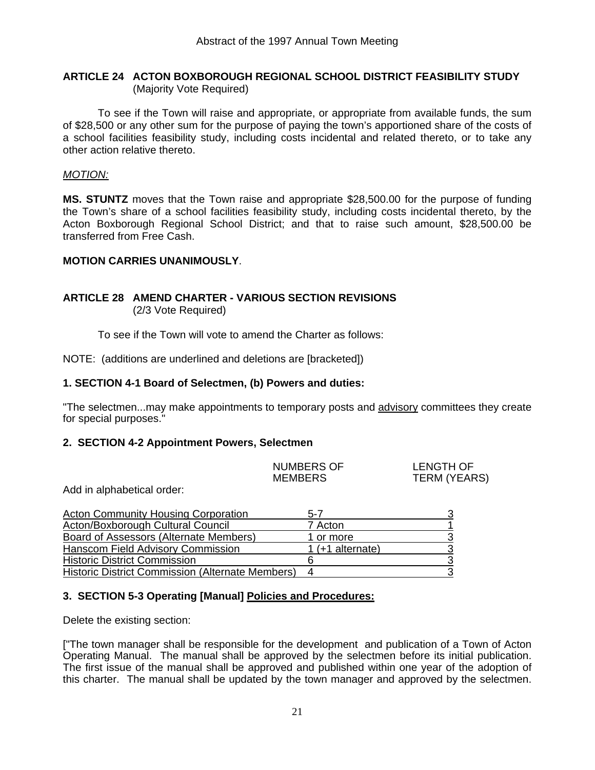## ARTICLE 24 ACTON BOXBOROUGH REGIONAL SCHOOL DISTRICT FEASIBILITY STUDY
(Majority Vote Required)

To see if the Town will raise and appropriate, or appropriate from available funds, the sum of $28,500 or any other sum for the purpose of paying the town's apportioned share of the costs of a school facilities feasibility study, including costs incidental and related thereto, or to take any other action relative thereto.

*MOTION:*

**MS. STUNTZ** moves that the Town raise and appropriate $28,500.00 for the purpose of funding the Town's share of a school facilities feasibility study, including costs incidental thereto, by the Acton Boxborough Regional School District; and that to raise such amount, $28,500.00 be transferred from Free Cash.

**MOTION CARRIES UNANIMOUSLY**.

## ARTICLE 28 AMEND CHARTER - VARIOUS SECTION REVISIONS
(2/3 Vote Required)

To see if the Town will vote to amend the Charter as follows:

NOTE: (additions are underlined and deletions are [bracketed])

**1. SECTION 4-1 Board of Selectmen, (b) Powers and duties:**

"The selectmen...may make appointments to temporary posts and <u>advisory</u> committees they create for special purposes."

**2. SECTION 4-2 Appointment Powers, Selectmen**

Add in alphabetical order:

| | NUMBERS OF MEMBERS | LENGTH OF TERM (YEARS) |
|---|---|---|
| <u>Acton Community Housing Corporation</u> | <u>5-7</u> | <u>3</u> |
| <u>Acton/Boxborough Cultural Council</u> | <u>7 Acton</u> | <u>1</u> |
| <u>Board of Assessors (Alternate Members)</u> | <u>1 or more</u> | <u>3</u> |
| <u>Hanscom Field Advisory Commission</u> | <u>1 (+1 alternate)</u> | <u>3</u> |
| <u>Historic District Commission</u> | <u>6</u> | <u>3</u> |
| <u>Historic District Commission (Alternate Members)</u> | <u>4</u> | <u>3</u> |

**3. SECTION 5-3 Operating [Manual] <u>Policies and Procedures:</u>**

Delete the existing section:

["The town manager shall be responsible for the development and publication of a Town of Acton Operating Manual. The manual shall be approved by the selectmen before its initial publication. The first issue of the manual shall be approved and published within one year of the adoption of this charter. The manual shall be updated by the town manager and approved by the selectmen.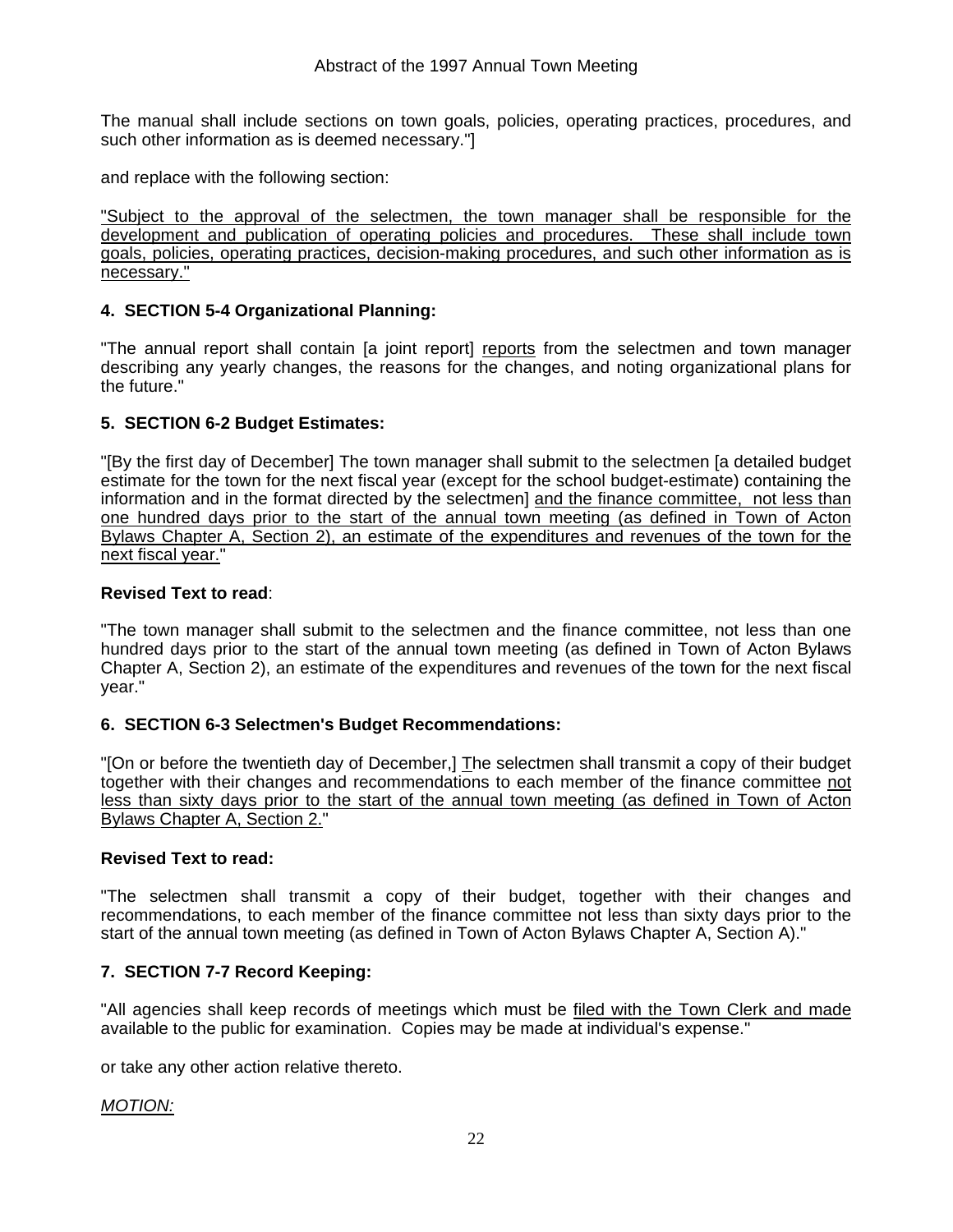The manual shall include sections on town goals, policies, operating practices, procedures, and such other information as is deemed necessary."]

and replace with the following section:

<u>"Subject to the approval of the selectmen, the town manager shall be responsible for the development and publication of operating policies and procedures. These shall include town goals, policies, operating practices, decision-making procedures, and such other information as is necessary."</u>

**4. SECTION 5-4 Organizational Planning:**

"The annual report shall contain [a joint report] <u>reports</u> from the selectmen and town manager describing any yearly changes, the reasons for the changes, and noting organizational plans for the future."

**5. SECTION 6-2 Budget Estimates:**

"[By the first day of December] The town manager shall submit to the selectmen [a detailed budget estimate for the town for the next fiscal year (except for the school budget-estimate) containing the information and in the format directed by the selectmen] <u>and the finance committee, not less than one hundred days prior to the start of the annual town meeting (as defined in Town of Acton Bylaws Chapter A, Section 2), an estimate of the expenditures and revenues of the town for the next fiscal year.</u>"

**Revised Text to read**:

"The town manager shall submit to the selectmen and the finance committee, not less than one hundred days prior to the start of the annual town meeting (as defined in Town of Acton Bylaws Chapter A, Section 2), an estimate of the expenditures and revenues of the town for the next fiscal year."

**6. SECTION 6-3 Selectmen's Budget Recommendations:**

"[On or before the twentieth day of December,] <u>T</u>he selectmen shall transmit a copy of their budget together with their changes and recommendations to each member of the finance committee <u>not less than sixty days prior to the start of the annual town meeting (as defined in Town of Acton Bylaws Chapter A, Section 2.</u>"

**Revised Text to read:**

"The selectmen shall transmit a copy of their budget, together with their changes and recommendations, to each member of the finance committee not less than sixty days prior to the start of the annual town meeting (as defined in Town of Acton Bylaws Chapter A, Section A)."

**7. SECTION 7-7 Record Keeping:**

"All agencies shall keep records of meetings which must be <u>filed with the Town Clerk and made</u> available to the public for examination. Copies may be made at individual's expense."

or take any other action relative thereto.

*<u>MOTION:</u>*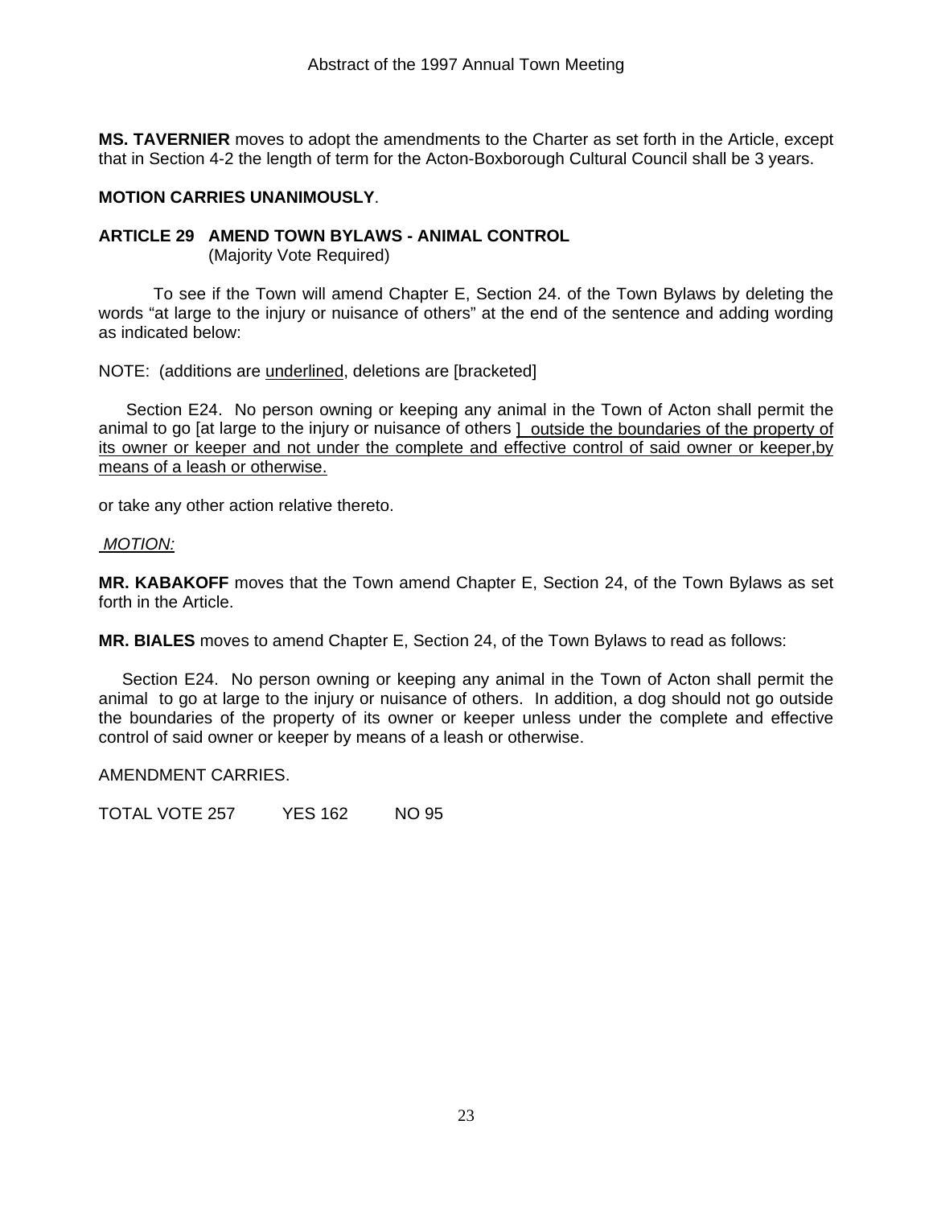**MS. TAVERNIER** moves to adopt the amendments to the Charter as set forth in the Article, except that in Section 4-2 the length of term for the Acton-Boxborough Cultural Council shall be 3 years.

**MOTION CARRIES UNANIMOUSLY**.

**ARTICLE 29 AMEND TOWN BYLAWS - ANIMAL CONTROL**
(Majority Vote Required)

To see if the Town will amend Chapter E, Section 24. of the Town Bylaws by deleting the words "at large to the injury or nuisance of others" at the end of the sentence and adding wording as indicated below:

NOTE: (additions are <u>underlined</u>, deletions are [bracketed]

Section E24. No person owning or keeping any animal in the Town of Acton shall permit the animal to go [at large to the injury or nuisance of others ] <u>outside the boundaries of the property of its owner or keeper and not under the complete and effective control of said owner or keeper,by means of a leash or otherwise.</u>

or take any other action relative thereto.

*MOTION:*

**MR. KABAKOFF** moves that the Town amend Chapter E, Section 24, of the Town Bylaws as set forth in the Article.

**MR. BIALES** moves to amend Chapter E, Section 24, of the Town Bylaws to read as follows:

Section E24. No person owning or keeping any animal in the Town of Acton shall permit the animal to go at large to the injury or nuisance of others. In addition, a dog should not go outside the boundaries of the property of its owner or keeper unless under the complete and effective control of said owner or keeper by means of a leash or otherwise.

AMENDMENT CARRIES.

TOTAL VOTE 257 YES 162 NO 95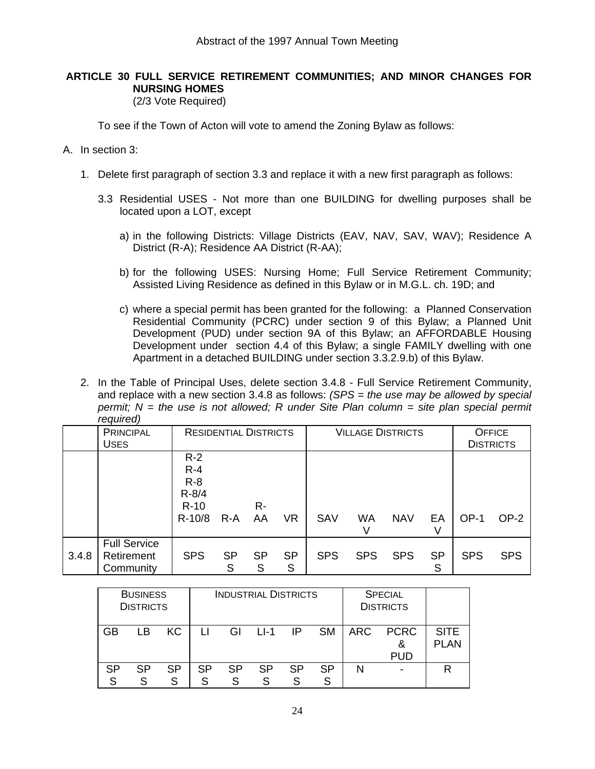## ARTICLE 30 FULL SERVICE RETIREMENT COMMUNITIES; AND MINOR CHANGES FOR NURSING HOMES

(2/3 Vote Required)

To see if the Town of Acton will vote to amend the Zoning Bylaw as follows:

A. In section 3:

1. Delete first paragraph of section 3.3 and replace it with a new first paragraph as follows:

   3.3 Residential USES - Not more than one BUILDING for dwelling purposes shall be located upon a LOT, except

   a) in the following Districts: Village Districts (EAV, NAV, SAV, WAV); Residence A District (R-A); Residence AA District (R-AA);

   b) for the following USES: Nursing Home; Full Service Retirement Community; Assisted Living Residence as defined in this Bylaw or in M.G.L. ch. 19D; and

   c) where a special permit has been granted for the following: a Planned Conservation Residential Community (PCRC) under section 9 of this Bylaw; a Planned Unit Development (PUD) under section 9A of this Bylaw; an AFFORDABLE Housing Development under section 4.4 of this Bylaw; a single FAMILY dwelling with one Apartment in a detached BUILDING under section 3.3.2.9.b) of this Bylaw.

2. In the Table of Principal Uses, delete section 3.4.8 - Full Service Retirement Community, and replace with a new section 3.4.8 as follows: *(SPS = the use may be allowed by special permit; N = the use is not allowed; R under Site Plan column = site plan special permit required)*

| | PRINCIPAL USES | RESIDENTIAL DISTRICTS | | | | VILLAGE DISTRICTS | | | | OFFICE DISTRICTS | |
|---|---|---|---|---|---|---|---|---|---|---|---|
| | | R-2 R-4 R-8 R-8/4 R-10 R-10/8 | R-A | R-AA | VR | SAV | WAV | NAV | EAV | OP-1 | OP-2 |
| 3.4.8 | Full Service Retirement Community | SPS | SPS | SPS | SPS | SPS | SPS | SPS | SPS | SPS | SPS |

| BUSINESS DISTRICTS | | | INDUSTRIAL DISTRICTS | | | | | SPECIAL DISTRICTS | | |
|---|---|---|---|---|---|---|---|---|---|---|
| GB | LB | KC | LI | GI | LI-1 | IP | SM | ARC | PCRC & PUD | SITE PLAN |
| SPS | SPS | SPS | SPS | SPS | SPS | SPS | SPS | N | - | R |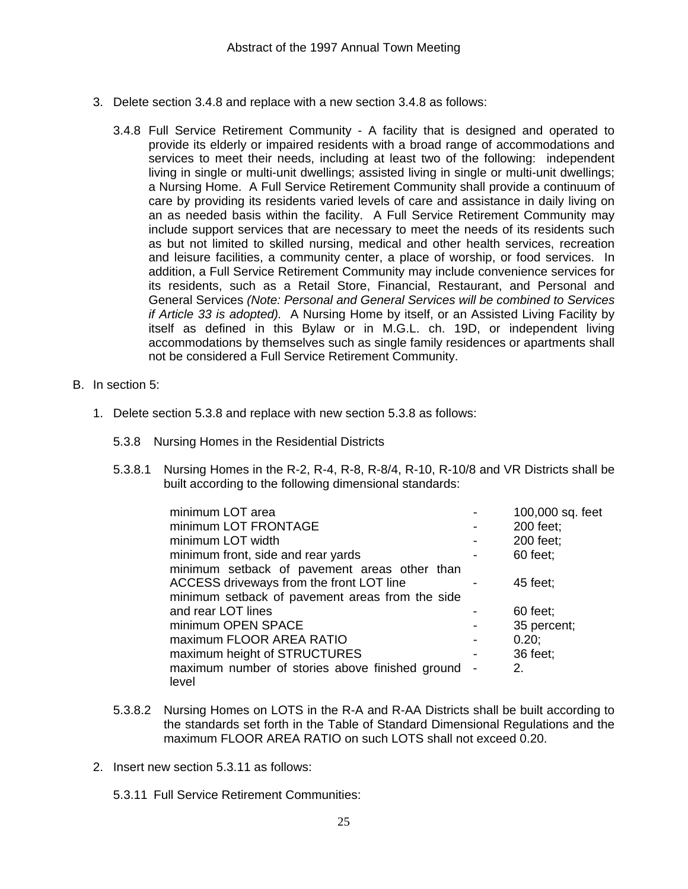3. Delete section 3.4.8 and replace with a new section 3.4.8 as follows:

   3.4.8 Full Service Retirement Community - A facility that is designed and operated to provide its elderly or impaired residents with a broad range of accommodations and services to meet their needs, including at least two of the following: independent living in single or multi-unit dwellings; assisted living in single or multi-unit dwellings; a Nursing Home. A Full Service Retirement Community shall provide a continuum of care by providing its residents varied levels of care and assistance in daily living on an as needed basis within the facility. A Full Service Retirement Community may include support services that are necessary to meet the needs of its residents such as but not limited to skilled nursing, medical and other health services, recreation and leisure facilities, a community center, a place of worship, or food services. In addition, a Full Service Retirement Community may include convenience services for its residents, such as a Retail Store, Financial, Restaurant, and Personal and General Services *(Note: Personal and General Services will be combined to Services if Article 33 is adopted).* A Nursing Home by itself, or an Assisted Living Facility by itself as defined in this Bylaw or in M.G.L. ch. 19D, or independent living accommodations by themselves such as single family residences or apartments shall not be considered a Full Service Retirement Community.

B. In section 5:

1. Delete section 5.3.8 and replace with new section 5.3.8 as follows:

   5.3.8 Nursing Homes in the Residential Districts

   5.3.8.1 Nursing Homes in the R-2, R-4, R-8, R-8/4, R-10, R-10/8 and VR Districts shall be built according to the following dimensional standards:

| | | |
|---|---|---|
| minimum LOT area | - | 100,000 sq. feet |
| minimum LOT FRONTAGE | - | 200 feet; |
| minimum LOT width | - | 200 feet; |
| minimum front, side and rear yards | - | 60 feet; |
| minimum setback of pavement areas other than ACCESS driveways from the front LOT line | - | 45 feet; |
| minimum setback of pavement areas from the side and rear LOT lines | - | 60 feet; |
| minimum OPEN SPACE | - | 35 percent; |
| maximum FLOOR AREA RATIO | - | 0.20; |
| maximum height of STRUCTURES | - | 36 feet; |
| maximum number of stories above finished ground level | - | 2. |

   5.3.8.2 Nursing Homes on LOTS in the R-A and R-AA Districts shall be built according to the standards set forth in the Table of Standard Dimensional Regulations and the maximum FLOOR AREA RATIO on such LOTS shall not exceed 0.20.

2. Insert new section 5.3.11 as follows:

   5.3.11 Full Service Retirement Communities: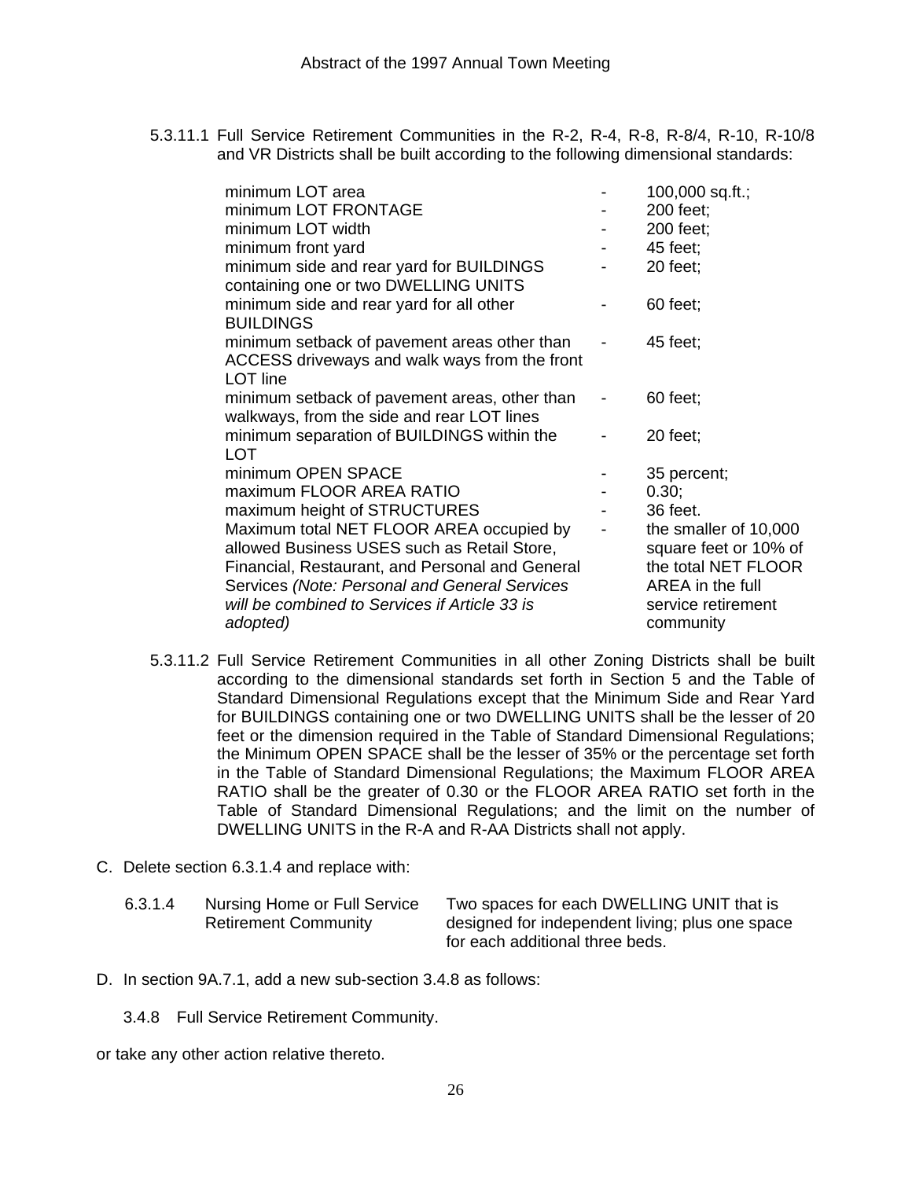5.3.11.1 Full Service Retirement Communities in the R-2, R-4, R-8, R-8/4, R-10, R-10/8 and VR Districts shall be built according to the following dimensional standards:

| | | |
|---|---|---|
| minimum LOT area | - | 100,000 sq.ft.; |
| minimum LOT FRONTAGE | - | 200 feet; |
| minimum LOT width | - | 200 feet; |
| minimum front yard | - | 45 feet; |
| minimum side and rear yard for BUILDINGS containing one or two DWELLING UNITS | - | 20 feet; |
| minimum side and rear yard for all other BUILDINGS | - | 60 feet; |
| minimum setback of pavement areas other than ACCESS driveways and walk ways from the front LOT line | - | 45 feet; |
| minimum setback of pavement areas, other than walkways, from the side and rear LOT lines | - | 60 feet; |
| minimum separation of BUILDINGS within the LOT | - | 20 feet; |
| minimum OPEN SPACE | - | 35 percent; |
| maximum FLOOR AREA RATIO | - | 0.30; |
| maximum height of STRUCTURES | - | 36 feet. |
| Maximum total NET FLOOR AREA occupied by allowed Business USES such as Retail Store, Financial, Restaurant, and Personal and General Services *(Note: Personal and General Services will be combined to Services if Article 33 is adopted)* | - | the smaller of 10,000 square feet or 10% of the total NET FLOOR AREA in the full service retirement community |

5.3.11.2 Full Service Retirement Communities in all other Zoning Districts shall be built according to the dimensional standards set forth in Section 5 and the Table of Standard Dimensional Regulations except that the Minimum Side and Rear Yard for BUILDINGS containing one or two DWELLING UNITS shall be the lesser of 20 feet or the dimension required in the Table of Standard Dimensional Regulations; the Minimum OPEN SPACE shall be the lesser of 35% or the percentage set forth in the Table of Standard Dimensional Regulations; the Maximum FLOOR AREA RATIO shall be the greater of 0.30 or the FLOOR AREA RATIO set forth in the Table of Standard Dimensional Regulations; and the limit on the number of DWELLING UNITS in the R-A and R-AA Districts shall not apply.

C. Delete section 6.3.1.4 and replace with:

| | | |
|---|---|---|
| 6.3.1.4 | Nursing Home or Full Service Retirement Community | Two spaces for each DWELLING UNIT that is designed for independent living; plus one space for each additional three beds. |

D. In section 9A.7.1, add a new sub-section 3.4.8 as follows:

3.4.8 Full Service Retirement Community.

or take any other action relative thereto.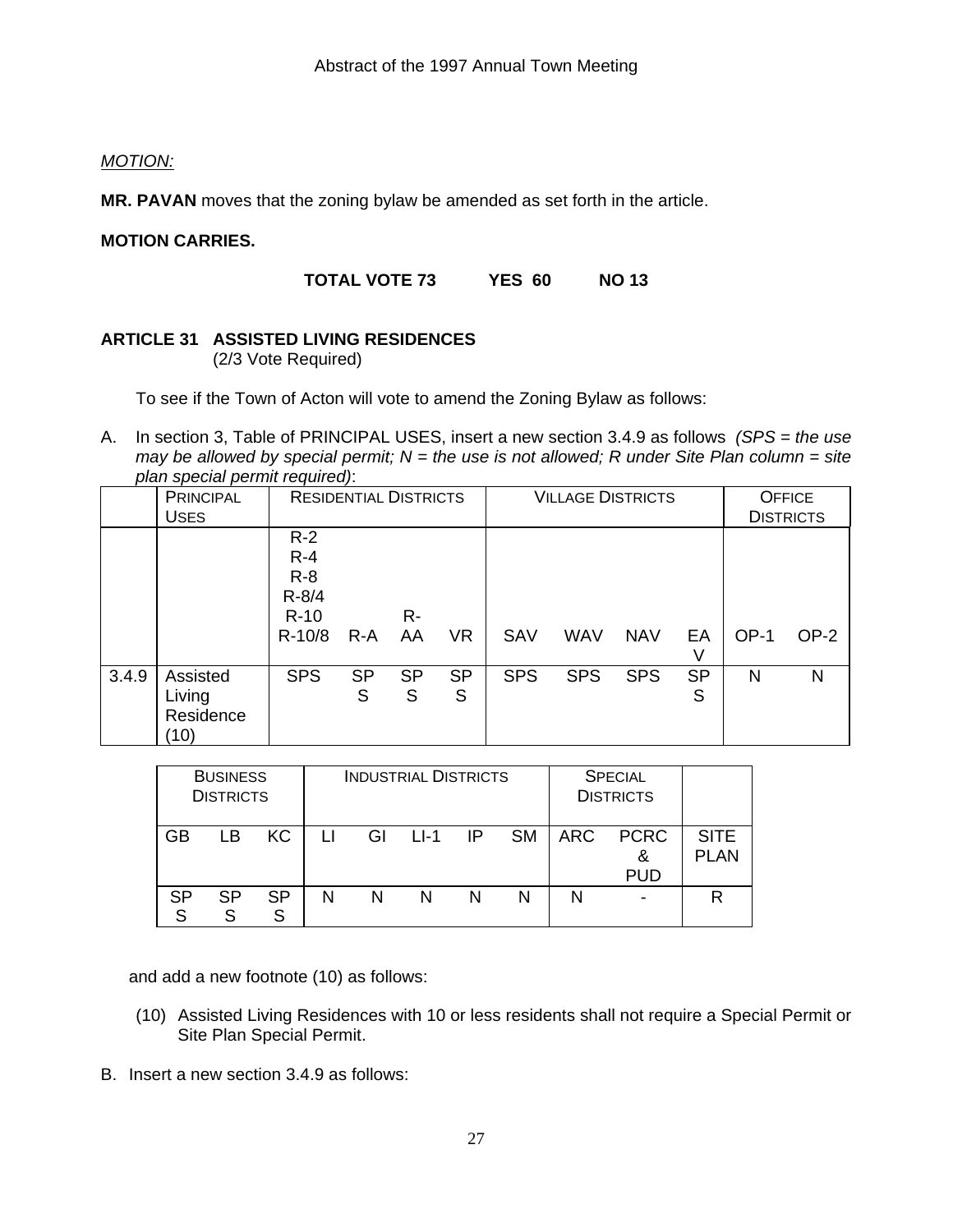*MOTION:*

**MR. PAVAN** moves that the zoning bylaw be amended as set forth in the article.

**MOTION CARRIES.**

**TOTAL VOTE 73 YES 60 NO 13**

**ARTICLE 31 ASSISTED LIVING RESIDENCES**
(2/3 Vote Required)

To see if the Town of Acton will vote to amend the Zoning Bylaw as follows:

A. In section 3, Table of PRINCIPAL USES, insert a new section 3.4.9 as follows *(SPS = the use may be allowed by special permit; N = the use is not allowed; R under Site Plan column = site plan special permit required)*:

| | PRINCIPAL USES | RESIDENTIAL DISTRICTS | | | | VILLAGE DISTRICTS | | | | OFFICE DISTRICTS | |
|---|---|---|---|---|---|---|---|---|---|---|---|
| | | R-2 R-4 R-8 R-8/4 R-10 R-10/8 | R-A | R-AA | VR | SAV | WAV | NAV | EAV | OP-1 | OP-2 |
| 3.4.9 | Assisted Living Residence (10) | SPS | SPS | SPS | SPS | SPS | SPS | SPS | SPS | N | N |

| BUSINESS DISTRICTS | | | INDUSTRIAL DISTRICTS | | | | | SPECIAL DISTRICTS | | |
|---|---|---|---|---|---|---|---|---|---|---|
| GB | LB | KC | LI | GI | LI-1 | IP | SM | ARC | PCRC & PUD | SITE PLAN |
| SPS | SPS | SPS | N | N | N | N | N | N | - | R |

and add a new footnote (10) as follows:

(10) Assisted Living Residences with 10 or less residents shall not require a Special Permit or Site Plan Special Permit.

B. Insert a new section 3.4.9 as follows: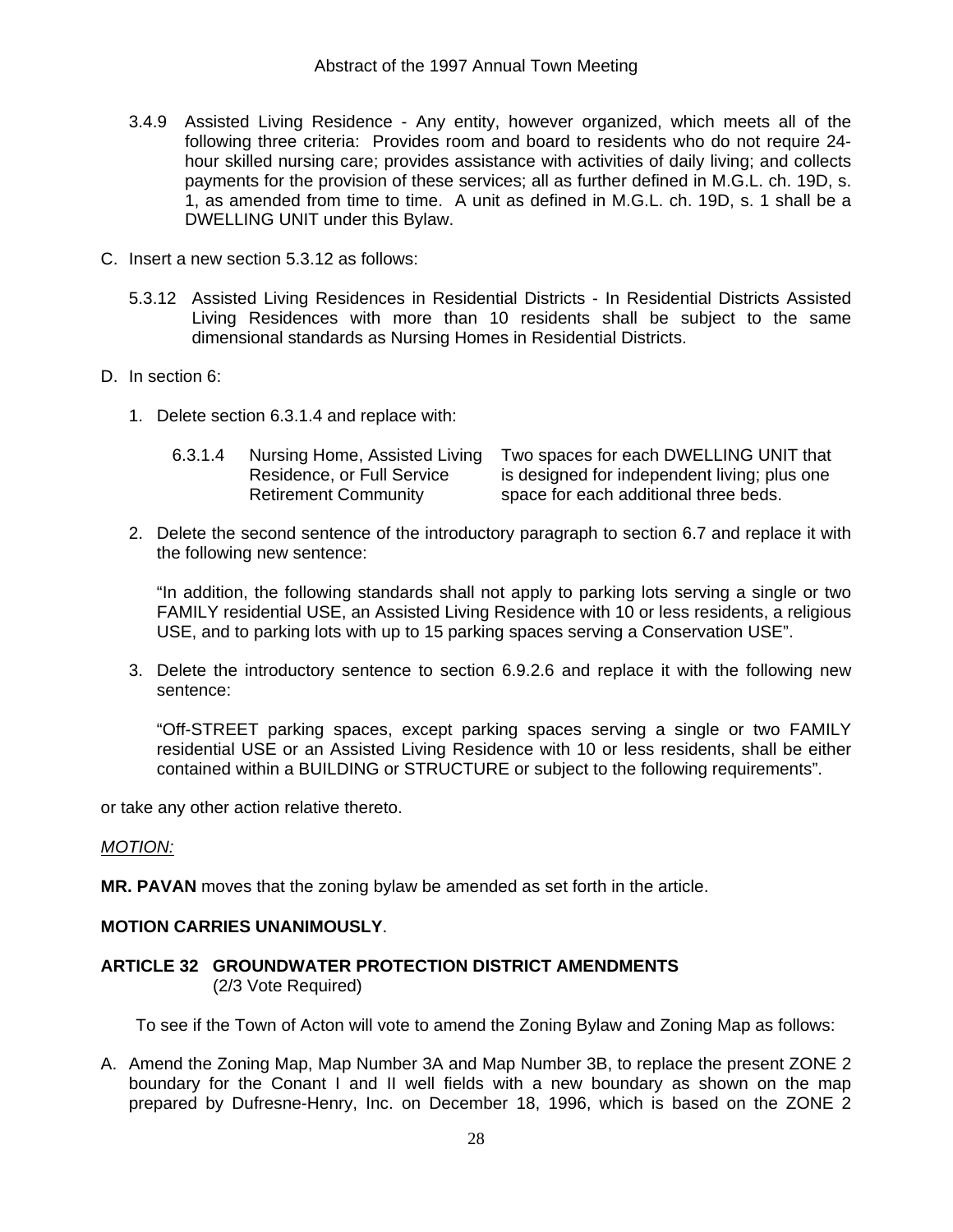3.4.9 Assisted Living Residence - Any entity, however organized, which meets all of the following three criteria: Provides room and board to residents who do not require 24-hour skilled nursing care; provides assistance with activities of daily living; and collects payments for the provision of these services; all as further defined in M.G.L. ch. 19D, s. 1, as amended from time to time. A unit as defined in M.G.L. ch. 19D, s. 1 shall be a DWELLING UNIT under this Bylaw.

C. Insert a new section 5.3.12 as follows:

5.3.12 Assisted Living Residences in Residential Districts - In Residential Districts Assisted Living Residences with more than 10 residents shall be subject to the same dimensional standards as Nursing Homes in Residential Districts.

D. In section 6:

1. Delete section 6.3.1.4 and replace with:

| | | |
|---|---|---|
| 6.3.1.4 | Nursing Home, Assisted Living Residence, or Full Service Retirement Community | Two spaces for each DWELLING UNIT that is designed for independent living; plus one space for each additional three beds. |

2. Delete the second sentence of the introductory paragraph to section 6.7 and replace it with the following new sentence:

   "In addition, the following standards shall not apply to parking lots serving a single or two FAMILY residential USE, an Assisted Living Residence with 10 or less residents, a religious USE, and to parking lots with up to 15 parking spaces serving a Conservation USE".

3. Delete the introductory sentence to section 6.9.2.6 and replace it with the following new sentence:

   "Off-STREET parking spaces, except parking spaces serving a single or two FAMILY residential USE or an Assisted Living Residence with 10 or less residents, shall be either contained within a BUILDING or STRUCTURE or subject to the following requirements".

or take any other action relative thereto.

*MOTION:*

**MR. PAVAN** moves that the zoning bylaw be amended as set forth in the article.

**MOTION CARRIES UNANIMOUSLY**.

**ARTICLE 32 GROUNDWATER PROTECTION DISTRICT AMENDMENTS**
(2/3 Vote Required)

To see if the Town of Acton will vote to amend the Zoning Bylaw and Zoning Map as follows:

A. Amend the Zoning Map, Map Number 3A and Map Number 3B, to replace the present ZONE 2 boundary for the Conant I and II well fields with a new boundary as shown on the map prepared by Dufresne-Henry, Inc. on December 18, 1996, which is based on the ZONE 2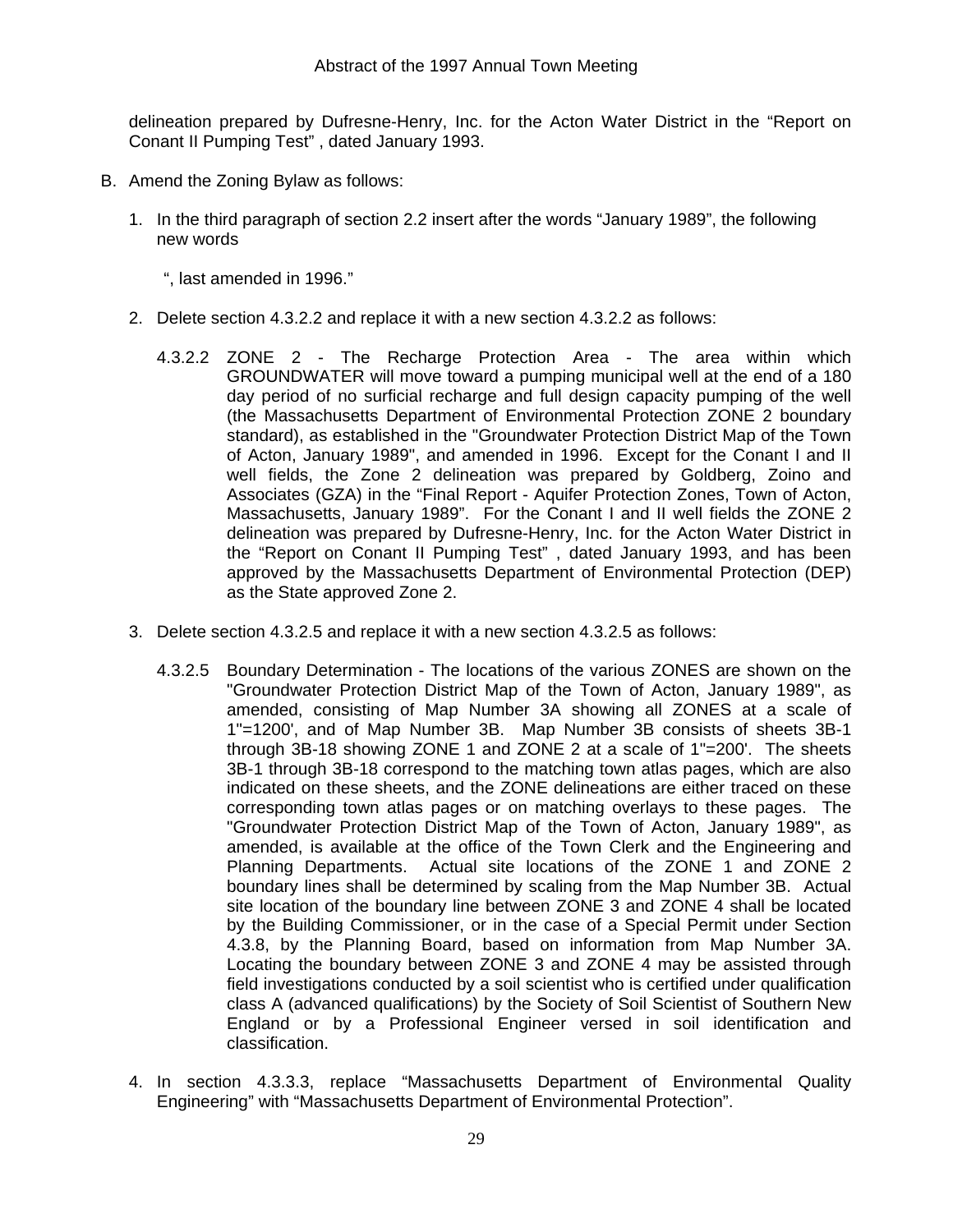delineation prepared by Dufresne-Henry, Inc. for the Acton Water District in the "Report on Conant II Pumping Test" , dated January 1993.

B. Amend the Zoning Bylaw as follows:

   1. In the third paragraph of section 2.2 insert after the words "January 1989", the following new words

      ", last amended in 1996."

   2. Delete section 4.3.2.2 and replace it with a new section 4.3.2.2 as follows:

      4.3.2.2 ZONE 2 - The Recharge Protection Area - The area within which GROUNDWATER will move toward a pumping municipal well at the end of a 180 day period of no surficial recharge and full design capacity pumping of the well (the Massachusetts Department of Environmental Protection ZONE 2 boundary standard), as established in the "Groundwater Protection District Map of the Town of Acton, January 1989", and amended in 1996. Except for the Conant I and II well fields, the Zone 2 delineation was prepared by Goldberg, Zoino and Associates (GZA) in the "Final Report - Aquifer Protection Zones, Town of Acton, Massachusetts, January 1989". For the Conant I and II well fields the ZONE 2 delineation was prepared by Dufresne-Henry, Inc. for the Acton Water District in the "Report on Conant II Pumping Test" , dated January 1993, and has been approved by the Massachusetts Department of Environmental Protection (DEP) as the State approved Zone 2.

   3. Delete section 4.3.2.5 and replace it with a new section 4.3.2.5 as follows:

      4.3.2.5 Boundary Determination - The locations of the various ZONES are shown on the "Groundwater Protection District Map of the Town of Acton, January 1989", as amended, consisting of Map Number 3A showing all ZONES at a scale of 1"=1200', and of Map Number 3B. Map Number 3B consists of sheets 3B-1 through 3B-18 showing ZONE 1 and ZONE 2 at a scale of 1"=200'. The sheets 3B-1 through 3B-18 correspond to the matching town atlas pages, which are also indicated on these sheets, and the ZONE delineations are either traced on these corresponding town atlas pages or on matching overlays to these pages. The "Groundwater Protection District Map of the Town of Acton, January 1989", as amended, is available at the office of the Town Clerk and the Engineering and Planning Departments. Actual site locations of the ZONE 1 and ZONE 2 boundary lines shall be determined by scaling from the Map Number 3B. Actual site location of the boundary line between ZONE 3 and ZONE 4 shall be located by the Building Commissioner, or in the case of a Special Permit under Section 4.3.8, by the Planning Board, based on information from Map Number 3A. Locating the boundary between ZONE 3 and ZONE 4 may be assisted through field investigations conducted by a soil scientist who is certified under qualification class A (advanced qualifications) by the Society of Soil Scientist of Southern New England or by a Professional Engineer versed in soil identification and classification.

   4. In section 4.3.3.3, replace "Massachusetts Department of Environmental Quality Engineering" with "Massachusetts Department of Environmental Protection".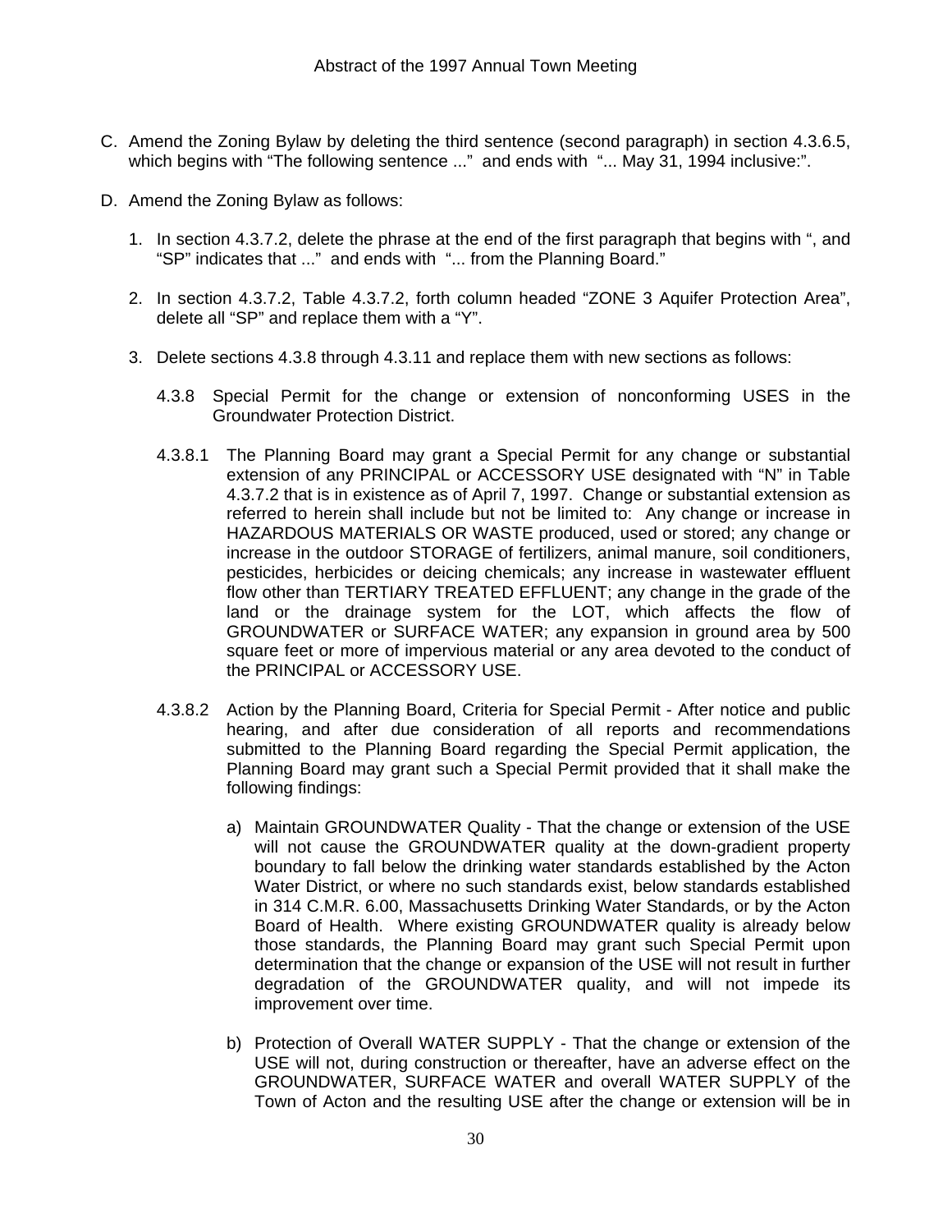C. Amend the Zoning Bylaw by deleting the third sentence (second paragraph) in section 4.3.6.5, which begins with "The following sentence ..." and ends with "... May 31, 1994 inclusive:".

D. Amend the Zoning Bylaw as follows:

1. In section 4.3.7.2, delete the phrase at the end of the first paragraph that begins with ", and "SP" indicates that ..." and ends with "... from the Planning Board."

2. In section 4.3.7.2, Table 4.3.7.2, forth column headed "ZONE 3 Aquifer Protection Area", delete all "SP" and replace them with a "Y".

3. Delete sections 4.3.8 through 4.3.11 and replace them with new sections as follows:

4.3.8 Special Permit for the change or extension of nonconforming USES in the Groundwater Protection District.

4.3.8.1 The Planning Board may grant a Special Permit for any change or substantial extension of any PRINCIPAL or ACCESSORY USE designated with "N" in Table 4.3.7.2 that is in existence as of April 7, 1997. Change or substantial extension as referred to herein shall include but not be limited to: Any change or increase in HAZARDOUS MATERIALS OR WASTE produced, used or stored; any change or increase in the outdoor STORAGE of fertilizers, animal manure, soil conditioners, pesticides, herbicides or deicing chemicals; any increase in wastewater effluent flow other than TERTIARY TREATED EFFLUENT; any change in the grade of the land or the drainage system for the LOT, which affects the flow of GROUNDWATER or SURFACE WATER; any expansion in ground area by 500 square feet or more of impervious material or any area devoted to the conduct of the PRINCIPAL or ACCESSORY USE.

4.3.8.2 Action by the Planning Board, Criteria for Special Permit - After notice and public hearing, and after due consideration of all reports and recommendations submitted to the Planning Board regarding the Special Permit application, the Planning Board may grant such a Special Permit provided that it shall make the following findings:

a) Maintain GROUNDWATER Quality - That the change or extension of the USE will not cause the GROUNDWATER quality at the down-gradient property boundary to fall below the drinking water standards established by the Acton Water District, or where no such standards exist, below standards established in 314 C.M.R. 6.00, Massachusetts Drinking Water Standards, or by the Acton Board of Health. Where existing GROUNDWATER quality is already below those standards, the Planning Board may grant such Special Permit upon determination that the change or expansion of the USE will not result in further degradation of the GROUNDWATER quality, and will not impede its improvement over time.

b) Protection of Overall WATER SUPPLY - That the change or extension of the USE will not, during construction or thereafter, have an adverse effect on the GROUNDWATER, SURFACE WATER and overall WATER SUPPLY of the Town of Acton and the resulting USE after the change or extension will be in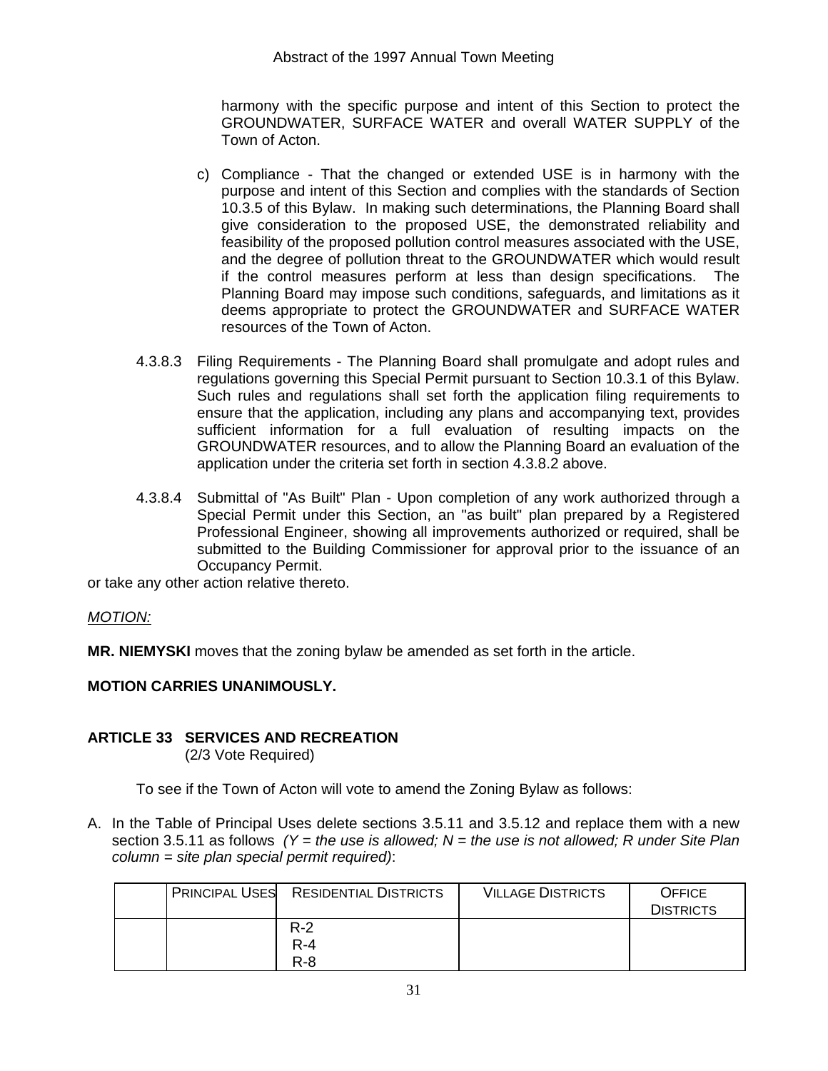harmony with the specific purpose and intent of this Section to protect the GROUNDWATER, SURFACE WATER and overall WATER SUPPLY of the Town of Acton.

c) Compliance - That the changed or extended USE is in harmony with the purpose and intent of this Section and complies with the standards of Section 10.3.5 of this Bylaw. In making such determinations, the Planning Board shall give consideration to the proposed USE, the demonstrated reliability and feasibility of the proposed pollution control measures associated with the USE, and the degree of pollution threat to the GROUNDWATER which would result if the control measures perform at less than design specifications. The Planning Board may impose such conditions, safeguards, and limitations as it deems appropriate to protect the GROUNDWATER and SURFACE WATER resources of the Town of Acton.

4.3.8.3 Filing Requirements - The Planning Board shall promulgate and adopt rules and regulations governing this Special Permit pursuant to Section 10.3.1 of this Bylaw. Such rules and regulations shall set forth the application filing requirements to ensure that the application, including any plans and accompanying text, provides sufficient information for a full evaluation of resulting impacts on the GROUNDWATER resources, and to allow the Planning Board an evaluation of the application under the criteria set forth in section 4.3.8.2 above.

4.3.8.4 Submittal of "As Built" Plan - Upon completion of any work authorized through a Special Permit under this Section, an "as built" plan prepared by a Registered Professional Engineer, showing all improvements authorized or required, shall be submitted to the Building Commissioner for approval prior to the issuance of an Occupancy Permit.

or take any other action relative thereto.

*MOTION:*

**MR. NIEMYSKI** moves that the zoning bylaw be amended as set forth in the article.

**MOTION CARRIES UNANIMOUSLY.**

## ARTICLE 33 SERVICES AND RECREATION

(2/3 Vote Required)

To see if the Town of Acton will vote to amend the Zoning Bylaw as follows:

A. In the Table of Principal Uses delete sections 3.5.11 and 3.5.12 and replace them with a new section 3.5.11 as follows *(Y = the use is allowed; N = the use is not allowed; R under Site Plan column = site plan special permit required)*:

| | PRINCIPAL USES | RESIDENTIAL DISTRICTS | VILLAGE DISTRICTS | OFFICE DISTRICTS |
|---|---|---|---|---|
| | | R-2<br>R-4<br>R-8 | | |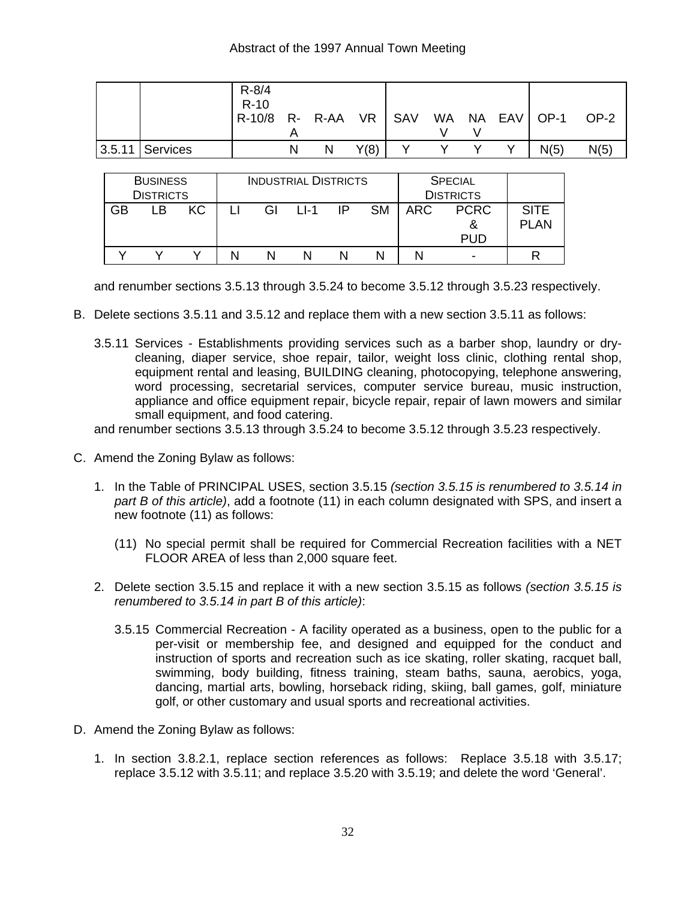| | | R-8/4 R-10 R-10/8 | R-A | R-AA | VR | SAV | WAV | NAV | EAV | OP-1 | OP-2 |
|---|---|---|---|---|---|---|---|---|---|---|---|
| 3.5.11 | Services | | N | N | Y(8) | Y | Y | Y | Y | N(5) | N(5) |

| BUSINESS DISTRICTS | | | INDUSTRIAL DISTRICTS | | | | | SPECIAL DISTRICTS | | |
|---|---|---|---|---|---|---|---|---|---|---|
| GB | LB | KC | LI | GI | LI-1 | IP | SM | ARC | PCRC & PUD | SITE PLAN |
| Y | Y | Y | N | N | N | N | N | N | - | R |

and renumber sections 3.5.13 through 3.5.24 to become 3.5.12 through 3.5.23 respectively.

B. Delete sections 3.5.11 and 3.5.12 and replace them with a new section 3.5.11 as follows:

3.5.11 Services - Establishments providing services such as a barber shop, laundry or dry-cleaning, diaper service, shoe repair, tailor, weight loss clinic, clothing rental shop, equipment rental and leasing, BUILDING cleaning, photocopying, telephone answering, word processing, secretarial services, computer service bureau, music instruction, appliance and office equipment repair, bicycle repair, repair of lawn mowers and similar small equipment, and food catering.

and renumber sections 3.5.13 through 3.5.24 to become 3.5.12 through 3.5.23 respectively.

C. Amend the Zoning Bylaw as follows:

1. In the Table of PRINCIPAL USES, section 3.5.15 *(section 3.5.15 is renumbered to 3.5.14 in part B of this article)*, add a footnote (11) in each column designated with SPS, and insert a new footnote (11) as follows:

   (11) No special permit shall be required for Commercial Recreation facilities with a NET FLOOR AREA of less than 2,000 square feet.

2. Delete section 3.5.15 and replace it with a new section 3.5.15 as follows *(section 3.5.15 is renumbered to 3.5.14 in part B of this article)*:

   3.5.15 Commercial Recreation - A facility operated as a business, open to the public for a per-visit or membership fee, and designed and equipped for the conduct and instruction of sports and recreation such as ice skating, roller skating, racquet ball, swimming, body building, fitness training, steam baths, sauna, aerobics, yoga, dancing, martial arts, bowling, horseback riding, skiing, ball games, golf, miniature golf, or other customary and usual sports and recreational activities.

D. Amend the Zoning Bylaw as follows:

1. In section 3.8.2.1, replace section references as follows: Replace 3.5.18 with 3.5.17; replace 3.5.12 with 3.5.11; and replace 3.5.20 with 3.5.19; and delete the word 'General'.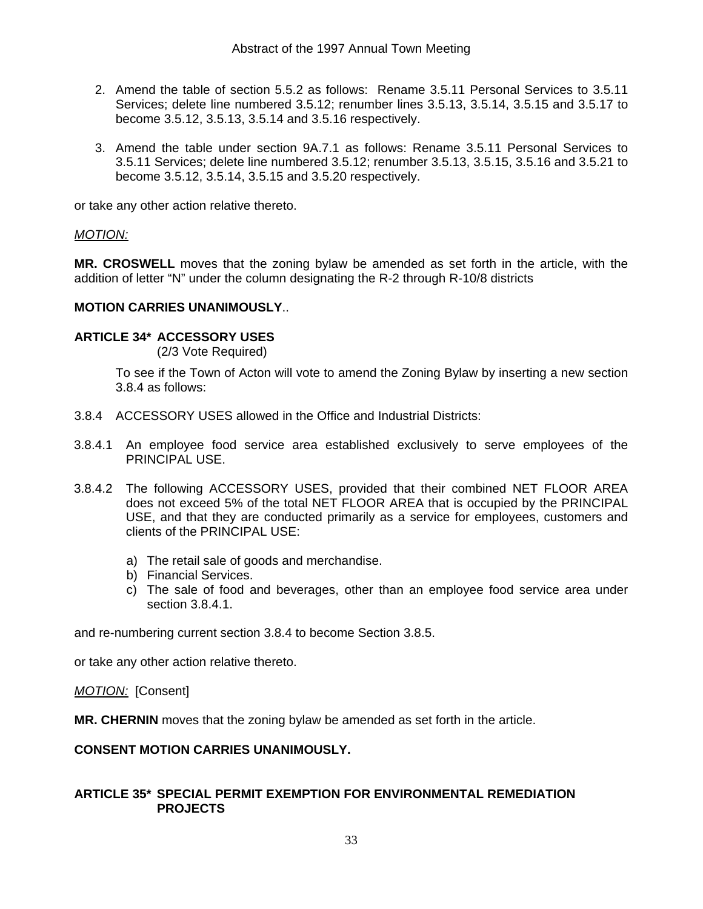2. Amend the table of section 5.5.2 as follows: Rename 3.5.11 Personal Services to 3.5.11 Services; delete line numbered 3.5.12; renumber lines 3.5.13, 3.5.14, 3.5.15 and 3.5.17 to become 3.5.12, 3.5.13, 3.5.14 and 3.5.16 respectively.

3. Amend the table under section 9A.7.1 as follows: Rename 3.5.11 Personal Services to 3.5.11 Services; delete line numbered 3.5.12; renumber 3.5.13, 3.5.15, 3.5.16 and 3.5.21 to become 3.5.12, 3.5.14, 3.5.15 and 3.5.20 respectively.

or take any other action relative thereto.

*MOTION:*

**MR. CROSWELL** moves that the zoning bylaw be amended as set forth in the article, with the addition of letter "N" under the column designating the R-2 through R-10/8 districts

**MOTION CARRIES UNANIMOUSLY**..

**ARTICLE 34\* ACCESSORY USES**
(2/3 Vote Required)

To see if the Town of Acton will vote to amend the Zoning Bylaw by inserting a new section 3.8.4 as follows:

3.8.4 ACCESSORY USES allowed in the Office and Industrial Districts:

3.8.4.1 An employee food service area established exclusively to serve employees of the PRINCIPAL USE.

3.8.4.2 The following ACCESSORY USES, provided that their combined NET FLOOR AREA does not exceed 5% of the total NET FLOOR AREA that is occupied by the PRINCIPAL USE, and that they are conducted primarily as a service for employees, customers and clients of the PRINCIPAL USE:

a) The retail sale of goods and merchandise.
b) Financial Services.
c) The sale of food and beverages, other than an employee food service area under section 3.8.4.1.

and re-numbering current section 3.8.4 to become Section 3.8.5.

or take any other action relative thereto.

*MOTION:* [Consent]

**MR. CHERNIN** moves that the zoning bylaw be amended as set forth in the article.

**CONSENT MOTION CARRIES UNANIMOUSLY.**

**ARTICLE 35\* SPECIAL PERMIT EXEMPTION FOR ENVIRONMENTAL REMEDIATION PROJECTS**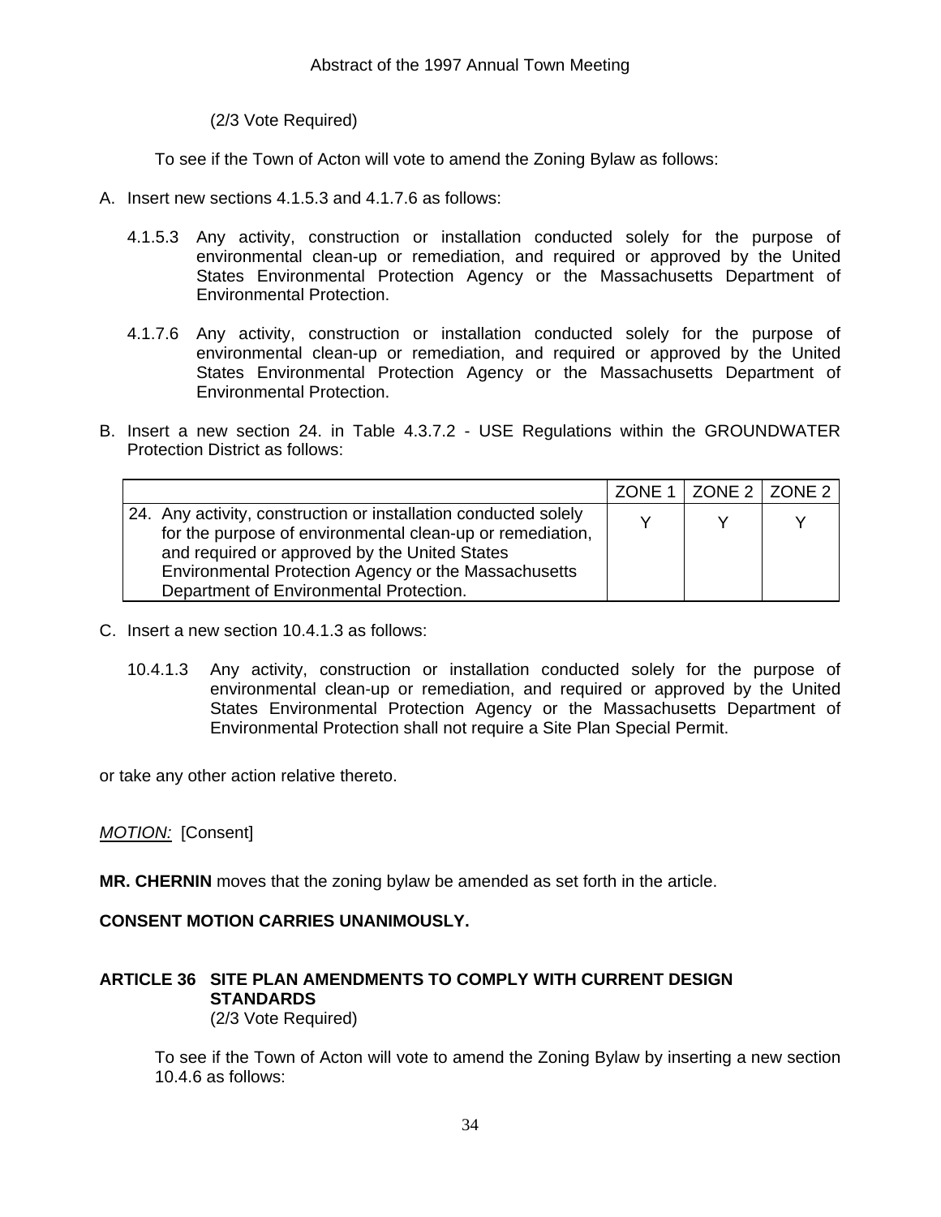(2/3 Vote Required)

To see if the Town of Acton will vote to amend the Zoning Bylaw as follows:

A. Insert new sections 4.1.5.3 and 4.1.7.6 as follows:

   4.1.5.3 Any activity, construction or installation conducted solely for the purpose of environmental clean-up or remediation, and required or approved by the United States Environmental Protection Agency or the Massachusetts Department of Environmental Protection.

   4.1.7.6 Any activity, construction or installation conducted solely for the purpose of environmental clean-up or remediation, and required or approved by the United States Environmental Protection Agency or the Massachusetts Department of Environmental Protection.

B. Insert a new section 24. in Table 4.3.7.2 - USE Regulations within the GROUNDWATER Protection District as follows:

| | ZONE 1 | ZONE 2 | ZONE 2 |
|---|---|---|---|
| 24. Any activity, construction or installation conducted solely for the purpose of environmental clean-up or remediation, and required or approved by the United States Environmental Protection Agency or the Massachusetts Department of Environmental Protection. | Y | Y | Y |

C. Insert a new section 10.4.1.3 as follows:

   10.4.1.3 Any activity, construction or installation conducted solely for the purpose of environmental clean-up or remediation, and required or approved by the United States Environmental Protection Agency or the Massachusetts Department of Environmental Protection shall not require a Site Plan Special Permit.

or take any other action relative thereto.

*MOTION:* [Consent]

**MR. CHERNIN** moves that the zoning bylaw be amended as set forth in the article.

**CONSENT MOTION CARRIES UNANIMOUSLY.**

## ARTICLE 36 SITE PLAN AMENDMENTS TO COMPLY WITH CURRENT DESIGN STANDARDS

(2/3 Vote Required)

To see if the Town of Acton will vote to amend the Zoning Bylaw by inserting a new section 10.4.6 as follows: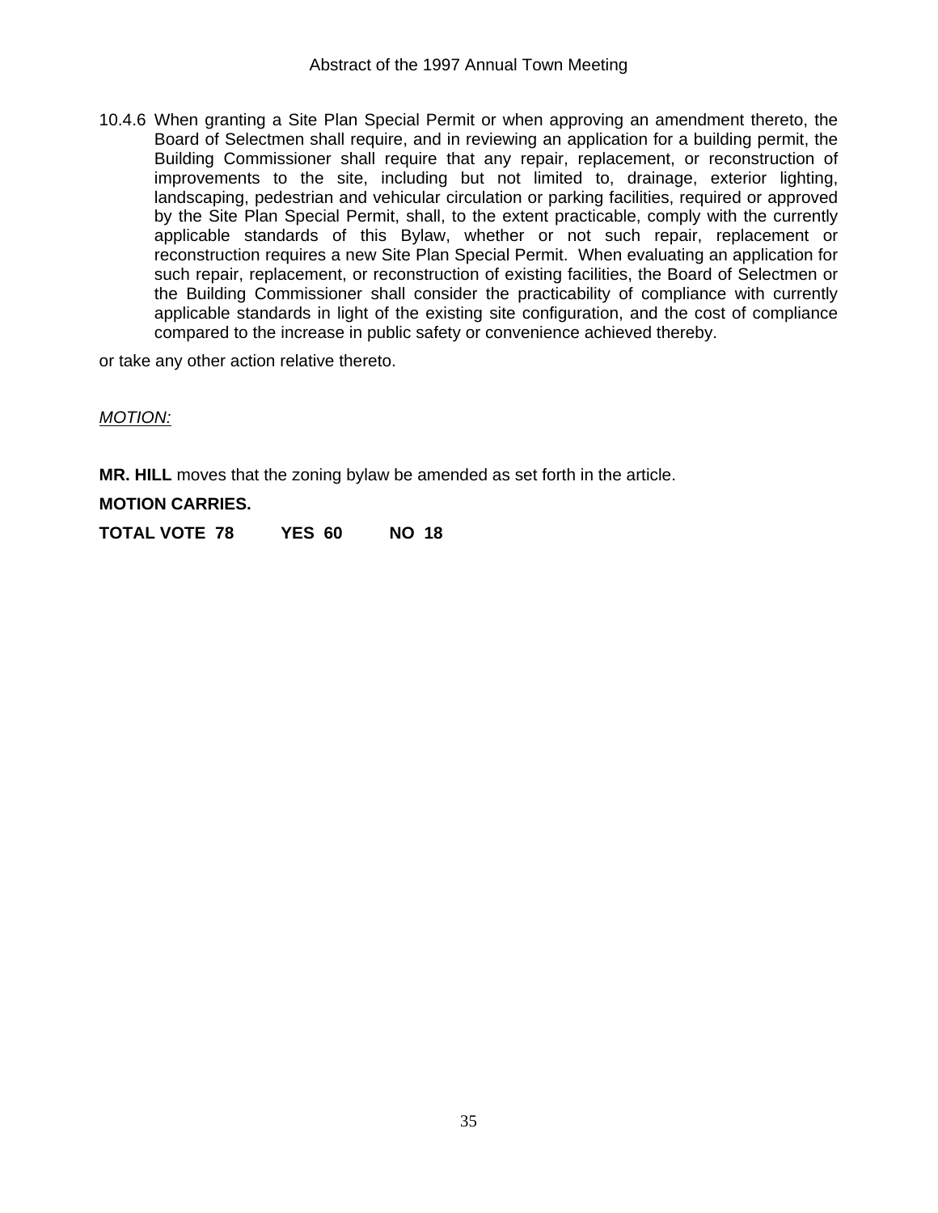10.4.6 When granting a Site Plan Special Permit or when approving an amendment thereto, the Board of Selectmen shall require, and in reviewing an application for a building permit, the Building Commissioner shall require that any repair, replacement, or reconstruction of improvements to the site, including but not limited to, drainage, exterior lighting, landscaping, pedestrian and vehicular circulation or parking facilities, required or approved by the Site Plan Special Permit, shall, to the extent practicable, comply with the currently applicable standards of this Bylaw, whether or not such repair, replacement or reconstruction requires a new Site Plan Special Permit. When evaluating an application for such repair, replacement, or reconstruction of existing facilities, the Board of Selectmen or the Building Commissioner shall consider the practicability of compliance with currently applicable standards in light of the existing site configuration, and the cost of compliance compared to the increase in public safety or convenience achieved thereby.

or take any other action relative thereto.

*MOTION:*

**MR. HILL** moves that the zoning bylaw be amended as set forth in the article.

**MOTION CARRIES.**

**TOTAL VOTE 78 YES 60 NO 18**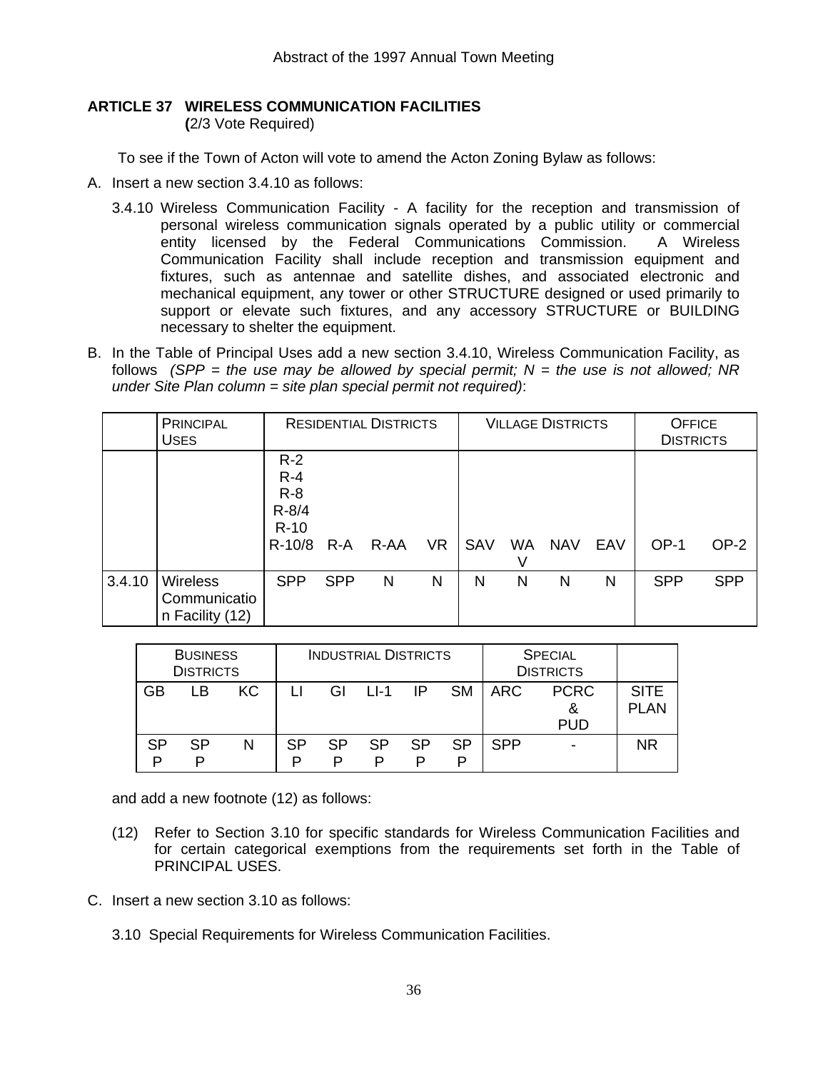**ARTICLE 37 WIRELESS COMMUNICATION FACILITIES**
**(**2/3 Vote Required)

To see if the Town of Acton will vote to amend the Acton Zoning Bylaw as follows:

A. Insert a new section 3.4.10 as follows:

3.4.10 Wireless Communication Facility - A facility for the reception and transmission of personal wireless communication signals operated by a public utility or commercial entity licensed by the Federal Communications Commission. A Wireless Communication Facility shall include reception and transmission equipment and fixtures, such as antennae and satellite dishes, and associated electronic and mechanical equipment, any tower or other STRUCTURE designed or used primarily to support or elevate such fixtures, and any accessory STRUCTURE or BUILDING necessary to shelter the equipment.

B. In the Table of Principal Uses add a new section 3.4.10, Wireless Communication Facility, as follows *(SPP = the use may be allowed by special permit; N = the use is not allowed; NR under Site Plan column = site plan special permit not required)*:

| | PRINCIPAL USES | RESIDENTIAL DISTRICTS | | | | VILLAGE DISTRICTS | | | | OFFICE DISTRICTS | |
|---|---|---|---|---|---|---|---|---|---|---|---|
| | | R-2 R-4 R-8 R-8/4 R-10 R-10/8 | R-A | R-AA | VR | SAV | WAV | NAV | EAV | OP-1 | OP-2 |
| 3.4.10 | Wireless Communication Facility (12) | SPP | SPP | N | N | N | N | N | N | SPP | SPP |

| BUSINESS DISTRICTS | | | INDUSTRIAL DISTRICTS | | | | | SPECIAL DISTRICTS | | |
|---|---|---|---|---|---|---|---|---|---|---|
| GB | LB | KC | LI | GI | LI-1 | IP | SM | ARC | PCRC & PUD | SITE PLAN |
| SPP | SPP | N | SPP | SPP | SPP | SPP | SPP | SPP | - | NR |

and add a new footnote (12) as follows:

(12) Refer to Section 3.10 for specific standards for Wireless Communication Facilities and for certain categorical exemptions from the requirements set forth in the Table of PRINCIPAL USES.

C. Insert a new section 3.10 as follows:

3.10 Special Requirements for Wireless Communication Facilities.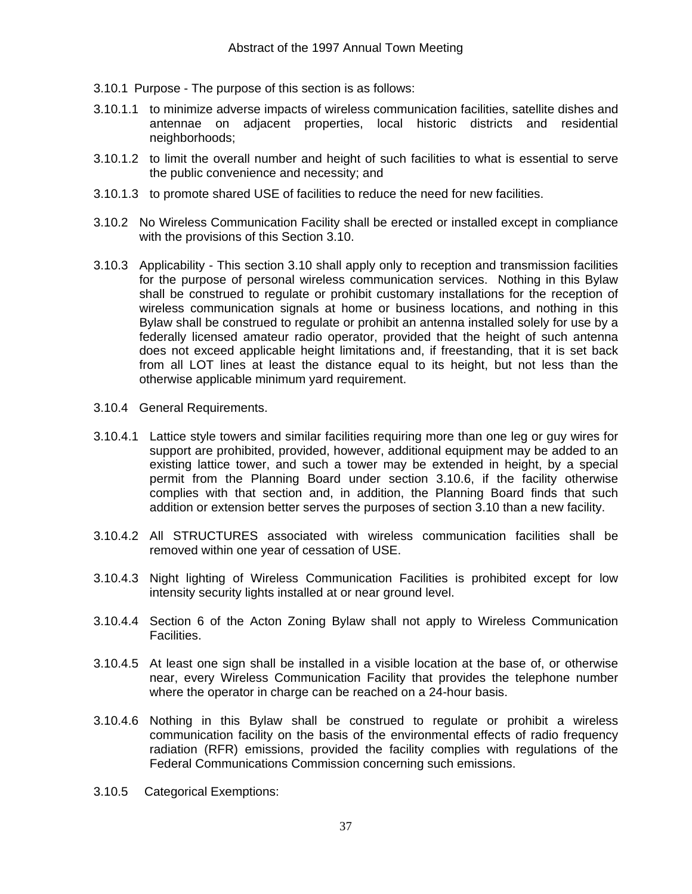3.10.1 Purpose - The purpose of this section is as follows:

3.10.1.1 to minimize adverse impacts of wireless communication facilities, satellite dishes and antennae on adjacent properties, local historic districts and residential neighborhoods;

3.10.1.2 to limit the overall number and height of such facilities to what is essential to serve the public convenience and necessity; and

3.10.1.3 to promote shared USE of facilities to reduce the need for new facilities.

3.10.2 No Wireless Communication Facility shall be erected or installed except in compliance with the provisions of this Section 3.10.

3.10.3 Applicability - This section 3.10 shall apply only to reception and transmission facilities for the purpose of personal wireless communication services. Nothing in this Bylaw shall be construed to regulate or prohibit customary installations for the reception of wireless communication signals at home or business locations, and nothing in this Bylaw shall be construed to regulate or prohibit an antenna installed solely for use by a federally licensed amateur radio operator, provided that the height of such antenna does not exceed applicable height limitations and, if freestanding, that it is set back from all LOT lines at least the distance equal to its height, but not less than the otherwise applicable minimum yard requirement.

3.10.4 General Requirements.

3.10.4.1 Lattice style towers and similar facilities requiring more than one leg or guy wires for support are prohibited, provided, however, additional equipment may be added to an existing lattice tower, and such a tower may be extended in height, by a special permit from the Planning Board under section 3.10.6, if the facility otherwise complies with that section and, in addition, the Planning Board finds that such addition or extension better serves the purposes of section 3.10 than a new facility.

3.10.4.2 All STRUCTURES associated with wireless communication facilities shall be removed within one year of cessation of USE.

3.10.4.3 Night lighting of Wireless Communication Facilities is prohibited except for low intensity security lights installed at or near ground level.

3.10.4.4 Section 6 of the Acton Zoning Bylaw shall not apply to Wireless Communication Facilities.

3.10.4.5 At least one sign shall be installed in a visible location at the base of, or otherwise near, every Wireless Communication Facility that provides the telephone number where the operator in charge can be reached on a 24-hour basis.

3.10.4.6 Nothing in this Bylaw shall be construed to regulate or prohibit a wireless communication facility on the basis of the environmental effects of radio frequency radiation (RFR) emissions, provided the facility complies with regulations of the Federal Communications Commission concerning such emissions.

3.10.5 Categorical Exemptions: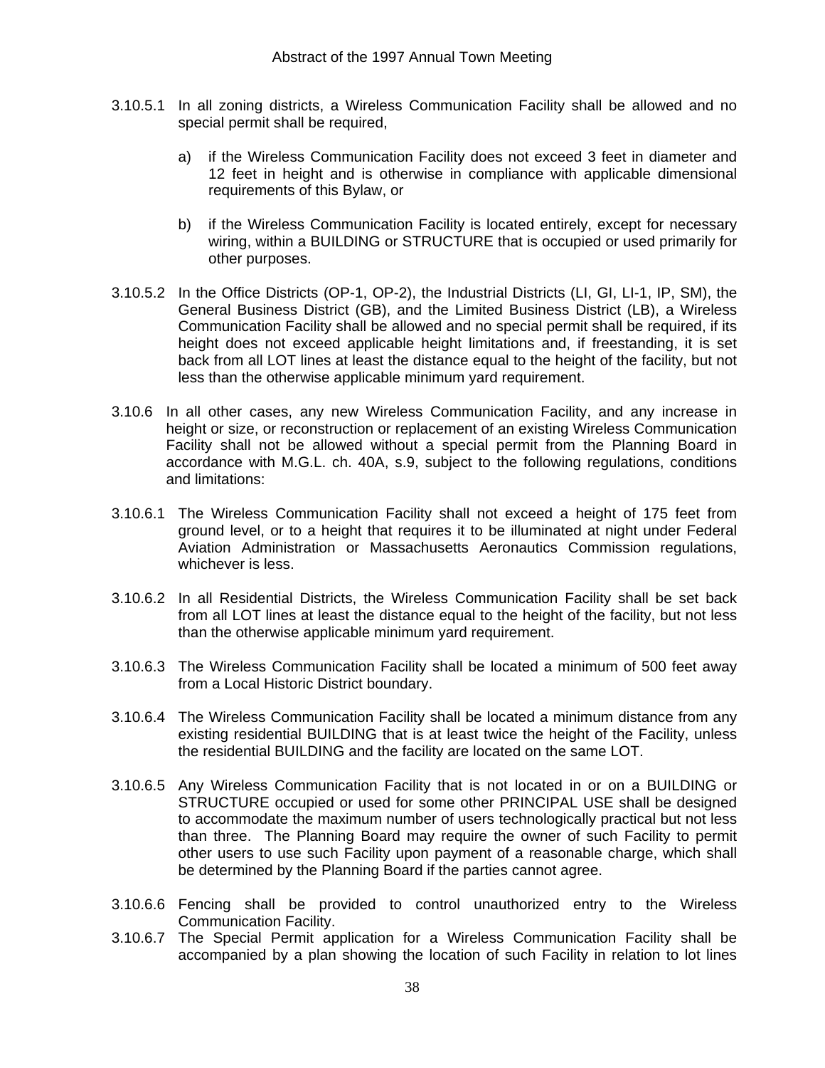3.10.5.1 In all zoning districts, a Wireless Communication Facility shall be allowed and no special permit shall be required,

a) if the Wireless Communication Facility does not exceed 3 feet in diameter and 12 feet in height and is otherwise in compliance with applicable dimensional requirements of this Bylaw, or

b) if the Wireless Communication Facility is located entirely, except for necessary wiring, within a BUILDING or STRUCTURE that is occupied or used primarily for other purposes.

3.10.5.2 In the Office Districts (OP-1, OP-2), the Industrial Districts (LI, GI, LI-1, IP, SM), the General Business District (GB), and the Limited Business District (LB), a Wireless Communication Facility shall be allowed and no special permit shall be required, if its height does not exceed applicable height limitations and, if freestanding, it is set back from all LOT lines at least the distance equal to the height of the facility, but not less than the otherwise applicable minimum yard requirement.

3.10.6 In all other cases, any new Wireless Communication Facility, and any increase in height or size, or reconstruction or replacement of an existing Wireless Communication Facility shall not be allowed without a special permit from the Planning Board in accordance with M.G.L. ch. 40A, s.9, subject to the following regulations, conditions and limitations:

3.10.6.1 The Wireless Communication Facility shall not exceed a height of 175 feet from ground level, or to a height that requires it to be illuminated at night under Federal Aviation Administration or Massachusetts Aeronautics Commission regulations, whichever is less.

3.10.6.2 In all Residential Districts, the Wireless Communication Facility shall be set back from all LOT lines at least the distance equal to the height of the facility, but not less than the otherwise applicable minimum yard requirement.

3.10.6.3 The Wireless Communication Facility shall be located a minimum of 500 feet away from a Local Historic District boundary.

3.10.6.4 The Wireless Communication Facility shall be located a minimum distance from any existing residential BUILDING that is at least twice the height of the Facility, unless the residential BUILDING and the facility are located on the same LOT.

3.10.6.5 Any Wireless Communication Facility that is not located in or on a BUILDING or STRUCTURE occupied or used for some other PRINCIPAL USE shall be designed to accommodate the maximum number of users technologically practical but not less than three. The Planning Board may require the owner of such Facility to permit other users to use such Facility upon payment of a reasonable charge, which shall be determined by the Planning Board if the parties cannot agree.

3.10.6.6 Fencing shall be provided to control unauthorized entry to the Wireless Communication Facility.

3.10.6.7 The Special Permit application for a Wireless Communication Facility shall be accompanied by a plan showing the location of such Facility in relation to lot lines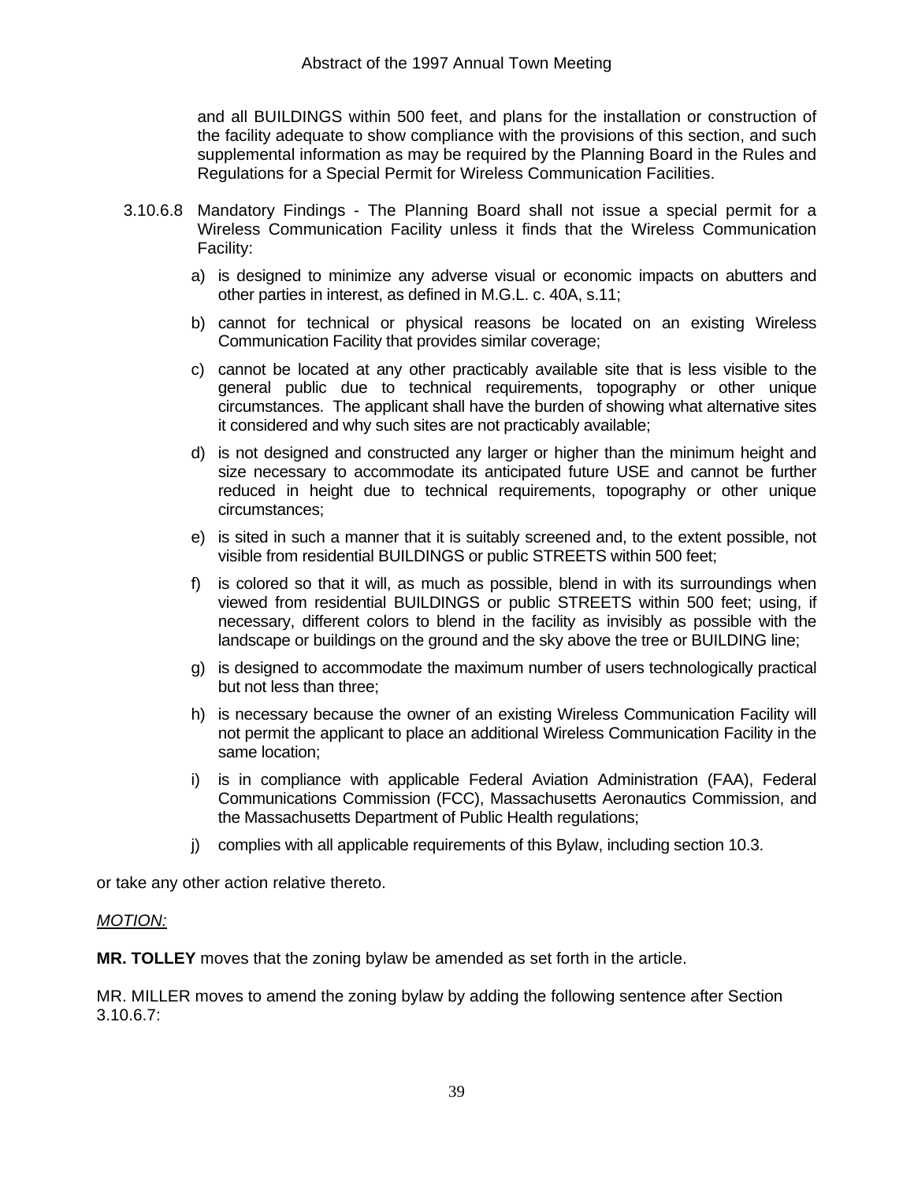and all BUILDINGS within 500 feet, and plans for the installation or construction of the facility adequate to show compliance with the provisions of this section, and such supplemental information as may be required by the Planning Board in the Rules and Regulations for a Special Permit for Wireless Communication Facilities.

3.10.6.8 Mandatory Findings - The Planning Board shall not issue a special permit for a Wireless Communication Facility unless it finds that the Wireless Communication Facility:

a) is designed to minimize any adverse visual or economic impacts on abutters and other parties in interest, as defined in M.G.L. c. 40A, s.11;

b) cannot for technical or physical reasons be located on an existing Wireless Communication Facility that provides similar coverage;

c) cannot be located at any other practicably available site that is less visible to the general public due to technical requirements, topography or other unique circumstances. The applicant shall have the burden of showing what alternative sites it considered and why such sites are not practicably available;

d) is not designed and constructed any larger or higher than the minimum height and size necessary to accommodate its anticipated future USE and cannot be further reduced in height due to technical requirements, topography or other unique circumstances;

e) is sited in such a manner that it is suitably screened and, to the extent possible, not visible from residential BUILDINGS or public STREETS within 500 feet;

f) is colored so that it will, as much as possible, blend in with its surroundings when viewed from residential BUILDINGS or public STREETS within 500 feet; using, if necessary, different colors to blend in the facility as invisibly as possible with the landscape or buildings on the ground and the sky above the tree or BUILDING line;

g) is designed to accommodate the maximum number of users technologically practical but not less than three;

h) is necessary because the owner of an existing Wireless Communication Facility will not permit the applicant to place an additional Wireless Communication Facility in the same location;

i) is in compliance with applicable Federal Aviation Administration (FAA), Federal Communications Commission (FCC), Massachusetts Aeronautics Commission, and the Massachusetts Department of Public Health regulations;

j) complies with all applicable requirements of this Bylaw, including section 10.3.

or take any other action relative thereto.

*MOTION:*

**MR. TOLLEY** moves that the zoning bylaw be amended as set forth in the article.

MR. MILLER moves to amend the zoning bylaw by adding the following sentence after Section 3.10.6.7: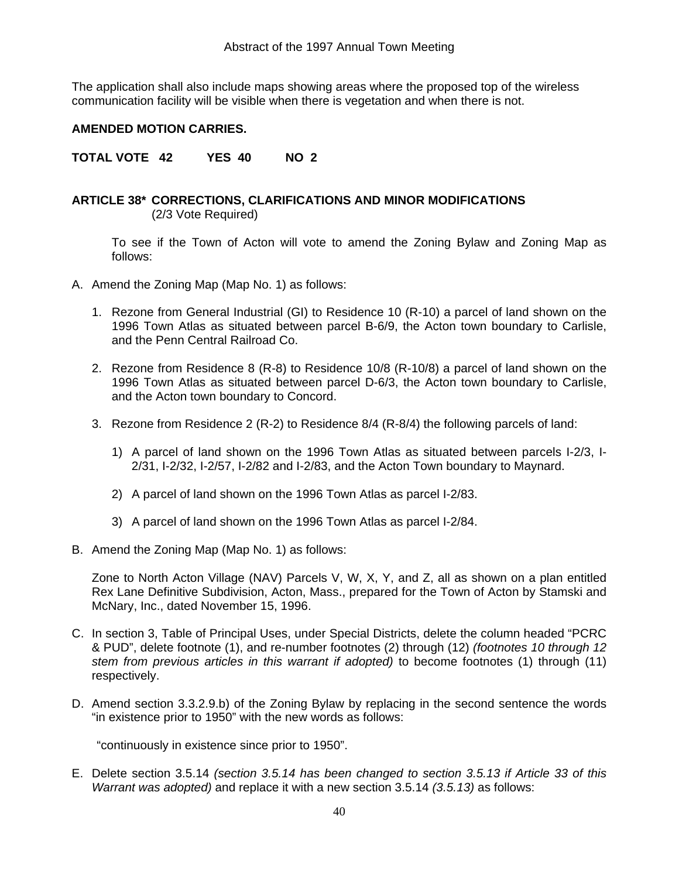The application shall also include maps showing areas where the proposed top of the wireless communication facility will be visible when there is vegetation and when there is not.

**AMENDED MOTION CARRIES.**

**TOTAL VOTE 42 YES 40 NO 2**

## ARTICLE 38* CORRECTIONS, CLARIFICATIONS AND MINOR MODIFICATIONS

(2/3 Vote Required)

To see if the Town of Acton will vote to amend the Zoning Bylaw and Zoning Map as follows:

A. Amend the Zoning Map (Map No. 1) as follows:

   1. Rezone from General Industrial (GI) to Residence 10 (R-10) a parcel of land shown on the 1996 Town Atlas as situated between parcel B-6/9, the Acton town boundary to Carlisle, and the Penn Central Railroad Co.

   2. Rezone from Residence 8 (R-8) to Residence 10/8 (R-10/8) a parcel of land shown on the 1996 Town Atlas as situated between parcel D-6/3, the Acton town boundary to Carlisle, and the Acton town boundary to Concord.

   3. Rezone from Residence 2 (R-2) to Residence 8/4 (R-8/4) the following parcels of land:

      1) A parcel of land shown on the 1996 Town Atlas as situated between parcels I-2/3, I-2/31, I-2/32, I-2/57, I-2/82 and I-2/83, and the Acton Town boundary to Maynard.

      2) A parcel of land shown on the 1996 Town Atlas as parcel I-2/83.

      3) A parcel of land shown on the 1996 Town Atlas as parcel I-2/84.

B. Amend the Zoning Map (Map No. 1) as follows:

   Zone to North Acton Village (NAV) Parcels V, W, X, Y, and Z, all as shown on a plan entitled Rex Lane Definitive Subdivision, Acton, Mass., prepared for the Town of Acton by Stamski and McNary, Inc., dated November 15, 1996.

C. In section 3, Table of Principal Uses, under Special Districts, delete the column headed “PCRC & PUD”, delete footnote (1), and re-number footnotes (2) through (12) *(footnotes 10 through 12 stem from previous articles in this warrant if adopted)* to become footnotes (1) through (11) respectively.

D. Amend section 3.3.2.9.b) of the Zoning Bylaw by replacing in the second sentence the words “in existence prior to 1950” with the new words as follows:

   “continuously in existence since prior to 1950”.

E. Delete section 3.5.14 *(section 3.5.14 has been changed to section 3.5.13 if Article 33 of this Warrant was adopted)* and replace it with a new section 3.5.14 *(3.5.13)* as follows: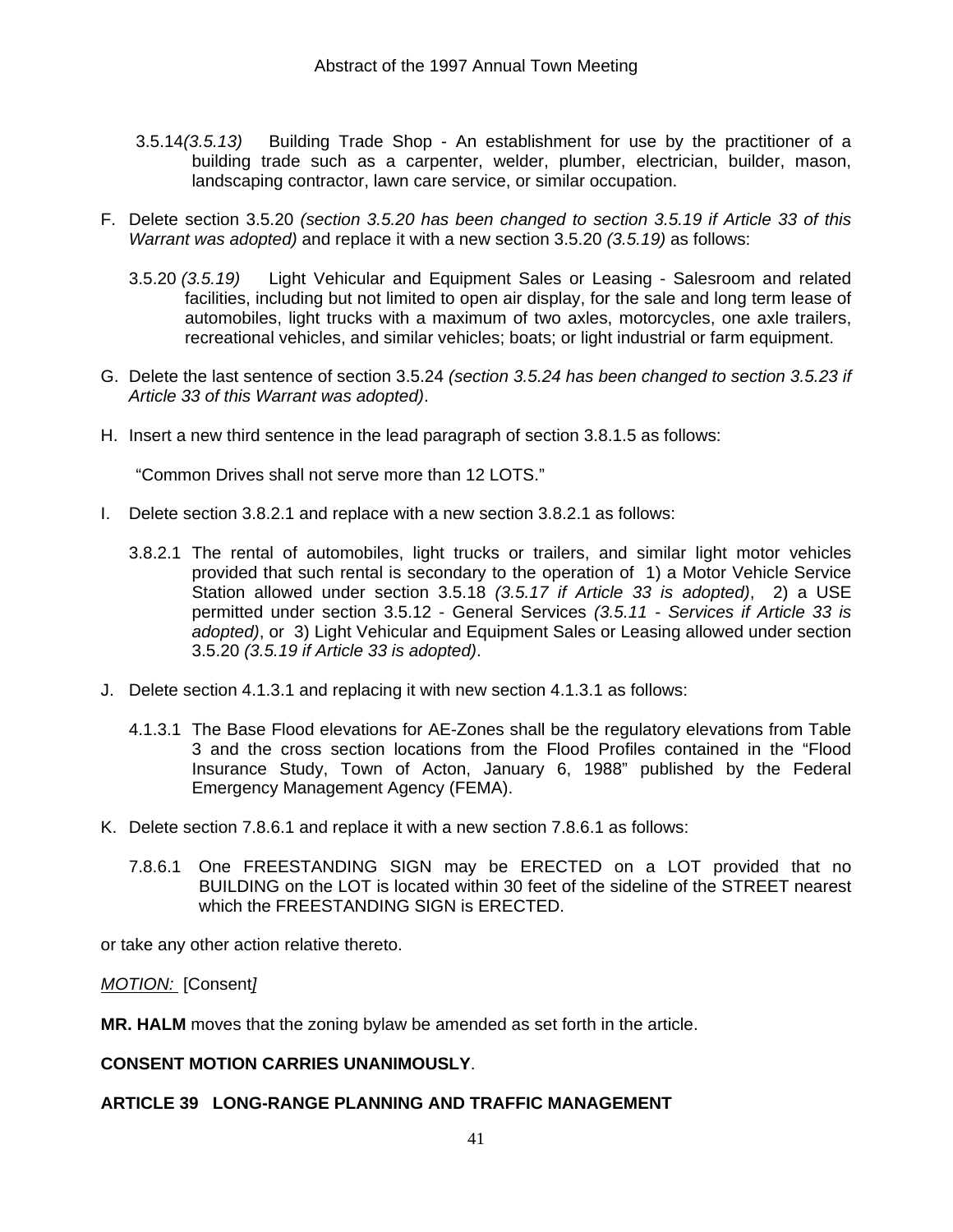3.5.14*(3.5.13)* Building Trade Shop - An establishment for use by the practitioner of a building trade such as a carpenter, welder, plumber, electrician, builder, mason, landscaping contractor, lawn care service, or similar occupation.

F. Delete section 3.5.20 *(section 3.5.20 has been changed to section 3.5.19 if Article 33 of this Warrant was adopted)* and replace it with a new section 3.5.20 *(3.5.19)* as follows:

   3.5.20 *(3.5.19)* Light Vehicular and Equipment Sales or Leasing - Salesroom and related facilities, including but not limited to open air display, for the sale and long term lease of automobiles, light trucks with a maximum of two axles, motorcycles, one axle trailers, recreational vehicles, and similar vehicles; boats; or light industrial or farm equipment.

G. Delete the last sentence of section 3.5.24 *(section 3.5.24 has been changed to section 3.5.23 if Article 33 of this Warrant was adopted)*.

H. Insert a new third sentence in the lead paragraph of section 3.8.1.5 as follows:

   "Common Drives shall not serve more than 12 LOTS."

I. Delete section 3.8.2.1 and replace with a new section 3.8.2.1 as follows:

   3.8.2.1 The rental of automobiles, light trucks or trailers, and similar light motor vehicles provided that such rental is secondary to the operation of 1) a Motor Vehicle Service Station allowed under section 3.5.18 *(3.5.17 if Article 33 is adopted)*, 2) a USE permitted under section 3.5.12 - General Services *(3.5.11 - Services if Article 33 is adopted)*, or 3) Light Vehicular and Equipment Sales or Leasing allowed under section 3.5.20 *(3.5.19 if Article 33 is adopted)*.

J. Delete section 4.1.3.1 and replacing it with new section 4.1.3.1 as follows:

   4.1.3.1 The Base Flood elevations for AE-Zones shall be the regulatory elevations from Table 3 and the cross section locations from the Flood Profiles contained in the "Flood Insurance Study, Town of Acton, January 6, 1988" published by the Federal Emergency Management Agency (FEMA).

K. Delete section 7.8.6.1 and replace it with a new section 7.8.6.1 as follows:

   7.8.6.1 One FREESTANDING SIGN may be ERECTED on a LOT provided that no BUILDING on the LOT is located within 30 feet of the sideline of the STREET nearest which the FREESTANDING SIGN is ERECTED.

or take any other action relative thereto.

*MOTION:* [Consent*]*

**MR. HALM** moves that the zoning bylaw be amended as set forth in the article.

**CONSENT MOTION CARRIES UNANIMOUSLY**.

**ARTICLE 39 LONG-RANGE PLANNING AND TRAFFIC MANAGEMENT**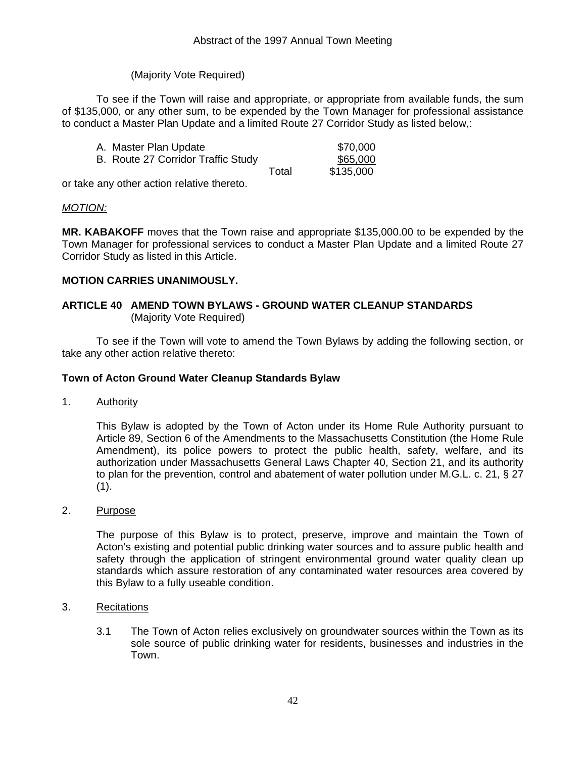(Majority Vote Required)

To see if the Town will raise and appropriate, or appropriate from available funds, the sum of $135,000, or any other sum, to be expended by the Town Manager for professional assistance to conduct a Master Plan Update and a limited Route 27 Corridor Study as listed below,:

| | | |
|---|---|---|
| A. Master Plan Update | | $70,000 |
| B. Route 27 Corridor Traffic Study | | $65,000 |
| | Total | $135,000 |

or take any other action relative thereto.

*MOTION:*

**MR. KABAKOFF** moves that the Town raise and appropriate $135,000.00 to be expended by the Town Manager for professional services to conduct a Master Plan Update and a limited Route 27 Corridor Study as listed in this Article.

**MOTION CARRIES UNANIMOUSLY.**

## ARTICLE 40 AMEND TOWN BYLAWS - GROUND WATER CLEANUP STANDARDS

(Majority Vote Required)

To see if the Town will vote to amend the Town Bylaws by adding the following section, or take any other action relative thereto:

### Town of Acton Ground Water Cleanup Standards Bylaw

1. Authority

   This Bylaw is adopted by the Town of Acton under its Home Rule Authority pursuant to Article 89, Section 6 of the Amendments to the Massachusetts Constitution (the Home Rule Amendment), its police powers to protect the public health, safety, welfare, and its authorization under Massachusetts General Laws Chapter 40, Section 21, and its authority to plan for the prevention, control and abatement of water pollution under M.G.L. c. 21, § 27 (1).

2. Purpose

   The purpose of this Bylaw is to protect, preserve, improve and maintain the Town of Acton's existing and potential public drinking water sources and to assure public health and safety through the application of stringent environmental ground water quality clean up standards which assure restoration of any contaminated water resources area covered by this Bylaw to a fully useable condition.

3. Recitations

   3.1 The Town of Acton relies exclusively on groundwater sources within the Town as its sole source of public drinking water for residents, businesses and industries in the Town.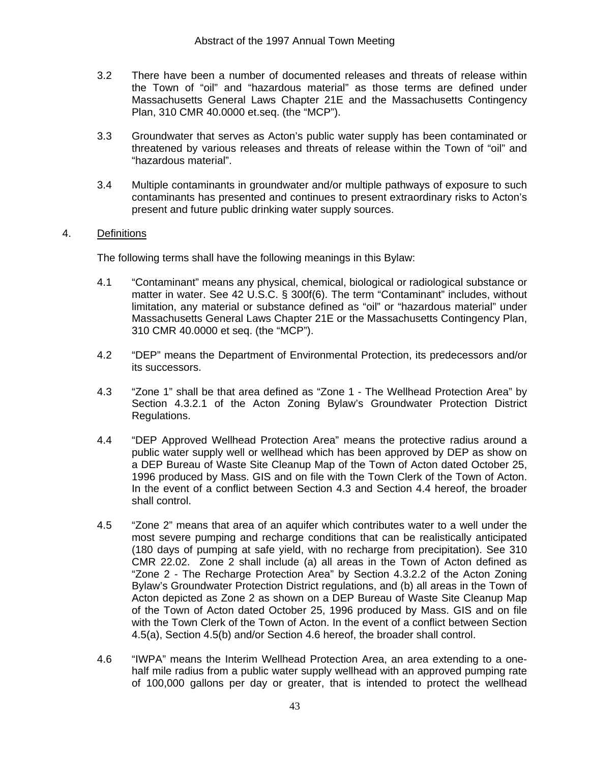3.2 There have been a number of documented releases and threats of release within the Town of "oil" and "hazardous material" as those terms are defined under Massachusetts General Laws Chapter 21E and the Massachusetts Contingency Plan, 310 CMR 40.0000 et.seq. (the "MCP").

3.3 Groundwater that serves as Acton's public water supply has been contaminated or threatened by various releases and threats of release within the Town of "oil" and "hazardous material".

3.4 Multiple contaminants in groundwater and/or multiple pathways of exposure to such contaminants has presented and continues to present extraordinary risks to Acton's present and future public drinking water supply sources.

4. Definitions

The following terms shall have the following meanings in this Bylaw:

4.1 "Contaminant" means any physical, chemical, biological or radiological substance or matter in water. See 42 U.S.C. § 300f(6). The term "Contaminant" includes, without limitation, any material or substance defined as "oil" or "hazardous material" under Massachusetts General Laws Chapter 21E or the Massachusetts Contingency Plan, 310 CMR 40.0000 et seq. (the "MCP").

4.2 "DEP" means the Department of Environmental Protection, its predecessors and/or its successors.

4.3 "Zone 1" shall be that area defined as "Zone 1 - The Wellhead Protection Area" by Section 4.3.2.1 of the Acton Zoning Bylaw's Groundwater Protection District Regulations.

4.4 "DEP Approved Wellhead Protection Area" means the protective radius around a public water supply well or wellhead which has been approved by DEP as show on a DEP Bureau of Waste Site Cleanup Map of the Town of Acton dated October 25, 1996 produced by Mass. GIS and on file with the Town Clerk of the Town of Acton. In the event of a conflict between Section 4.3 and Section 4.4 hereof, the broader shall control.

4.5 "Zone 2" means that area of an aquifer which contributes water to a well under the most severe pumping and recharge conditions that can be realistically anticipated (180 days of pumping at safe yield, with no recharge from precipitation). See 310 CMR 22.02. Zone 2 shall include (a) all areas in the Town of Acton defined as "Zone 2 - The Recharge Protection Area" by Section 4.3.2.2 of the Acton Zoning Bylaw's Groundwater Protection District regulations, and (b) all areas in the Town of Acton depicted as Zone 2 as shown on a DEP Bureau of Waste Site Cleanup Map of the Town of Acton dated October 25, 1996 produced by Mass. GIS and on file with the Town Clerk of the Town of Acton. In the event of a conflict between Section 4.5(a), Section 4.5(b) and/or Section 4.6 hereof, the broader shall control.

4.6 "IWPA" means the Interim Wellhead Protection Area, an area extending to a one-half mile radius from a public water supply wellhead with an approved pumping rate of 100,000 gallons per day or greater, that is intended to protect the wellhead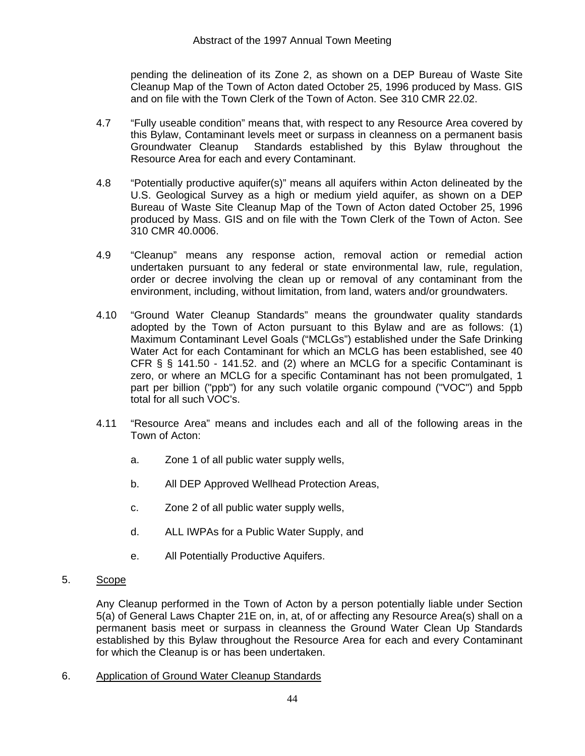pending the delineation of its Zone 2, as shown on a DEP Bureau of Waste Site Cleanup Map of the Town of Acton dated October 25, 1996 produced by Mass. GIS and on file with the Town Clerk of the Town of Acton. See 310 CMR 22.02.

4.7 "Fully useable condition" means that, with respect to any Resource Area covered by this Bylaw, Contaminant levels meet or surpass in cleanness on a permanent basis Groundwater Cleanup Standards established by this Bylaw throughout the Resource Area for each and every Contaminant.

4.8 "Potentially productive aquifer(s)" means all aquifers within Acton delineated by the U.S. Geological Survey as a high or medium yield aquifer, as shown on a DEP Bureau of Waste Site Cleanup Map of the Town of Acton dated October 25, 1996 produced by Mass. GIS and on file with the Town Clerk of the Town of Acton. See 310 CMR 40.0006.

4.9 "Cleanup" means any response action, removal action or remedial action undertaken pursuant to any federal or state environmental law, rule, regulation, order or decree involving the clean up or removal of any contaminant from the environment, including, without limitation, from land, waters and/or groundwaters.

4.10 "Ground Water Cleanup Standards" means the groundwater quality standards adopted by the Town of Acton pursuant to this Bylaw and are as follows: (1) Maximum Contaminant Level Goals ("MCLGs") established under the Safe Drinking Water Act for each Contaminant for which an MCLG has been established, see 40 CFR § § 141.50 - 141.52. and (2) where an MCLG for a specific Contaminant is zero, or where an MCLG for a specific Contaminant has not been promulgated, 1 part per billion ("ppb") for any such volatile organic compound ("VOC") and 5ppb total for all such VOC's.

4.11 "Resource Area" means and includes each and all of the following areas in the Town of Acton:

a. Zone 1 of all public water supply wells,

b. All DEP Approved Wellhead Protection Areas,

c. Zone 2 of all public water supply wells,

d. ALL IWPAs for a Public Water Supply, and

e. All Potentially Productive Aquifers.

5. <u>Scope</u>

Any Cleanup performed in the Town of Acton by a person potentially liable under Section 5(a) of General Laws Chapter 21E on, in, at, of or affecting any Resource Area(s) shall on a permanent basis meet or surpass in cleanness the Ground Water Clean Up Standards established by this Bylaw throughout the Resource Area for each and every Contaminant for which the Cleanup is or has been undertaken.

6. <u>Application of Ground Water Cleanup Standards</u>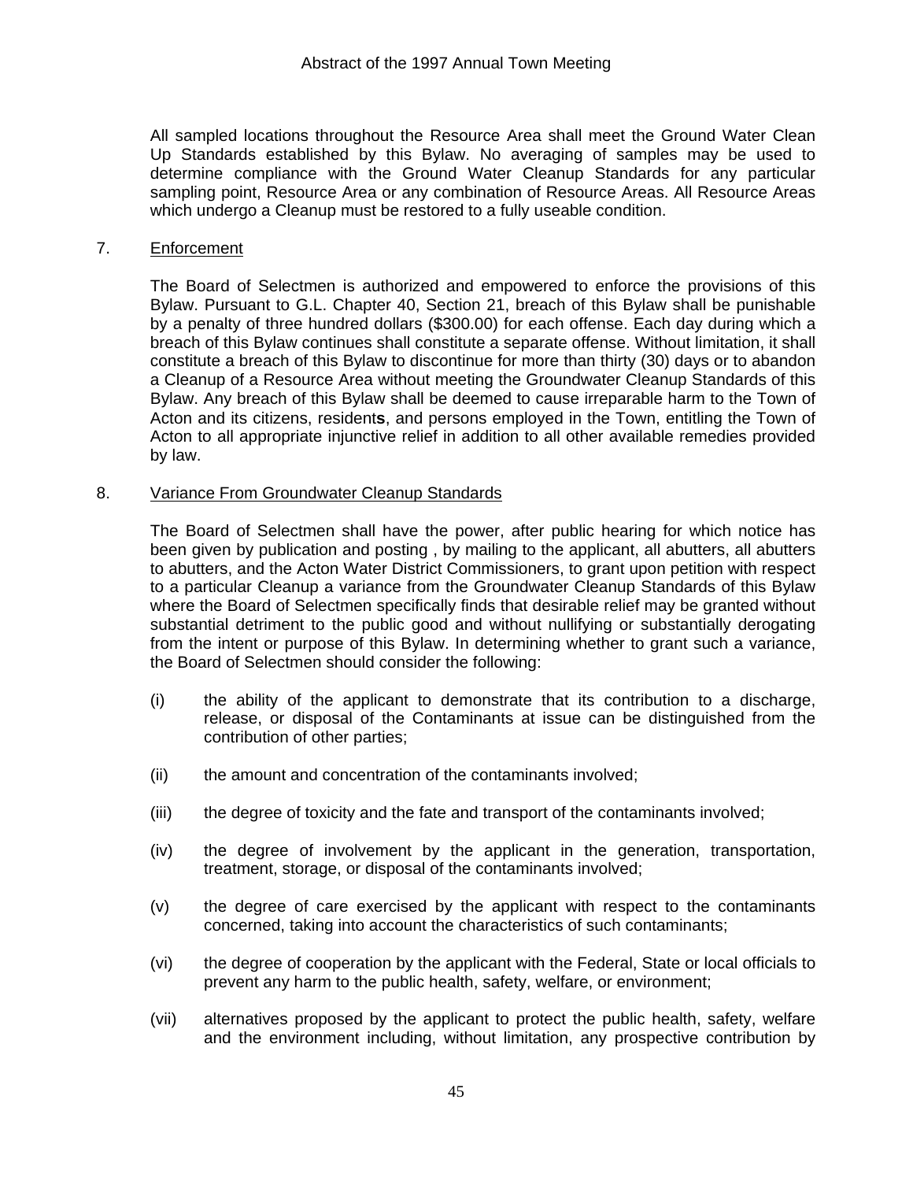All sampled locations throughout the Resource Area shall meet the Ground Water Clean Up Standards established by this Bylaw. No averaging of samples may be used to determine compliance with the Ground Water Cleanup Standards for any particular sampling point, Resource Area or any combination of Resource Areas. All Resource Areas which undergo a Cleanup must be restored to a fully useable condition.

7. <u>Enforcement</u>

The Board of Selectmen is authorized and empowered to enforce the provisions of this Bylaw. Pursuant to G.L. Chapter 40, Section 21, breach of this Bylaw shall be punishable by a penalty of three hundred dollars ($300.00) for each offense. Each day during which a breach of this Bylaw continues shall constitute a separate offense. Without limitation, it shall constitute a breach of this Bylaw to discontinue for more than thirty (30) days or to abandon a Cleanup of a Resource Area without meeting the Groundwater Cleanup Standards of this Bylaw. Any breach of this Bylaw shall be deemed to cause irreparable harm to the Town of Acton and its citizens, resident**s**, and persons employed in the Town, entitling the Town of Acton to all appropriate injunctive relief in addition to all other available remedies provided by law.

8. <u>Variance From Groundwater Cleanup Standards</u>

The Board of Selectmen shall have the power, after public hearing for which notice has been given by publication and posting , by mailing to the applicant, all abutters, all abutters to abutters, and the Acton Water District Commissioners, to grant upon petition with respect to a particular Cleanup a variance from the Groundwater Cleanup Standards of this Bylaw where the Board of Selectmen specifically finds that desirable relief may be granted without substantial detriment to the public good and without nullifying or substantially derogating from the intent or purpose of this Bylaw. In determining whether to grant such a variance, the Board of Selectmen should consider the following:

(i) the ability of the applicant to demonstrate that its contribution to a discharge, release, or disposal of the Contaminants at issue can be distinguished from the contribution of other parties;

(ii) the amount and concentration of the contaminants involved;

(iii) the degree of toxicity and the fate and transport of the contaminants involved;

(iv) the degree of involvement by the applicant in the generation, transportation, treatment, storage, or disposal of the contaminants involved;

(v) the degree of care exercised by the applicant with respect to the contaminants concerned, taking into account the characteristics of such contaminants;

(vi) the degree of cooperation by the applicant with the Federal, State or local officials to prevent any harm to the public health, safety, welfare, or environment;

(vii) alternatives proposed by the applicant to protect the public health, safety, welfare and the environment including, without limitation, any prospective contribution by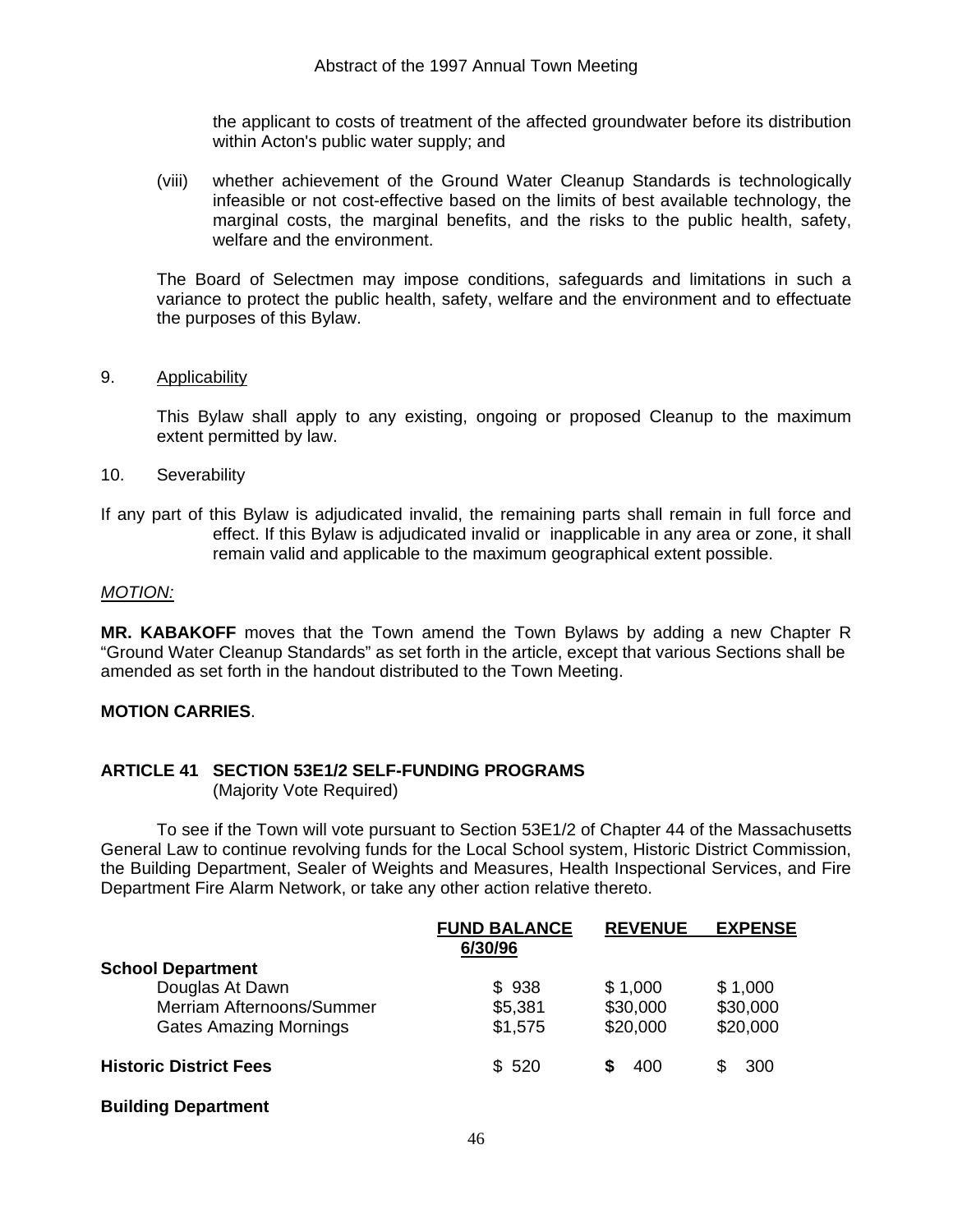the applicant to costs of treatment of the affected groundwater before its distribution within Acton's public water supply; and

(viii) whether achievement of the Ground Water Cleanup Standards is technologically infeasible or not cost-effective based on the limits of best available technology, the marginal costs, the marginal benefits, and the risks to the public health, safety, welfare and the environment.

The Board of Selectmen may impose conditions, safeguards and limitations in such a variance to protect the public health, safety, welfare and the environment and to effectuate the purposes of this Bylaw.

9. Applicability

This Bylaw shall apply to any existing, ongoing or proposed Cleanup to the maximum extent permitted by law.

10. Severability

If any part of this Bylaw is adjudicated invalid, the remaining parts shall remain in full force and effect. If this Bylaw is adjudicated invalid or inapplicable in any area or zone, it shall remain valid and applicable to the maximum geographical extent possible.

*MOTION:*

**MR. KABAKOFF** moves that the Town amend the Town Bylaws by adding a new Chapter R "Ground Water Cleanup Standards" as set forth in the article, except that various Sections shall be amended as set forth in the handout distributed to the Town Meeting.

**MOTION CARRIES**.

**ARTICLE 41 SECTION 53E1/2 SELF-FUNDING PROGRAMS**
(Majority Vote Required)

To see if the Town will vote pursuant to Section 53E1/2 of Chapter 44 of the Massachusetts General Law to continue revolving funds for the Local School system, Historic District Commission, the Building Department, Sealer of Weights and Measures, Health Inspectional Services, and Fire Department Fire Alarm Network, or take any other action relative thereto.

| | FUND BALANCE 6/30/96 | REVENUE | EXPENSE |
|---|---|---|---|
| **School Department** | | | |
| Douglas At Dawn | $ 938 | $ 1,000 | $ 1,000 |
| Merriam Afternoons/Summer | $5,381 | $30,000 | $30,000 |
| Gates Amazing Mornings | $1,575 | $20,000 | $20,000 |
| **Historic District Fees** | $ 520 | $ 400 | $ 300 |
| **Building Department** | | | |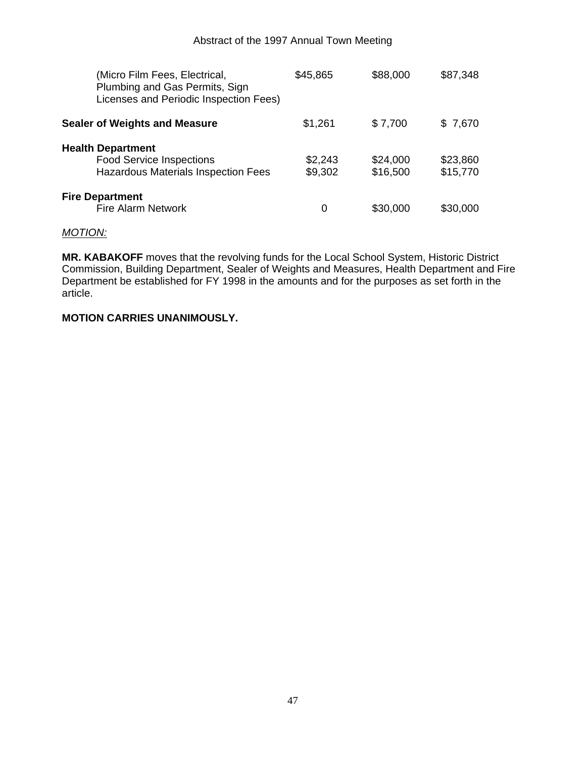| | | | |
|---|---|---|---|
| (Micro Film Fees, Electrical, Plumbing and Gas Permits, Sign Licenses and Periodic Inspection Fees) | $45,865 | $88,000 | $87,348 |
| **Sealer of Weights and Measure** | $1,261 | $ 7,700 | $ 7,670 |
| **Health Department** | | | |
| Food Service Inspections | $2,243 | $24,000 | $23,860 |
| Hazardous Materials Inspection Fees | $9,302 | $16,500 | $15,770 |
| **Fire Department** | | | |
| Fire Alarm Network | 0 | $30,000 | $30,000 |

*MOTION:*

**MR. KABAKOFF** moves that the revolving funds for the Local School System, Historic District Commission, Building Department, Sealer of Weights and Measures, Health Department and Fire Department be established for FY 1998 in the amounts and for the purposes as set forth in the article.

**MOTION CARRIES UNANIMOUSLY.**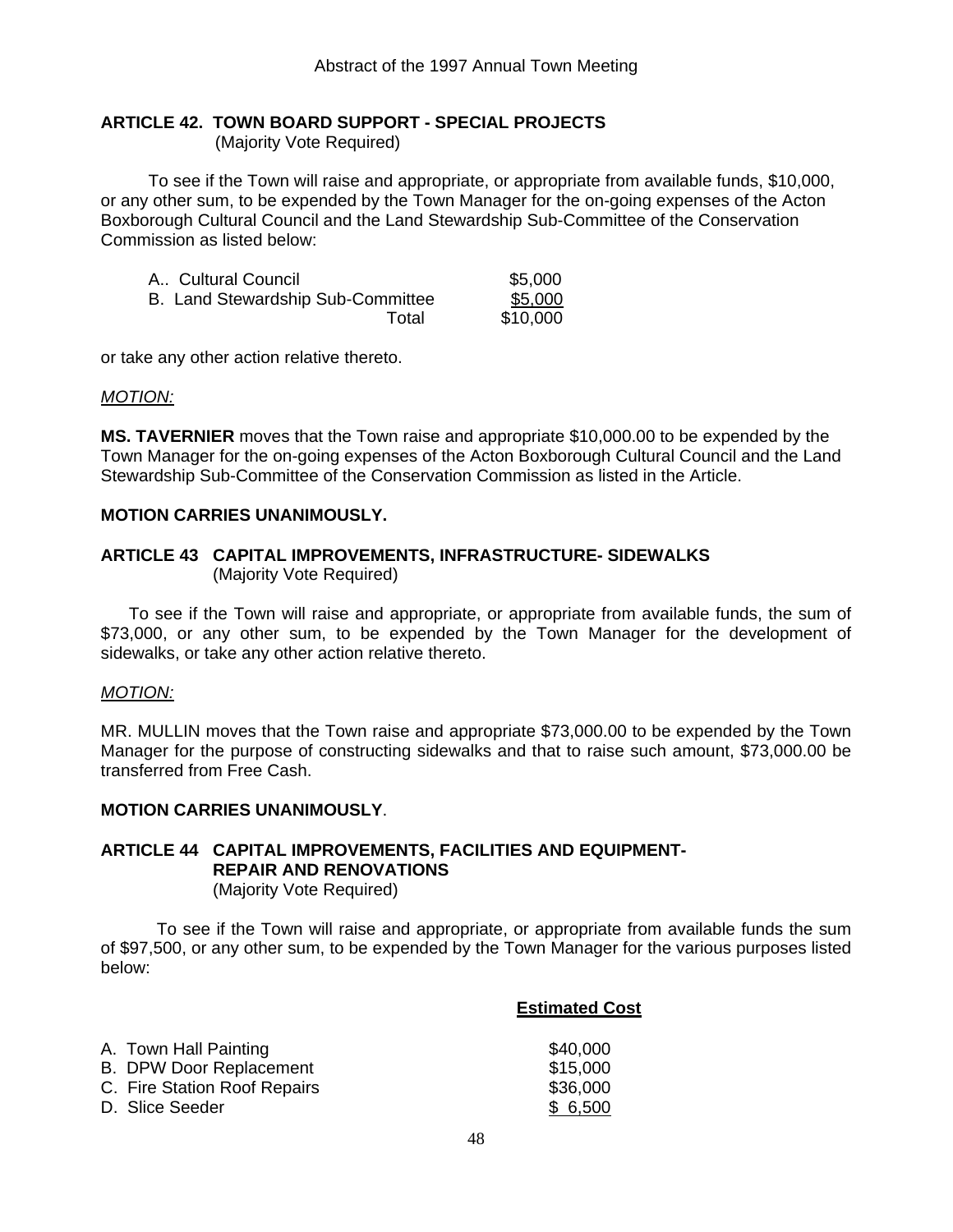### ARTICLE 42. TOWN BOARD SUPPORT - SPECIAL PROJECTS
(Majority Vote Required)

To see if the Town will raise and appropriate, or appropriate from available funds, $10,000, or any other sum, to be expended by the Town Manager for the on-going expenses of the Acton Boxborough Cultural Council and the Land Stewardship Sub-Committee of the Conservation Commission as listed below:

| | |
|---|---|
| A.. Cultural Council | $5,000 |
| B. Land Stewardship Sub-Committee | $5,000 |
| Total | $10,000 |

or take any other action relative thereto.

*MOTION:*

**MS. TAVERNIER** moves that the Town raise and appropriate $10,000.00 to be expended by the Town Manager for the on-going expenses of the Acton Boxborough Cultural Council and the Land Stewardship Sub-Committee of the Conservation Commission as listed in the Article.

**MOTION CARRIES UNANIMOUSLY.**

### ARTICLE 43 CAPITAL IMPROVEMENTS, INFRASTRUCTURE- SIDEWALKS
(Majority Vote Required)

To see if the Town will raise and appropriate, or appropriate from available funds, the sum of $73,000, or any other sum, to be expended by the Town Manager for the development of sidewalks, or take any other action relative thereto.

*MOTION:*

MR. MULLIN moves that the Town raise and appropriate $73,000.00 to be expended by the Town Manager for the purpose of constructing sidewalks and that to raise such amount, $73,000.00 be transferred from Free Cash.

**MOTION CARRIES UNANIMOUSLY**.

### ARTICLE 44 CAPITAL IMPROVEMENTS, FACILITIES AND EQUIPMENT- REPAIR AND RENOVATIONS
(Majority Vote Required)

To see if the Town will raise and appropriate, or appropriate from available funds the sum of $97,500, or any other sum, to be expended by the Town Manager for the various purposes listed below:

| | **Estimated Cost** |
|---|---|
| A. Town Hall Painting | $40,000 |
| B. DPW Door Replacement | $15,000 |
| C. Fire Station Roof Repairs | $36,000 |
| D. Slice Seeder | $ 6,500 |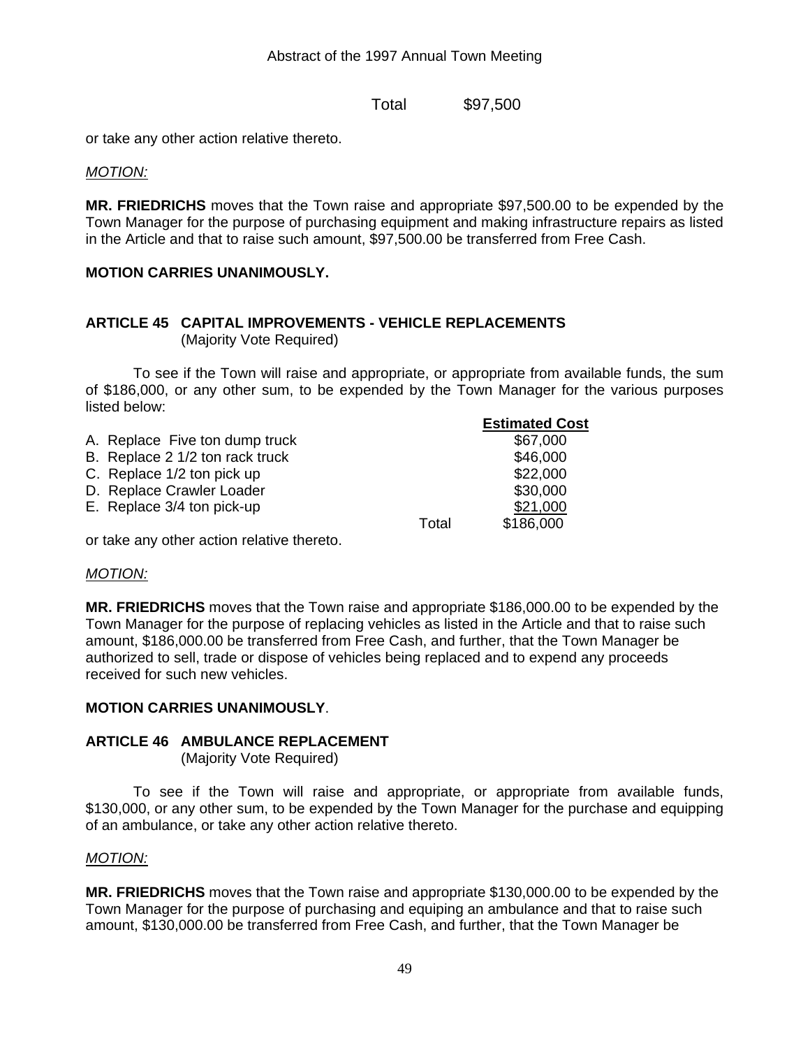Total $97,500

or take any other action relative thereto.

*MOTION:*

**MR. FRIEDRICHS** moves that the Town raise and appropriate $97,500.00 to be expended by the Town Manager for the purpose of purchasing equipment and making infrastructure repairs as listed in the Article and that to raise such amount, $97,500.00 be transferred from Free Cash.

**MOTION CARRIES UNANIMOUSLY.**

**ARTICLE 45 CAPITAL IMPROVEMENTS - VEHICLE REPLACEMENTS**
(Majority Vote Required)

To see if the Town will raise and appropriate, or appropriate from available funds, the sum of $186,000, or any other sum, to be expended by the Town Manager for the various purposes listed below:

| | | Estimated Cost |
|---|---|---|
| A. Replace Five ton dump truck | | $67,000 |
| B. Replace 2 1/2 ton rack truck | | $46,000 |
| C. Replace 1/2 ton pick up | | $22,000 |
| D. Replace Crawler Loader | | $30,000 |
| E. Replace 3/4 ton pick-up | | $21,000 |
| | Total | $186,000 |

or take any other action relative thereto.

*MOTION:*

**MR. FRIEDRICHS** moves that the Town raise and appropriate $186,000.00 to be expended by the Town Manager for the purpose of replacing vehicles as listed in the Article and that to raise such amount, $186,000.00 be transferred from Free Cash, and further, that the Town Manager be authorized to sell, trade or dispose of vehicles being replaced and to expend any proceeds received for such new vehicles.

**MOTION CARRIES UNANIMOUSLY**.

**ARTICLE 46 AMBULANCE REPLACEMENT**
(Majority Vote Required)

To see if the Town will raise and appropriate, or appropriate from available funds, $130,000, or any other sum, to be expended by the Town Manager for the purchase and equipping of an ambulance, or take any other action relative thereto.

*MOTION:*

**MR. FRIEDRICHS** moves that the Town raise and appropriate $130,000.00 to be expended by the Town Manager for the purpose of purchasing and equiping an ambulance and that to raise such amount, $130,000.00 be transferred from Free Cash, and further, that the Town Manager be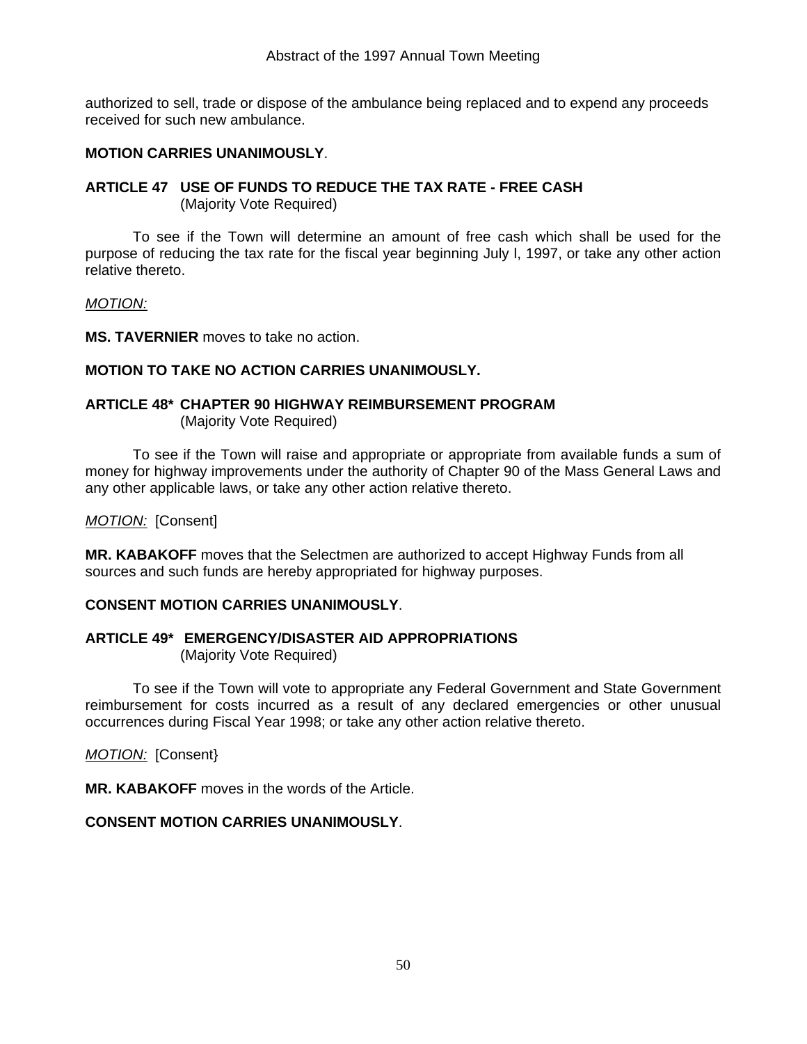authorized to sell, trade or dispose of the ambulance being replaced and to expend any proceeds received for such new ambulance.

**MOTION CARRIES UNANIMOUSLY**.

### ARTICLE 47 USE OF FUNDS TO REDUCE THE TAX RATE - FREE CASH
(Majority Vote Required)

To see if the Town will determine an amount of free cash which shall be used for the purpose of reducing the tax rate for the fiscal year beginning July l, 1997, or take any other action relative thereto.

*MOTION:*

**MS. TAVERNIER** moves to take no action.

**MOTION TO TAKE NO ACTION CARRIES UNANIMOUSLY.**

### ARTICLE 48* CHAPTER 90 HIGHWAY REIMBURSEMENT PROGRAM
(Majority Vote Required)

To see if the Town will raise and appropriate or appropriate from available funds a sum of money for highway improvements under the authority of Chapter 90 of the Mass General Laws and any other applicable laws, or take any other action relative thereto.

*MOTION:* [Consent]

**MR. KABAKOFF** moves that the Selectmen are authorized to accept Highway Funds from all sources and such funds are hereby appropriated for highway purposes.

**CONSENT MOTION CARRIES UNANIMOUSLY**.

### ARTICLE 49* EMERGENCY/DISASTER AID APPROPRIATIONS
(Majority Vote Required)

To see if the Town will vote to appropriate any Federal Government and State Government reimbursement for costs incurred as a result of any declared emergencies or other unusual occurrences during Fiscal Year 1998; or take any other action relative thereto.

*MOTION:* [Consent}

**MR. KABAKOFF** moves in the words of the Article.

**CONSENT MOTION CARRIES UNANIMOUSLY**.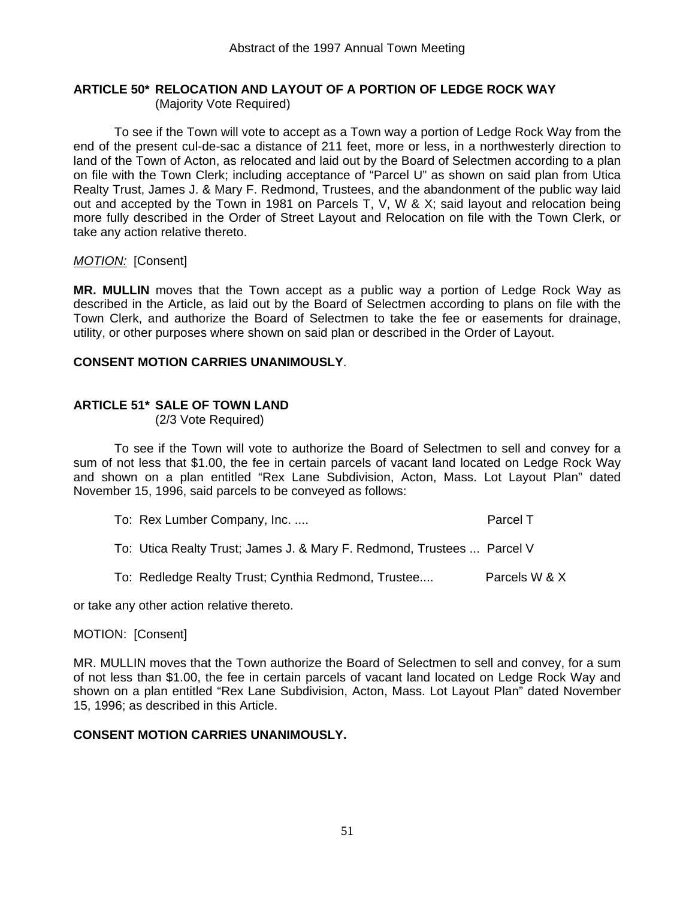**ARTICLE 50\* RELOCATION AND LAYOUT OF A PORTION OF LEDGE ROCK WAY**
(Majority Vote Required)

To see if the Town will vote to accept as a Town way a portion of Ledge Rock Way from the end of the present cul-de-sac a distance of 211 feet, more or less, in a northwesterly direction to land of the Town of Acton, as relocated and laid out by the Board of Selectmen according to a plan on file with the Town Clerk; including acceptance of "Parcel U" as shown on said plan from Utica Realty Trust, James J. & Mary F. Redmond, Trustees, and the abandonment of the public way laid out and accepted by the Town in 1981 on Parcels T, V, W & X; said layout and relocation being more fully described in the Order of Street Layout and Relocation on file with the Town Clerk, or take any action relative thereto.

*MOTION:* [Consent]

**MR. MULLIN** moves that the Town accept as a public way a portion of Ledge Rock Way as described in the Article, as laid out by the Board of Selectmen according to plans on file with the Town Clerk, and authorize the Board of Selectmen to take the fee or easements for drainage, utility, or other purposes where shown on said plan or described in the Order of Layout.

**CONSENT MOTION CARRIES UNANIMOUSLY**.

**ARTICLE 51\* SALE OF TOWN LAND**
(2/3 Vote Required)

To see if the Town will vote to authorize the Board of Selectmen to sell and convey for a sum of not less that $1.00, the fee in certain parcels of vacant land located on Ledge Rock Way and shown on a plan entitled "Rex Lane Subdivision, Acton, Mass. Lot Layout Plan" dated November 15, 1996, said parcels to be conveyed as follows:

To: Rex Lumber Company, Inc. .... Parcel T

To: Utica Realty Trust; James J. & Mary F. Redmond, Trustees ... Parcel V

To: Redledge Realty Trust; Cynthia Redmond, Trustee.... Parcels W & X

or take any other action relative thereto.

MOTION: [Consent]

MR. MULLIN moves that the Town authorize the Board of Selectmen to sell and convey, for a sum of not less than $1.00, the fee in certain parcels of vacant land located on Ledge Rock Way and shown on a plan entitled "Rex Lane Subdivision, Acton, Mass. Lot Layout Plan" dated November 15, 1996; as described in this Article.

**CONSENT MOTION CARRIES UNANIMOUSLY.**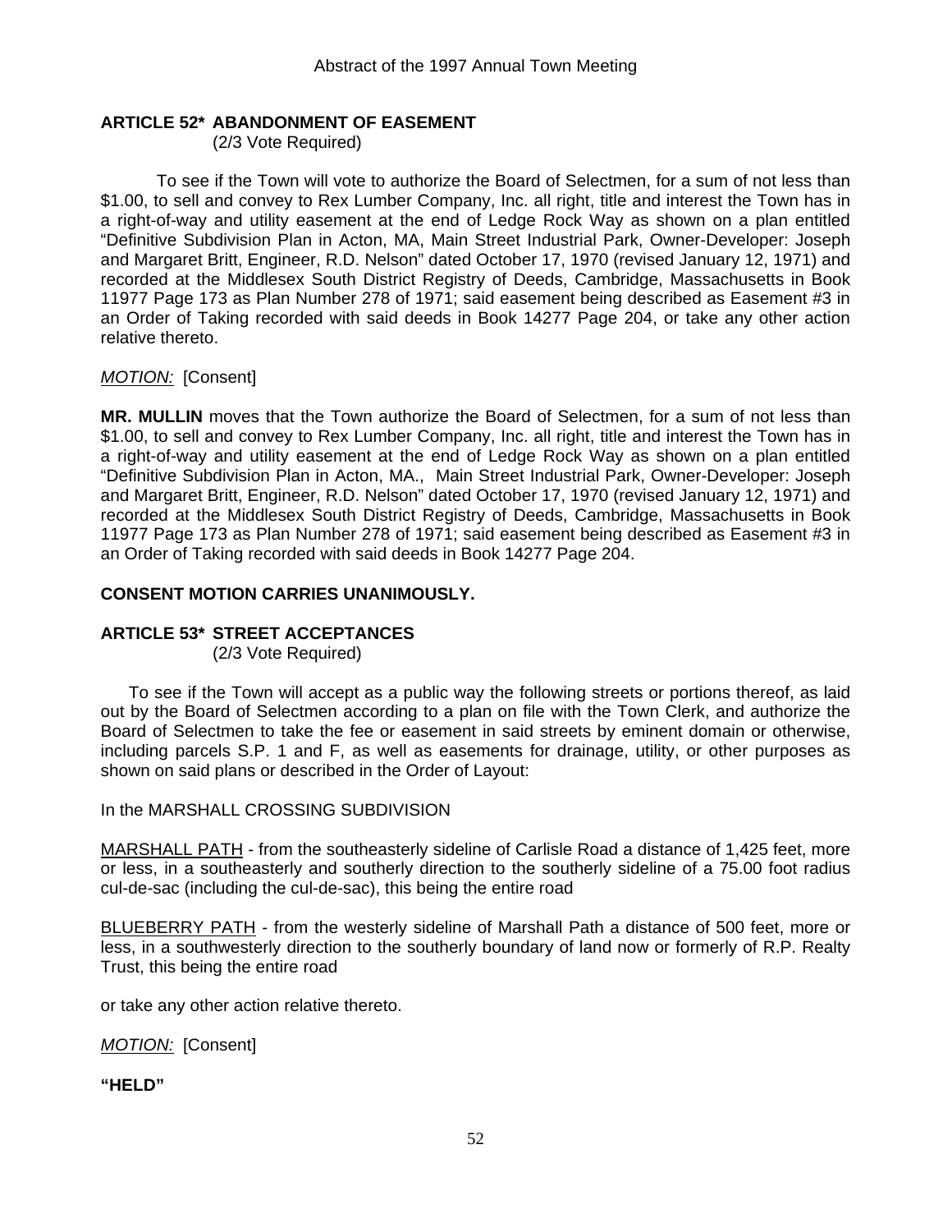## ARTICLE 52* ABANDONMENT OF EASEMENT
(2/3 Vote Required)

To see if the Town will vote to authorize the Board of Selectmen, for a sum of not less than $1.00, to sell and convey to Rex Lumber Company, Inc. all right, title and interest the Town has in a right-of-way and utility easement at the end of Ledge Rock Way as shown on a plan entitled "Definitive Subdivision Plan in Acton, MA, Main Street Industrial Park, Owner-Developer: Joseph and Margaret Britt, Engineer, R.D. Nelson" dated October 17, 1970 (revised January 12, 1971) and recorded at the Middlesex South District Registry of Deeds, Cambridge, Massachusetts in Book 11977 Page 173 as Plan Number 278 of 1971; said easement being described as Easement #3 in an Order of Taking recorded with said deeds in Book 14277 Page 204, or take any other action relative thereto.

*MOTION:* [Consent]

**MR. MULLIN** moves that the Town authorize the Board of Selectmen, for a sum of not less than $1.00, to sell and convey to Rex Lumber Company, Inc. all right, title and interest the Town has in a right-of-way and utility easement at the end of Ledge Rock Way as shown on a plan entitled "Definitive Subdivision Plan in Acton, MA., Main Street Industrial Park, Owner-Developer: Joseph and Margaret Britt, Engineer, R.D. Nelson" dated October 17, 1970 (revised January 12, 1971) and recorded at the Middlesex South District Registry of Deeds, Cambridge, Massachusetts in Book 11977 Page 173 as Plan Number 278 of 1971; said easement being described as Easement #3 in an Order of Taking recorded with said deeds in Book 14277 Page 204.

**CONSENT MOTION CARRIES UNANIMOUSLY.**

## ARTICLE 53* STREET ACCEPTANCES
(2/3 Vote Required)

To see if the Town will accept as a public way the following streets or portions thereof, as laid out by the Board of Selectmen according to a plan on file with the Town Clerk, and authorize the Board of Selectmen to take the fee or easement in said streets by eminent domain or otherwise, including parcels S.P. 1 and F, as well as easements for drainage, utility, or other purposes as shown on said plans or described in the Order of Layout:

In the MARSHALL CROSSING SUBDIVISION

MARSHALL PATH - from the southeasterly sideline of Carlisle Road a distance of 1,425 feet, more or less, in a southeasterly and southerly direction to the southerly sideline of a 75.00 foot radius cul-de-sac (including the cul-de-sac), this being the entire road

BLUEBERRY PATH - from the westerly sideline of Marshall Path a distance of 500 feet, more or less, in a southwesterly direction to the southerly boundary of land now or formerly of R.P. Realty Trust, this being the entire road

or take any other action relative thereto.

*MOTION:* [Consent]

**"HELD"**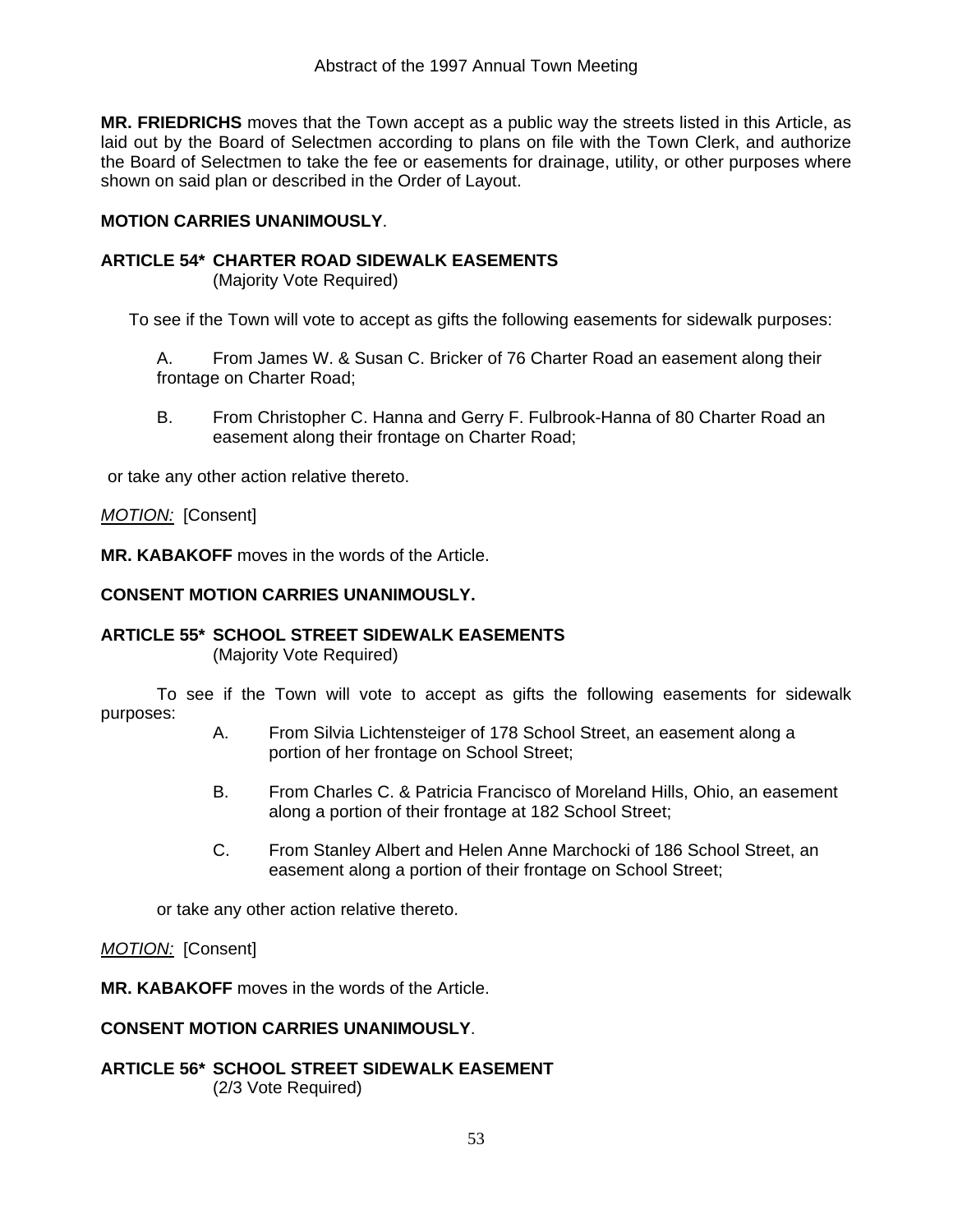**MR. FRIEDRICHS** moves that the Town accept as a public way the streets listed in this Article, as laid out by the Board of Selectmen according to plans on file with the Town Clerk, and authorize the Board of Selectmen to take the fee or easements for drainage, utility, or other purposes where shown on said plan or described in the Order of Layout.

**MOTION CARRIES UNANIMOUSLY**.

**ARTICLE 54\* CHARTER ROAD SIDEWALK EASEMENTS**
(Majority Vote Required)

To see if the Town will vote to accept as gifts the following easements for sidewalk purposes:

A. From James W. & Susan C. Bricker of 76 Charter Road an easement along their frontage on Charter Road;

B. From Christopher C. Hanna and Gerry F. Fulbrook-Hanna of 80 Charter Road an easement along their frontage on Charter Road;

or take any other action relative thereto.

*MOTION:* [Consent]

**MR. KABAKOFF** moves in the words of the Article.

**CONSENT MOTION CARRIES UNANIMOUSLY.**

**ARTICLE 55\* SCHOOL STREET SIDEWALK EASEMENTS**
(Majority Vote Required)

To see if the Town will vote to accept as gifts the following easements for sidewalk purposes:

A. From Silvia Lichtensteiger of 178 School Street, an easement along a portion of her frontage on School Street;

B. From Charles C. & Patricia Francisco of Moreland Hills, Ohio, an easement along a portion of their frontage at 182 School Street;

C. From Stanley Albert and Helen Anne Marchocki of 186 School Street, an easement along a portion of their frontage on School Street;

or take any other action relative thereto.

*MOTION:* [Consent]

**MR. KABAKOFF** moves in the words of the Article.

**CONSENT MOTION CARRIES UNANIMOUSLY**.

**ARTICLE 56\* SCHOOL STREET SIDEWALK EASEMENT**
(2/3 Vote Required)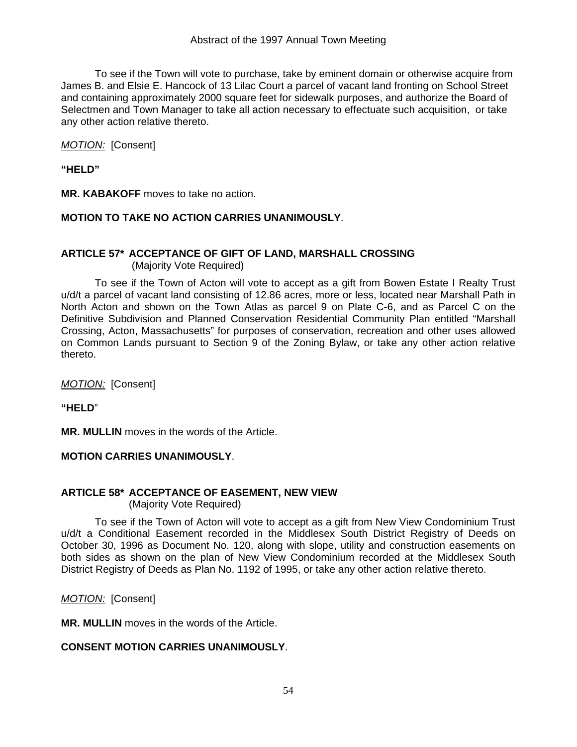To see if the Town will vote to purchase, take by eminent domain or otherwise acquire from James B. and Elsie E. Hancock of 13 Lilac Court a parcel of vacant land fronting on School Street and containing approximately 2000 square feet for sidewalk purposes, and authorize the Board of Selectmen and Town Manager to take all action necessary to effectuate such acquisition, or take any other action relative thereto.

*MOTION:* [Consent]

**"HELD"**

**MR. KABAKOFF** moves to take no action.

**MOTION TO TAKE NO ACTION CARRIES UNANIMOUSLY**.

## ARTICLE 57* ACCEPTANCE OF GIFT OF LAND, MARSHALL CROSSING

(Majority Vote Required)

To see if the Town of Acton will vote to accept as a gift from Bowen Estate I Realty Trust u/d/t a parcel of vacant land consisting of 12.86 acres, more or less, located near Marshall Path in North Acton and shown on the Town Atlas as parcel 9 on Plate C-6, and as Parcel C on the Definitive Subdivision and Planned Conservation Residential Community Plan entitled "Marshall Crossing, Acton, Massachusetts" for purposes of conservation, recreation and other uses allowed on Common Lands pursuant to Section 9 of the Zoning Bylaw, or take any other action relative thereto.

*MOTION:* [Consent]

**"HELD"**

**MR. MULLIN** moves in the words of the Article.

**MOTION CARRIES UNANIMOUSLY**.

## ARTICLE 58* ACCEPTANCE OF EASEMENT, NEW VIEW

(Majority Vote Required)

To see if the Town of Acton will vote to accept as a gift from New View Condominium Trust u/d/t a Conditional Easement recorded in the Middlesex South District Registry of Deeds on October 30, 1996 as Document No. 120, along with slope, utility and construction easements on both sides as shown on the plan of New View Condominium recorded at the Middlesex South District Registry of Deeds as Plan No. 1192 of 1995, or take any other action relative thereto.

*MOTION:* [Consent]

**MR. MULLIN** moves in the words of the Article.

**CONSENT MOTION CARRIES UNANIMOUSLY**.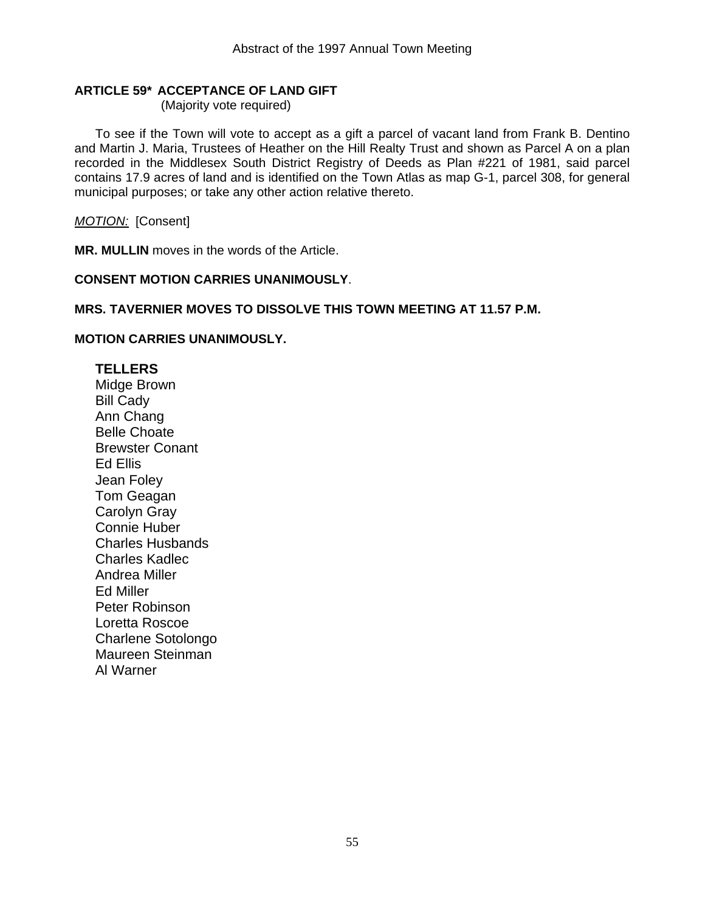**ARTICLE 59\*  ACCEPTANCE OF LAND GIFT**
(Majority vote required)

To see if the Town will vote to accept as a gift a parcel of vacant land from Frank B. Dentino and Martin J. Maria, Trustees of Heather on the Hill Realty Trust and shown as Parcel A on a plan recorded in the Middlesex South District Registry of Deeds as Plan #221 of 1981, said parcel contains 17.9 acres of land and is identified on the Town Atlas as map G-1, parcel 308, for general municipal purposes; or take any other action relative thereto.

*MOTION:* [Consent]

**MR. MULLIN** moves in the words of the Article.

**CONSENT MOTION CARRIES UNANIMOUSLY**.

**MRS. TAVERNIER MOVES TO DISSOLVE THIS TOWN MEETING AT 11.57 P.M.**

**MOTION CARRIES UNANIMOUSLY.**

**TELLERS**

Midge Brown
Bill Cady
Ann Chang
Belle Choate
Brewster Conant
Ed Ellis
Jean Foley
Tom Geagan
Carolyn Gray
Connie Huber
Charles Husbands
Charles Kadlec
Andrea Miller
Ed Miller
Peter Robinson
Loretta Roscoe
Charlene Sotolongo
Maureen Steinman
Al Warner